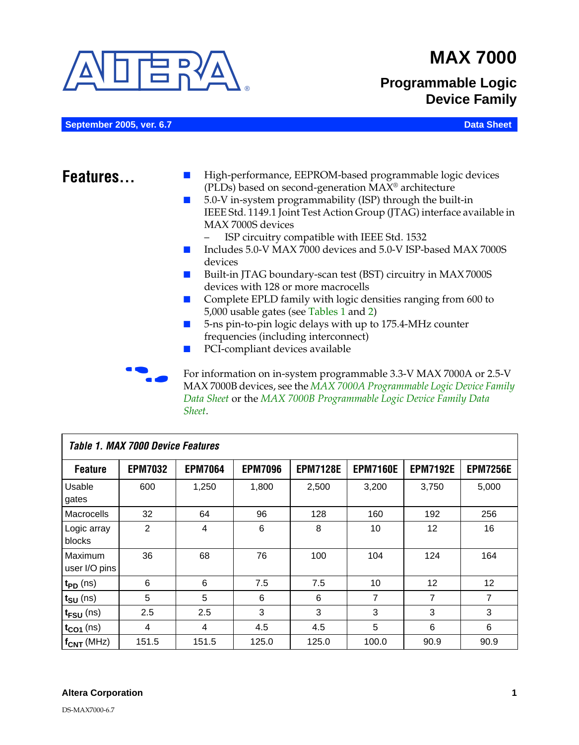# MAX 7000

## Programmable Logic Device Family

September 2005, ver. 6.7 — Data Sheet

## Features...

- High-performance, EEPROM-based programmable logic devices (PLDs) based on second-generation MAX® architecture
- 5.0-V in-system programmability (ISP) through the built-in IEEE Std. 1149.1 Joint Test Action Group (JTAG) interface available in MAX 7000S devices
  - ISP circuitry compatible with IEEE Std. 1532
- Includes 5.0-V MAX 7000 devices and 5.0-V ISP-based MAX 7000S devices
- Built-in JTAG boundary-scan test (BST) circuitry in MAX 7000S devices with 128 or more macrocells
- Complete EPLD family with logic densities ranging from 600 to 5,000 usable gates (see Tables 1 and 2)
- 5-ns pin-to-pin logic delays with up to 175.4-MHz counter frequencies (including interconnect)
- PCI-compliant devices available

For information on in-system programmable 3.3-V MAX 7000A or 2.5-V MAX 7000B devices, see the *MAX 7000A Programmable Logic Device Family Data Sheet* or the *MAX 7000B Programmable Logic Device Family Data Sheet*.

**Table 1. MAX 7000 Device Features**

| Feature | EPM7032 | EPM7064 | EPM7096 | EPM7128E | EPM7160E | EPM7192E | EPM7256E |
|---|---|---|---|---|---|---|---|
| Usable gates | 600 | 1,250 | 1,800 | 2,500 | 3,200 | 3,750 | 5,000 |
| Macrocells | 32 | 64 | 96 | 128 | 160 | 192 | 256 |
| Logic array blocks | 2 | 4 | 6 | 8 | 10 | 12 | 16 |
| Maximum user I/O pins | 36 | 68 | 76 | 100 | 104 | 124 | 164 |
| $t_{PD}$ (ns) | 6 | 6 | 7.5 | 7.5 | 10 | 12 | 12 |
| $t_{SU}$ (ns) | 5 | 5 | 6 | 6 | 7 | 7 | 7 |
| $t_{FSU}$ (ns) | 2.5 | 2.5 | 3 | 3 | 3 | 3 | 3 |
| $t_{CO1}$ (ns) | 4 | 4 | 4.5 | 4.5 | 5 | 6 | 6 |
| $f_{CNT}$ (MHz) | 151.5 | 151.5 | 125.0 | 125.0 | 100.0 | 90.9 | 90.9 |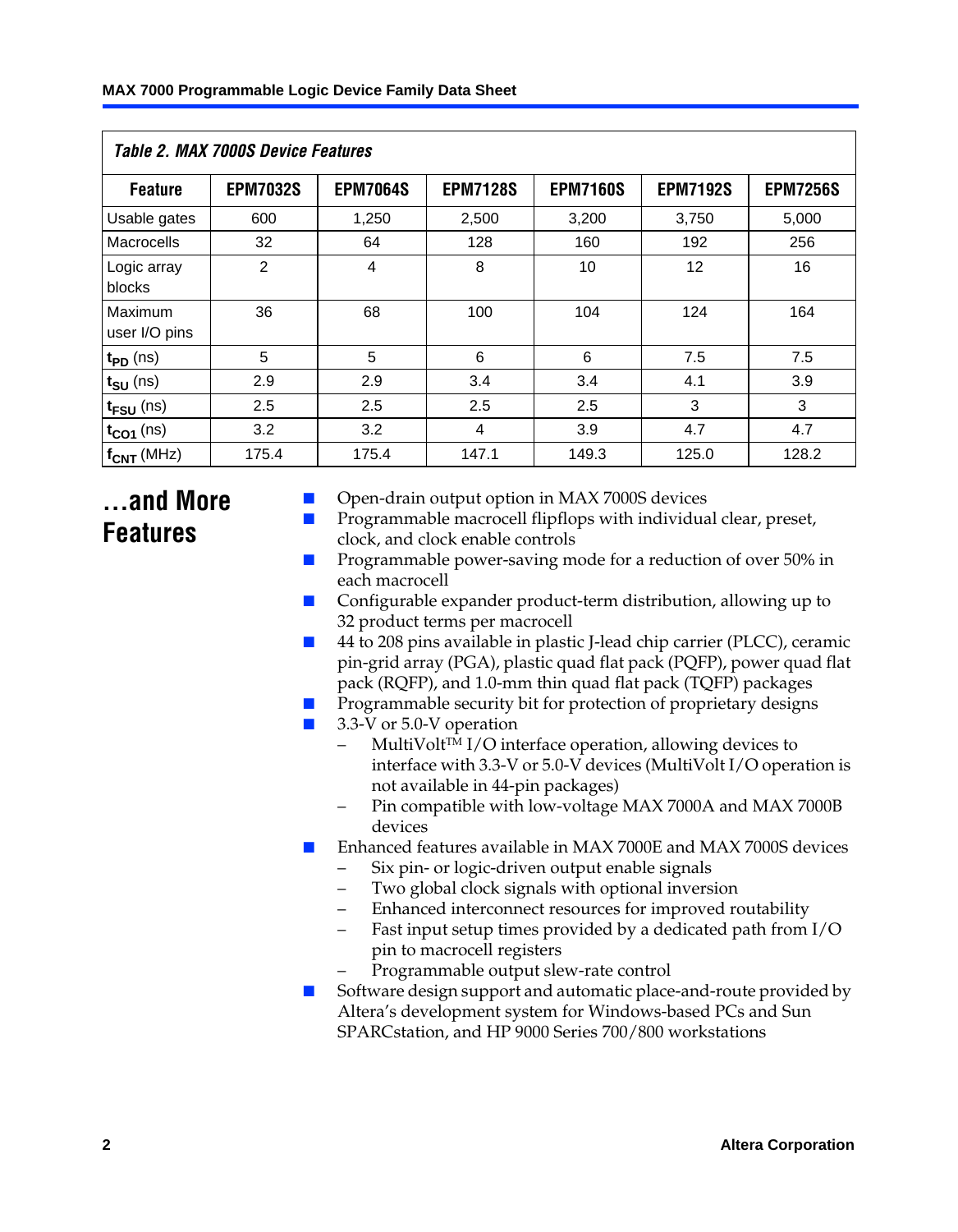*Table 2. MAX 7000S Device Features*

| Feature | EPM7032S | EPM7064S | EPM7128S | EPM7160S | EPM7192S | EPM7256S |
|---|---|---|---|---|---|---|
| Usable gates | 600 | 1,250 | 2,500 | 3,200 | 3,750 | 5,000 |
| Macrocells | 32 | 64 | 128 | 160 | 192 | 256 |
| Logic array blocks | 2 | 4 | 8 | 10 | 12 | 16 |
| Maximum user I/O pins | 36 | 68 | 100 | 104 | 124 | 164 |
| $t_{PD}$ (ns) | 5 | 5 | 6 | 6 | 7.5 | 7.5 |
| $t_{SU}$ (ns) | 2.9 | 2.9 | 3.4 | 3.4 | 4.1 | 3.9 |
| $t_{FSU}$ (ns) | 2.5 | 2.5 | 2.5 | 2.5 | 3 | 3 |
| $t_{CO1}$ (ns) | 3.2 | 3.2 | 4 | 3.9 | 4.7 | 4.7 |
| $f_{CNT}$ (MHz) | 175.4 | 175.4 | 147.1 | 149.3 | 125.0 | 128.2 |

## ...and More Features

- Open-drain output option in MAX 7000S devices
- Programmable macrocell flipflops with individual clear, preset, clock, and clock enable controls
- Programmable power-saving mode for a reduction of over 50% in each macrocell
- Configurable expander product-term distribution, allowing up to 32 product terms per macrocell
- 44 to 208 pins available in plastic J-lead chip carrier (PLCC), ceramic pin-grid array (PGA), plastic quad flat pack (PQFP), power quad flat pack (RQFP), and 1.0-mm thin quad flat pack (TQFP) packages
- Programmable security bit for protection of proprietary designs
- 3.3-V or 5.0-V operation
  - MultiVolt™ I/O interface operation, allowing devices to interface with 3.3-V or 5.0-V devices (MultiVolt I/O operation is not available in 44-pin packages)
  - Pin compatible with low-voltage MAX 7000A and MAX 7000B devices
- Enhanced features available in MAX 7000E and MAX 7000S devices
  - Six pin- or logic-driven output enable signals
  - Two global clock signals with optional inversion
  - Enhanced interconnect resources for improved routability
  - Fast input setup times provided by a dedicated path from I/O pin to macrocell registers
  - Programmable output slew-rate control
- Software design support and automatic place-and-route provided by Altera's development system for Windows-based PCs and Sun SPARCstation, and HP 9000 Series 700/800 workstations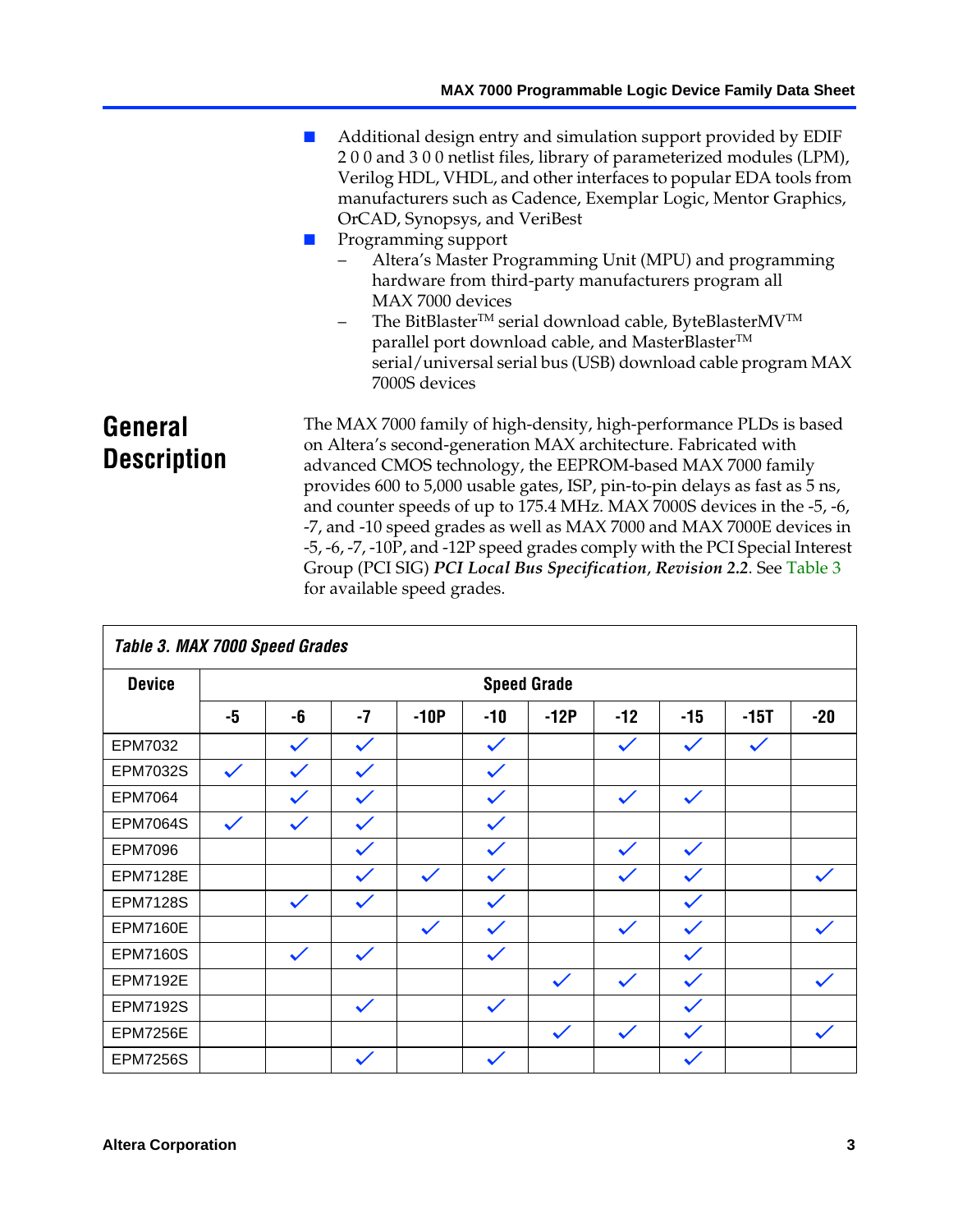- Additional design entry and simulation support provided by EDIF 2 0 0 and 3 0 0 netlist files, library of parameterized modules (LPM), Verilog HDL, VHDL, and other interfaces to popular EDA tools from manufacturers such as Cadence, Exemplar Logic, Mentor Graphics, OrCAD, Synopsys, and VeriBest
- Programming support
  - Altera's Master Programming Unit (MPU) and programming hardware from third-party manufacturers program all MAX 7000 devices
  - The BitBlaster™ serial download cable, ByteBlasterMV™ parallel port download cable, and MasterBlaster™ serial/universal serial bus (USB) download cable program MAX 7000S devices

## General Description

The MAX 7000 family of high-density, high-performance PLDs is based on Altera's second-generation MAX architecture. Fabricated with advanced CMOS technology, the EEPROM-based MAX 7000 family provides 600 to 5,000 usable gates, ISP, pin-to-pin delays as fast as 5 ns, and counter speeds of up to 175.4 MHz. MAX 7000S devices in the -5, -6, -7, and -10 speed grades as well as MAX 7000 and MAX 7000E devices in -5, -6, -7, -10P, and -12P speed grades comply with the PCI Special Interest Group (PCI SIG) ***PCI Local Bus Specification*, *Revision 2.2***. See Table 3 for available speed grades.

*Table 3. MAX 7000 Speed Grades*

| Device | Speed Grade | | | | | | | | | |
|---|---|---|---|---|---|---|---|---|---|---|
| | -5 | -6 | -7 | -10P | -10 | -12P | -12 | -15 | -15T | -20 |
| EPM7032 | | ✓ | ✓ | | ✓ | | ✓ | ✓ | ✓ | |
| EPM7032S | ✓ | ✓ | ✓ | | ✓ | | | | | |
| EPM7064 | | ✓ | ✓ | | ✓ | | ✓ | ✓ | | |
| EPM7064S | ✓ | ✓ | ✓ | | ✓ | | | | | |
| EPM7096 | | | ✓ | | ✓ | | ✓ | ✓ | | |
| EPM7128E | | | ✓ | ✓ | ✓ | | ✓ | ✓ | | ✓ |
| EPM7128S | | ✓ | ✓ | | ✓ | | | ✓ | | |
| EPM7160E | | | | ✓ | ✓ | | ✓ | ✓ | | ✓ |
| EPM7160S | | ✓ | ✓ | | ✓ | | | ✓ | | |
| EPM7192E | | | | | | ✓ | ✓ | ✓ | | ✓ |
| EPM7192S | | | ✓ | | ✓ | | | ✓ | | |
| EPM7256E | | | | | | ✓ | ✓ | ✓ | | ✓ |
| EPM7256S | | | ✓ | | ✓ | | | ✓ | | |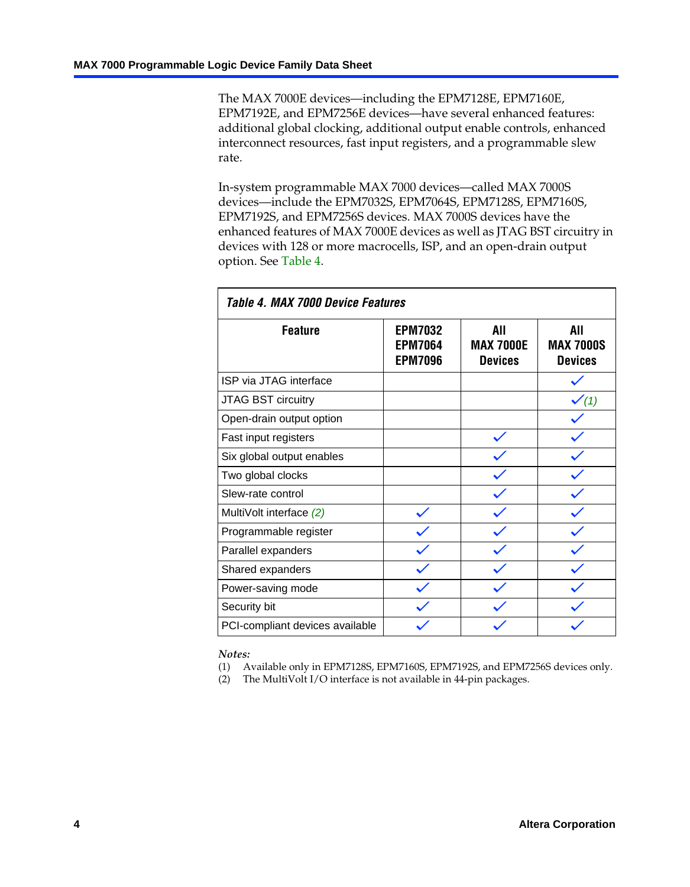The MAX 7000E devices—including the EPM7128E, EPM7160E, EPM7192E, and EPM7256E devices—have several enhanced features: additional global clocking, additional output enable controls, enhanced interconnect resources, fast input registers, and a programmable slew rate.

In-system programmable MAX 7000 devices—called MAX 7000S devices—include the EPM7032S, EPM7064S, EPM7128S, EPM7160S, EPM7192S, and EPM7256S devices. MAX 7000S devices have the enhanced features of MAX 7000E devices as well as JTAG BST circuitry in devices with 128 or more macrocells, ISP, and an open-drain output option. See Table 4.

**Table 4. MAX 7000 Device Features**

| Feature | EPM7032 EPM7064 EPM7096 | All MAX 7000E Devices | All MAX 7000S Devices |
|---|---|---|---|
| ISP via JTAG interface | | | ✓ |
| JTAG BST circuitry | | | ✓ *(1)* |
| Open-drain output option | | | ✓ |
| Fast input registers | | ✓ | ✓ |
| Six global output enables | | ✓ | ✓ |
| Two global clocks | | ✓ | ✓ |
| Slew-rate control | | ✓ | ✓ |
| MultiVolt interface *(2)* | ✓ | ✓ | ✓ |
| Programmable register | ✓ | ✓ | ✓ |
| Parallel expanders | ✓ | ✓ | ✓ |
| Shared expanders | ✓ | ✓ | ✓ |
| Power-saving mode | ✓ | ✓ | ✓ |
| Security bit | ✓ | ✓ | ✓ |
| PCI-compliant devices available | ✓ | ✓ | ✓ |

*Notes:*

(1) Available only in EPM7128S, EPM7160S, EPM7192S, and EPM7256S devices only.

(2) The MultiVolt I/O interface is not available in 44-pin packages.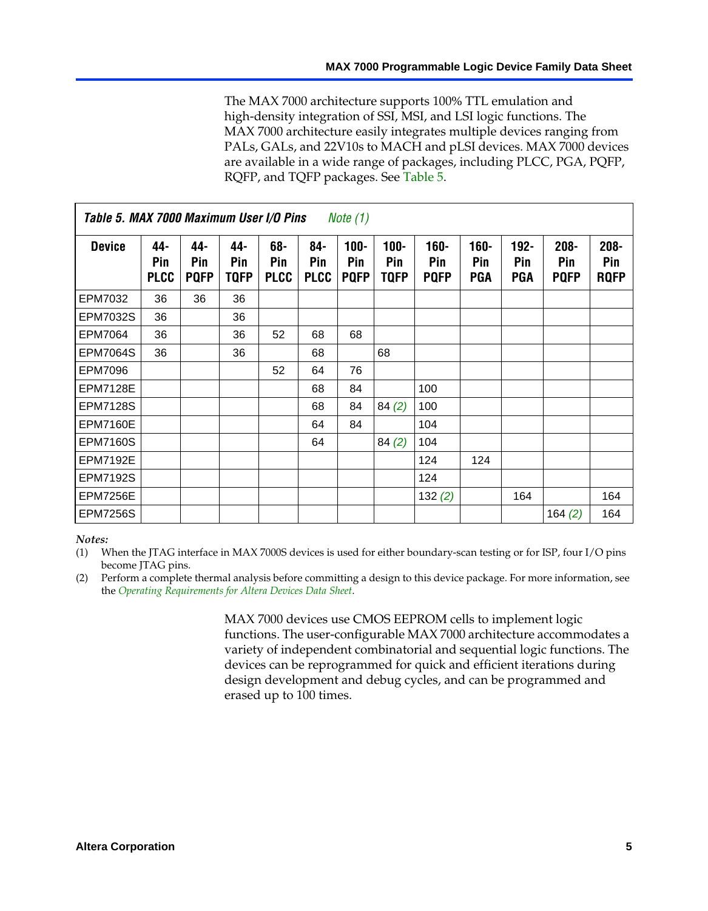The MAX 7000 architecture supports 100% TTL emulation and high-density integration of SSI, MSI, and LSI logic functions. The MAX 7000 architecture easily integrates multiple devices ranging from PALs, GALs, and 22V10s to MACH and pLSI devices. MAX 7000 devices are available in a wide range of packages, including PLCC, PGA, PQFP, RQFP, and TQFP packages. See Table 5.

***Table 5. MAX 7000 Maximum User I/O Pins*** *Note (1)*

| Device | 44-Pin PLCC | 44-Pin PQFP | 44-Pin TQFP | 68-Pin PLCC | 84-Pin PLCC | 100-Pin PQFP | 100-Pin TQFP | 160-Pin PQFP | 160-Pin PGA | 192-Pin PGA | 208-Pin PQFP | 208-Pin RQFP |
|---|---|---|---|---|---|---|---|---|---|---|---|---|
| EPM7032 | 36 | 36 | 36 | | | | | | | | | |
| EPM7032S | 36 | | 36 | | | | | | | | | |
| EPM7064 | 36 | | 36 | 52 | 68 | 68 | | | | | | |
| EPM7064S | 36 | | 36 | | 68 | | 68 | | | | | |
| EPM7096 | | | | 52 | 64 | 76 | | | | | | |
| EPM7128E | | | | | 68 | 84 | | 100 | | | | |
| EPM7128S | | | | | 68 | 84 | 84 *(2)* | 100 | | | | |
| EPM7160E | | | | | 64 | 84 | | 104 | | | | |
| EPM7160S | | | | | 64 | | 84 *(2)* | 104 | | | | |
| EPM7192E | | | | | | | | 124 | 124 | | | |
| EPM7192S | | | | | | | | 124 | | | | |
| EPM7256E | | | | | | | | 132 *(2)* | | 164 | | 164 |
| EPM7256S | | | | | | | | | | | 164 *(2)* | 164 |

*Notes:*

(1) When the JTAG interface in MAX 7000S devices is used for either boundary-scan testing or for ISP, four I/O pins become JTAG pins.

(2) Perform a complete thermal analysis before committing a design to this device package. For more information, see the *Operating Requirements for Altera Devices Data Sheet*.

MAX 7000 devices use CMOS EEPROM cells to implement logic functions. The user-configurable MAX 7000 architecture accommodates a variety of independent combinatorial and sequential logic functions. The devices can be reprogrammed for quick and efficient iterations during design development and debug cycles, and can be programmed and erased up to 100 times.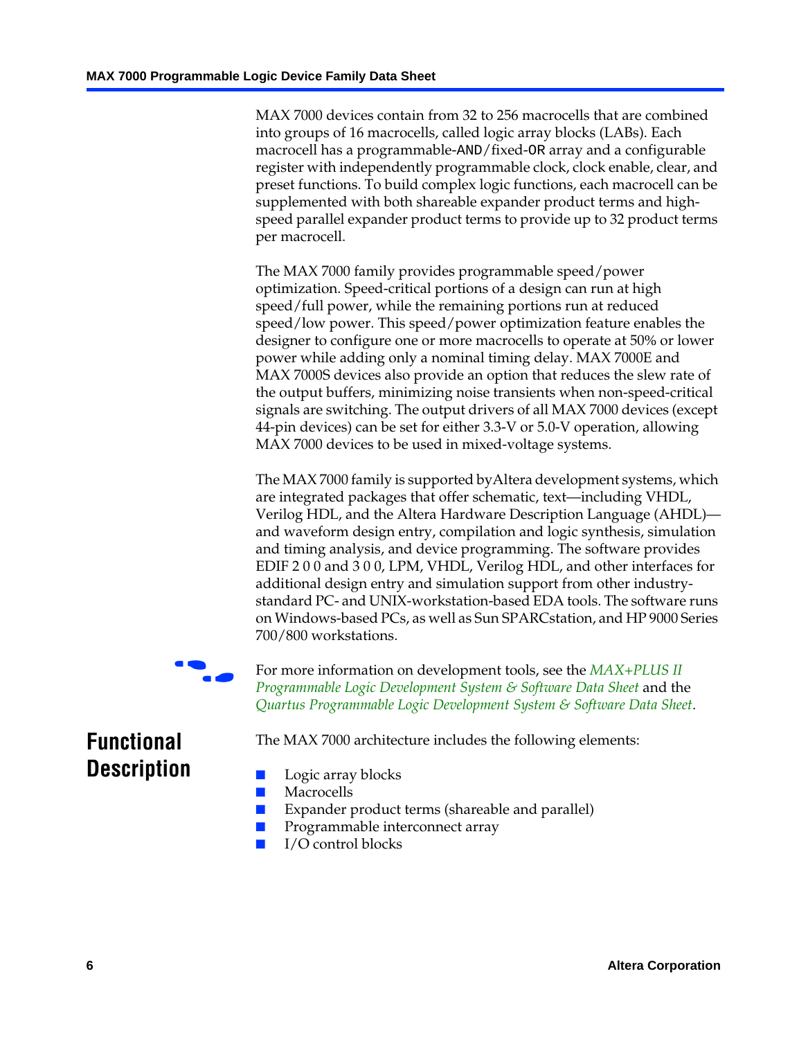MAX 7000 devices contain from 32 to 256 macrocells that are combined into groups of 16 macrocells, called logic array blocks (LABs). Each macrocell has a programmable-AND/fixed-OR array and a configurable register with independently programmable clock, clock enable, clear, and preset functions. To build complex logic functions, each macrocell can be supplemented with both shareable expander product terms and high-speed parallel expander product terms to provide up to 32 product terms per macrocell.

The MAX 7000 family provides programmable speed/power optimization. Speed-critical portions of a design can run at high speed/full power, while the remaining portions run at reduced speed/low power. This speed/power optimization feature enables the designer to configure one or more macrocells to operate at 50% or lower power while adding only a nominal timing delay. MAX 7000E and MAX 7000S devices also provide an option that reduces the slew rate of the output buffers, minimizing noise transients when non-speed-critical signals are switching. The output drivers of all MAX 7000 devices (except 44-pin devices) can be set for either 3.3-V or 5.0-V operation, allowing MAX 7000 devices to be used in mixed-voltage systems.

The MAX 7000 family is supported by Altera development systems, which are integrated packages that offer schematic, text—including VHDL, Verilog HDL, and the Altera Hardware Description Language (AHDL)—and waveform design entry, compilation and logic synthesis, simulation and timing analysis, and device programming. The software provides EDIF 2 0 0 and 3 0 0, LPM, VHDL, Verilog HDL, and other interfaces for additional design entry and simulation support from other industry-standard PC- and UNIX-workstation-based EDA tools. The software runs on Windows-based PCs, as well as Sun SPARCstation, and HP 9000 Series 700/800 workstations.

For more information on development tools, see the *MAX+PLUS II Programmable Logic Development System & Software Data Sheet* and the *Quartus Programmable Logic Development System & Software Data Sheet*.

## Functional Description

The MAX 7000 architecture includes the following elements:

- Logic array blocks
- Macrocells
- Expander product terms (shareable and parallel)
- Programmable interconnect array
- I/O control blocks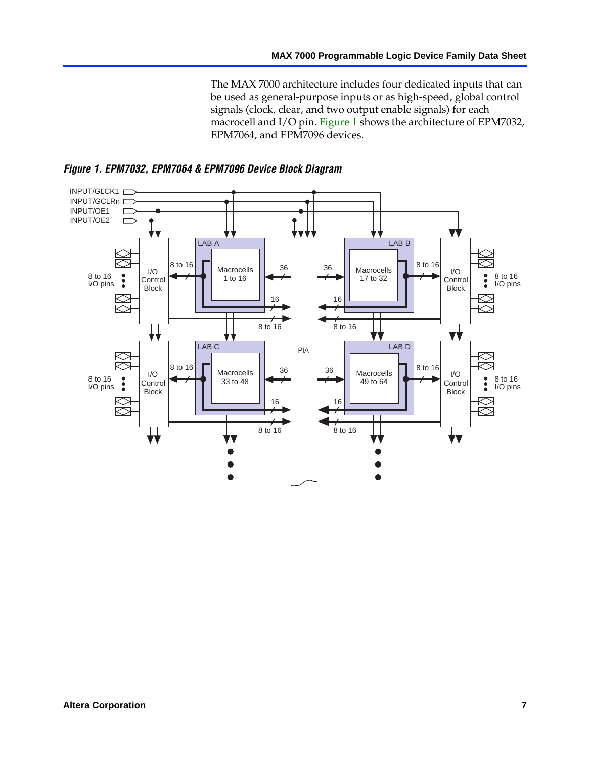The MAX 7000 architecture includes four dedicated inputs that can be used as general-purpose inputs or as high-speed, global control signals (clock, clear, and two output enable signals) for each macrocell and I/O pin. Figure 1 shows the architecture of EPM7032, EPM7064, and EPM7096 devices.

***Figure 1. EPM7032, EPM7064 & EPM7096 Device Block Diagram***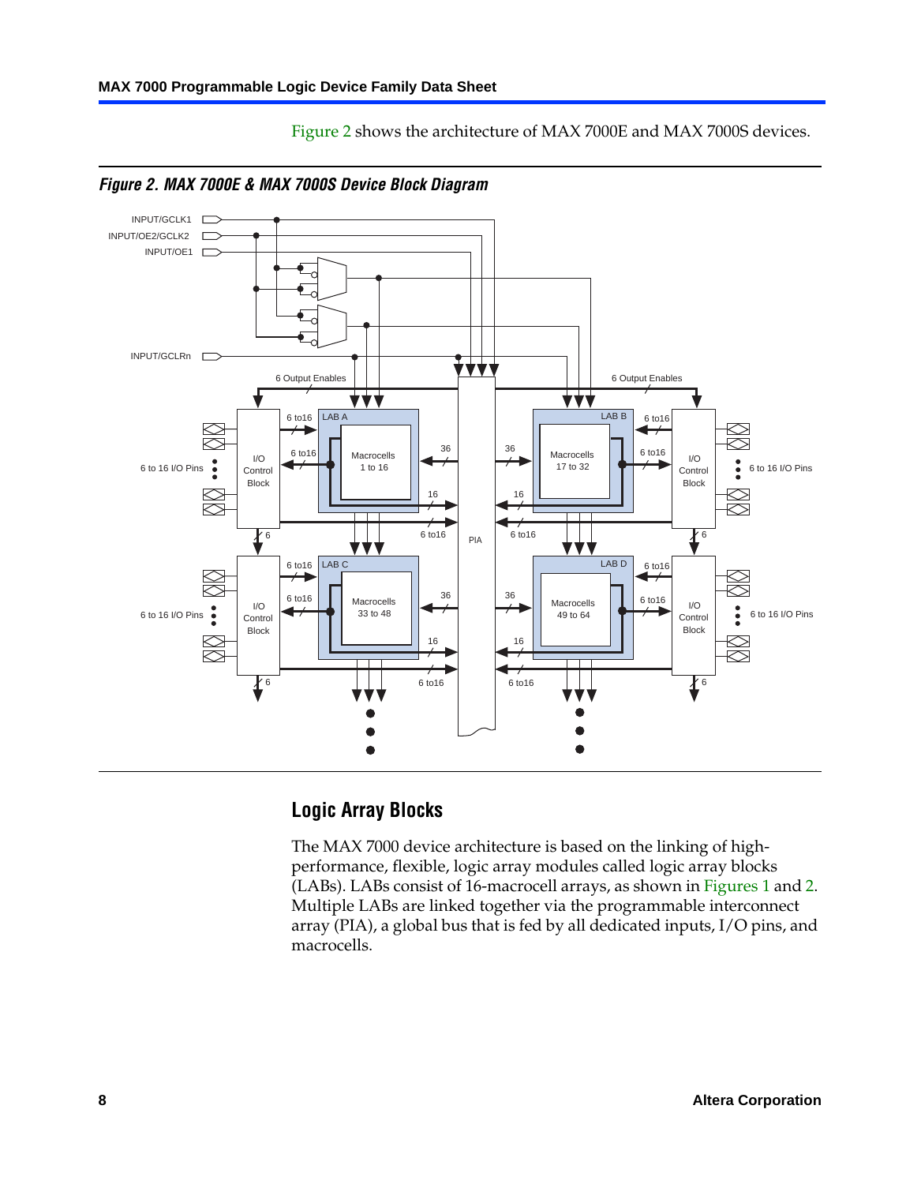Figure 2 shows the architecture of MAX 7000E and MAX 7000S devices.

*Figure 2. MAX 7000E & MAX 7000S Device Block Diagram*

## Logic Array Blocks

The MAX 7000 device architecture is based on the linking of high-performance, flexible, logic array modules called logic array blocks (LABs). LABs consist of 16-macrocell arrays, as shown in Figures 1 and 2. Multiple LABs are linked together via the programmable interconnect array (PIA), a global bus that is fed by all dedicated inputs, I/O pins, and macrocells.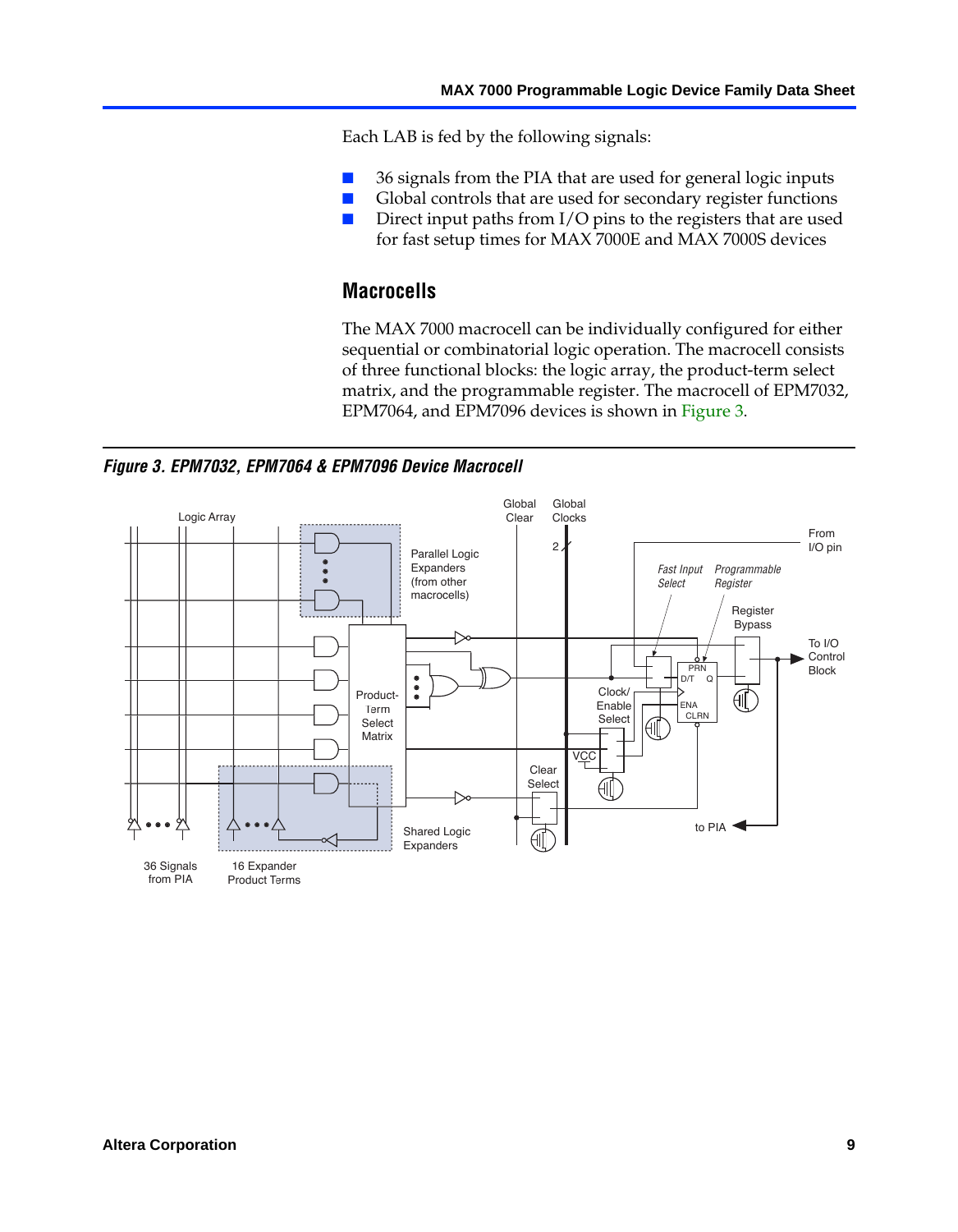Each LAB is fed by the following signals:

- 36 signals from the PIA that are used for general logic inputs
- Global controls that are used for secondary register functions
- Direct input paths from I/O pins to the registers that are used for fast setup times for MAX 7000E and MAX 7000S devices

## Macrocells

The MAX 7000 macrocell can be individually configured for either sequential or combinatorial logic operation. The macrocell consists of three functional blocks: the logic array, the product-term select matrix, and the programmable register. The macrocell of EPM7032, EPM7064, and EPM7096 devices is shown in Figure 3.

***Figure 3. EPM7032, EPM7064 & EPM7096 Device Macrocell***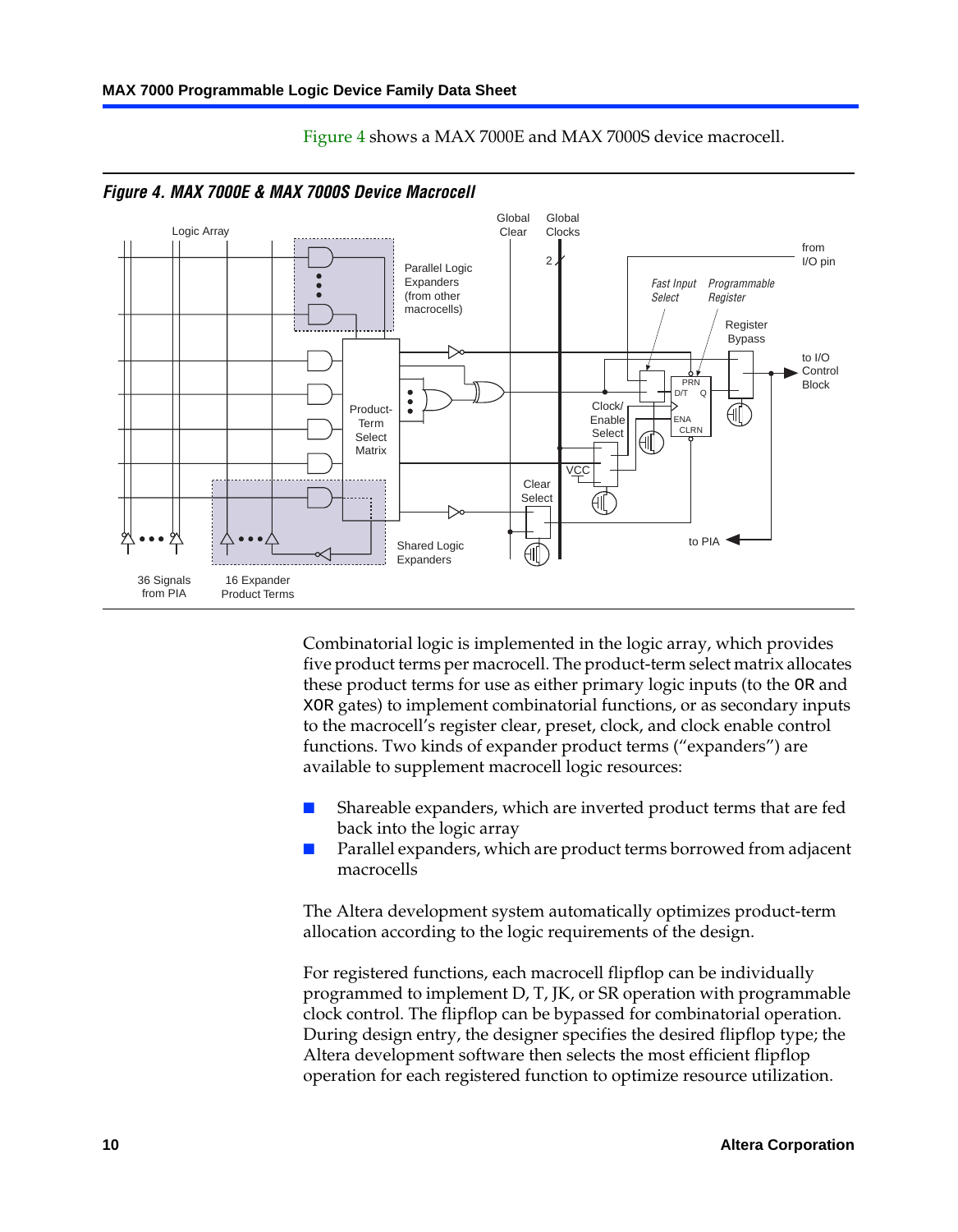Figure 4 shows a MAX 7000E and MAX 7000S device macrocell.

*Figure 4. MAX 7000E & MAX 7000S Device Macrocell*

Combinatorial logic is implemented in the logic array, which provides five product terms per macrocell. The product-term select matrix allocates these product terms for use as either primary logic inputs (to the OR and XOR gates) to implement combinatorial functions, or as secondary inputs to the macrocell's register clear, preset, clock, and clock enable control functions. Two kinds of expander product terms ("expanders") are available to supplement macrocell logic resources:

- Shareable expanders, which are inverted product terms that are fed back into the logic array
- Parallel expanders, which are product terms borrowed from adjacent macrocells

The Altera development system automatically optimizes product-term allocation according to the logic requirements of the design.

For registered functions, each macrocell flipflop can be individually programmed to implement D, T, JK, or SR operation with programmable clock control. The flipflop can be bypassed for combinatorial operation. During design entry, the designer specifies the desired flipflop type; the Altera development software then selects the most efficient flipflop operation for each registered function to optimize resource utilization.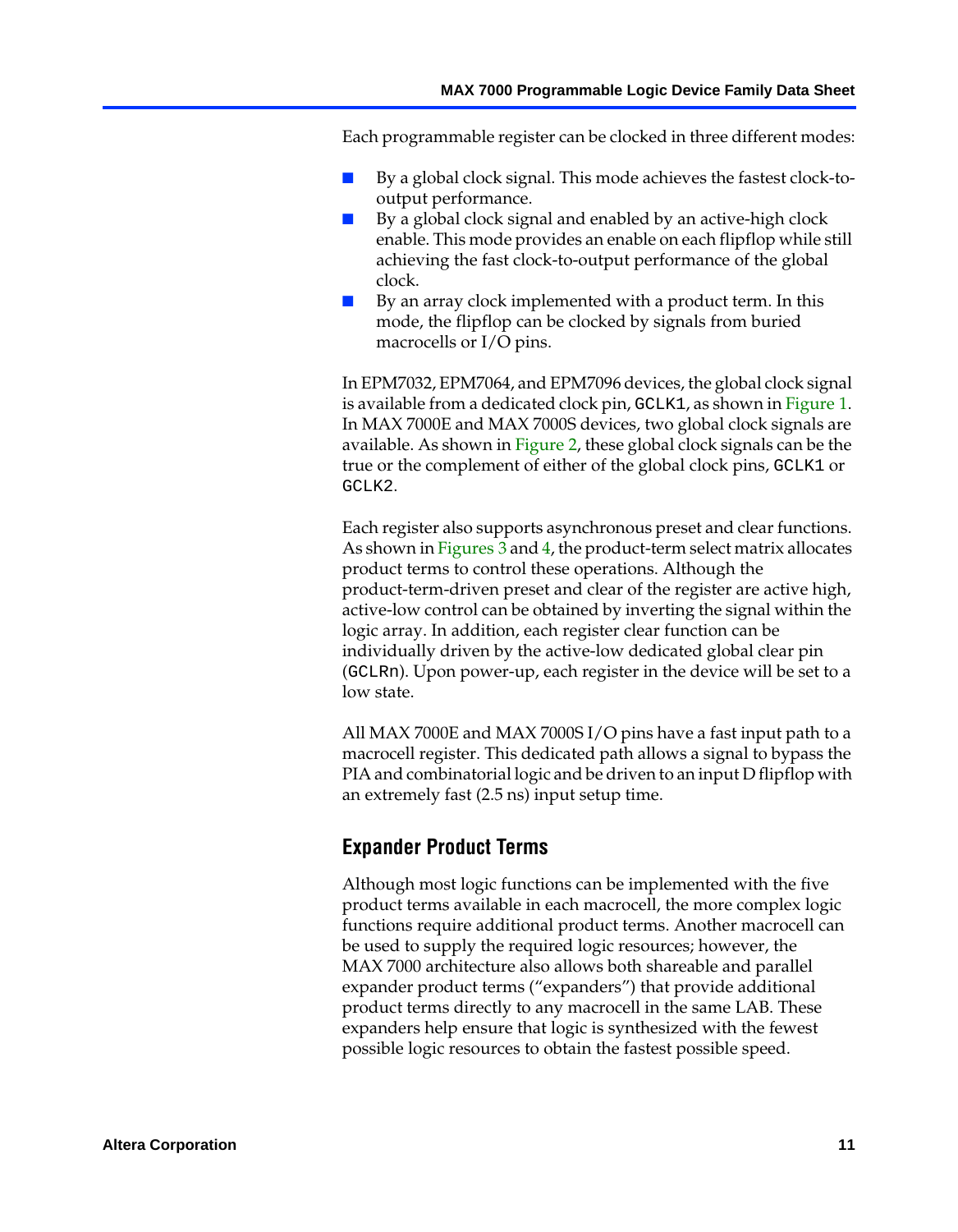Each programmable register can be clocked in three different modes:

- By a global clock signal. This mode achieves the fastest clock-to-output performance.
- By a global clock signal and enabled by an active-high clock enable. This mode provides an enable on each flipflop while still achieving the fast clock-to-output performance of the global clock.
- By an array clock implemented with a product term. In this mode, the flipflop can be clocked by signals from buried macrocells or I/O pins.

In EPM7032, EPM7064, and EPM7096 devices, the global clock signal is available from a dedicated clock pin, `GCLK1`, as shown in Figure 1. In MAX 7000E and MAX 7000S devices, two global clock signals are available. As shown in Figure 2, these global clock signals can be the true or the complement of either of the global clock pins, `GCLK1` or `GCLK2`.

Each register also supports asynchronous preset and clear functions. As shown in Figures 3 and 4, the product-term select matrix allocates product terms to control these operations. Although the product-term-driven preset and clear of the register are active high, active-low control can be obtained by inverting the signal within the logic array. In addition, each register clear function can be individually driven by the active-low dedicated global clear pin (`GCLRn`). Upon power-up, each register in the device will be set to a low state.

All MAX 7000E and MAX 7000S I/O pins have a fast input path to a macrocell register. This dedicated path allows a signal to bypass the PIA and combinatorial logic and be driven to an input D flipflop with an extremely fast (2.5 ns) input setup time.

## Expander Product Terms

Although most logic functions can be implemented with the five product terms available in each macrocell, the more complex logic functions require additional product terms. Another macrocell can be used to supply the required logic resources; however, the MAX 7000 architecture also allows both shareable and parallel expander product terms ("expanders") that provide additional product terms directly to any macrocell in the same LAB. These expanders help ensure that logic is synthesized with the fewest possible logic resources to obtain the fastest possible speed.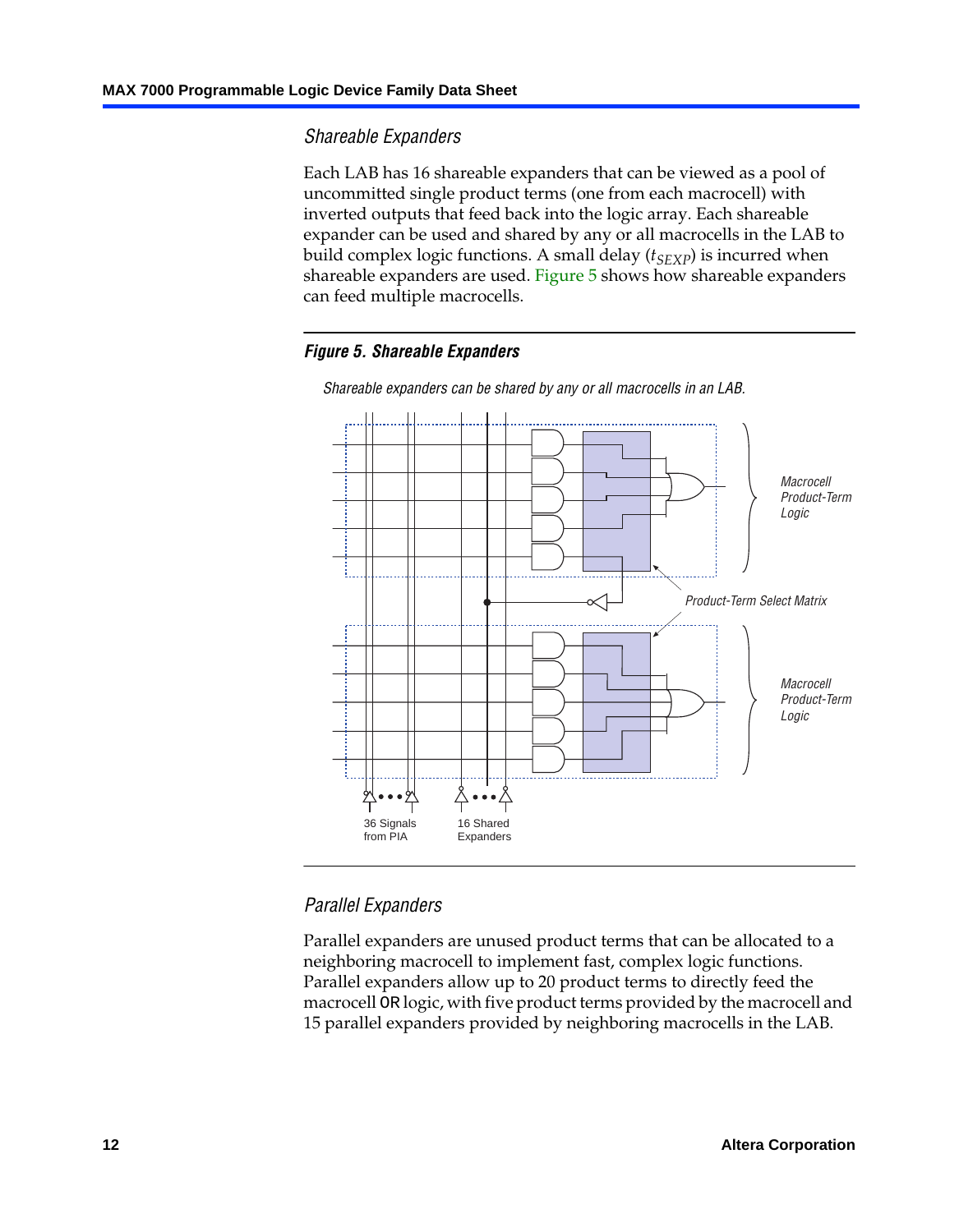### Shareable Expanders

Each LAB has 16 shareable expanders that can be viewed as a pool of uncommitted single product terms (one from each macrocell) with inverted outputs that feed back into the logic array. Each shareable expander can be used and shared by any or all macrocells in the LAB to build complex logic functions. A small delay ($t_{SEXP}$) is incurred when shareable expanders are used. Figure 5 shows how shareable expanders can feed multiple macrocells.

***Figure 5. Shareable Expanders***

*Shareable expanders can be shared by any or all macrocells in an LAB.*

*Macrocell Product-Term Logic*

*Product-Term Select Matrix*

*Macrocell Product-Term Logic*

36 Signals from PIA

16 Shared Expanders

### Parallel Expanders

Parallel expanders are unused product terms that can be allocated to a neighboring macrocell to implement fast, complex logic functions. Parallel expanders allow up to 20 product terms to directly feed the macrocell `OR` logic, with five product terms provided by the macrocell and 15 parallel expanders provided by neighboring macrocells in the LAB.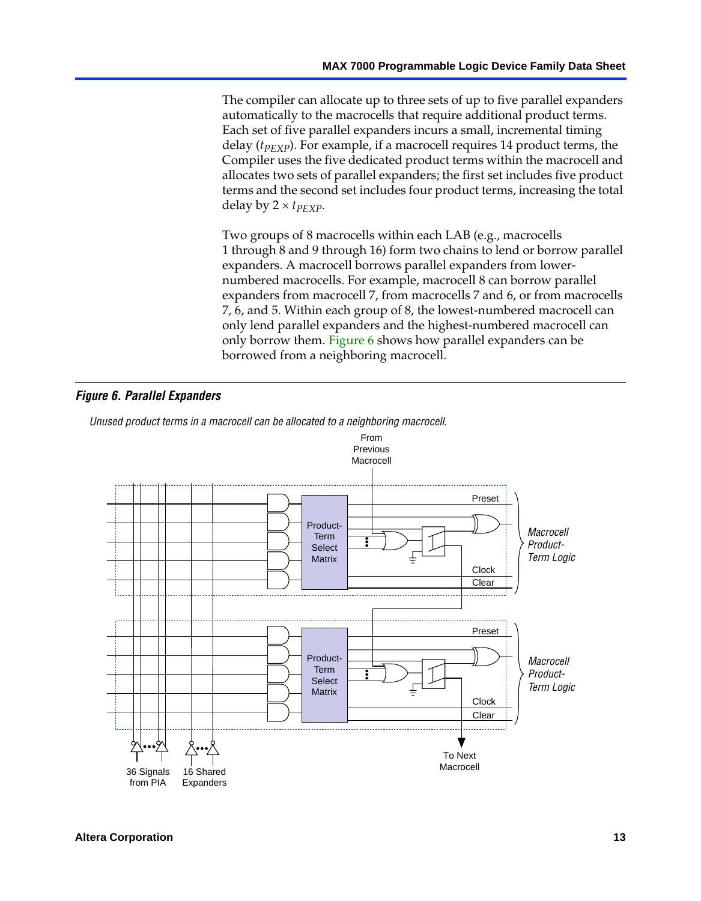The compiler can allocate up to three sets of up to five parallel expanders automatically to the macrocells that require additional product terms. Each set of five parallel expanders incurs a small, incremental timing delay ($t_{PEXP}$). For example, if a macrocell requires 14 product terms, the Compiler uses the five dedicated product terms within the macrocell and allocates two sets of parallel expanders; the first set includes five product terms and the second set includes four product terms, increasing the total delay by $2 \times t_{PEXP}$.

Two groups of 8 macrocells within each LAB (e.g., macrocells 1 through 8 and 9 through 16) form two chains to lend or borrow parallel expanders. A macrocell borrows parallel expanders from lower-numbered macrocells. For example, macrocell 8 can borrow parallel expanders from macrocell 7, from macrocells 7 and 6, or from macrocells 7, 6, and 5. Within each group of 8, the lowest-numbered macrocell can only lend parallel expanders and the highest-numbered macrocell can only borrow them. Figure 6 shows how parallel expanders can be borrowed from a neighboring macrocell.

***Figure 6. Parallel Expanders***

*Unused product terms in a macrocell can be allocated to a neighboring macrocell.*

From Previous Macrocell

Preset

Product-Term Select Matrix

Clock

Clear

*Macrocell Product-Term Logic*

Preset

Product-Term Select Matrix

Clock

Clear

*Macrocell Product-Term Logic*

36 Signals from PIA

16 Shared Expanders

To Next Macrocell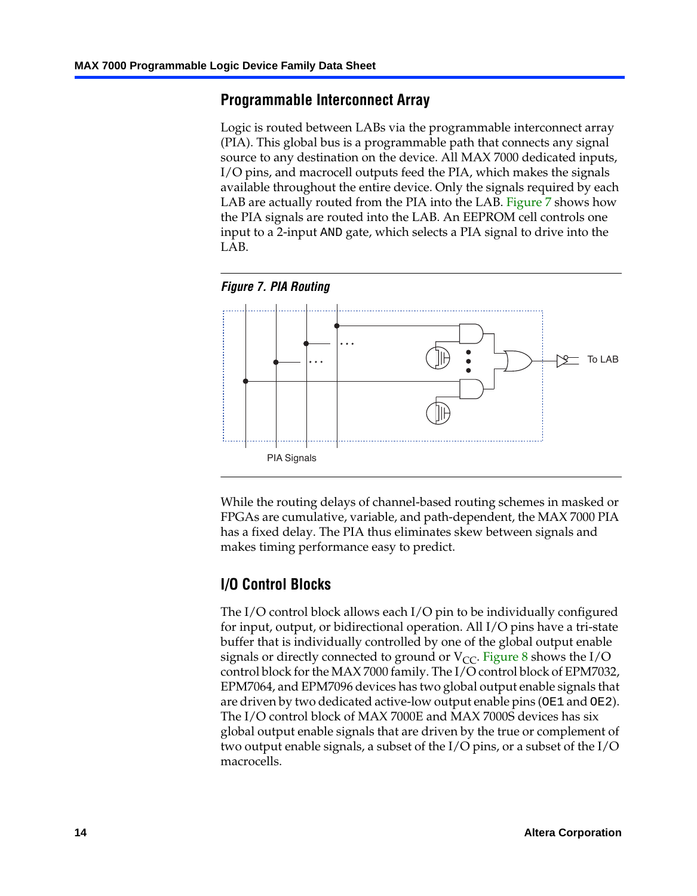## Programmable Interconnect Array

Logic is routed between LABs via the programmable interconnect array (PIA). This global bus is a programmable path that connects any signal source to any destination on the device. All MAX 7000 dedicated inputs, I/O pins, and macrocell outputs feed the PIA, which makes the signals available throughout the entire device. Only the signals required by each LAB are actually routed from the PIA into the LAB. Figure 7 shows how the PIA signals are routed into the LAB. An EEPROM cell controls one input to a 2-input AND gate, which selects a PIA signal to drive into the LAB.

***Figure 7. PIA Routing***

To LAB

PIA Signals

While the routing delays of channel-based routing schemes in masked or FPGAs are cumulative, variable, and path-dependent, the MAX 7000 PIA has a fixed delay. The PIA thus eliminates skew between signals and makes timing performance easy to predict.

## I/O Control Blocks

The I/O control block allows each I/O pin to be individually configured for input, output, or bidirectional operation. All I/O pins have a tri-state buffer that is individually controlled by one of the global output enable signals or directly connected to ground or $V_{CC}$. Figure 8 shows the I/O control block for the MAX 7000 family. The I/O control block of EPM7032, EPM7064, and EPM7096 devices has two global output enable signals that are driven by two dedicated active-low output enable pins (OE1 and OE2). The I/O control block of MAX 7000E and MAX 7000S devices has six global output enable signals that are driven by the true or complement of two output enable signals, a subset of the I/O pins, or a subset of the I/O macrocells.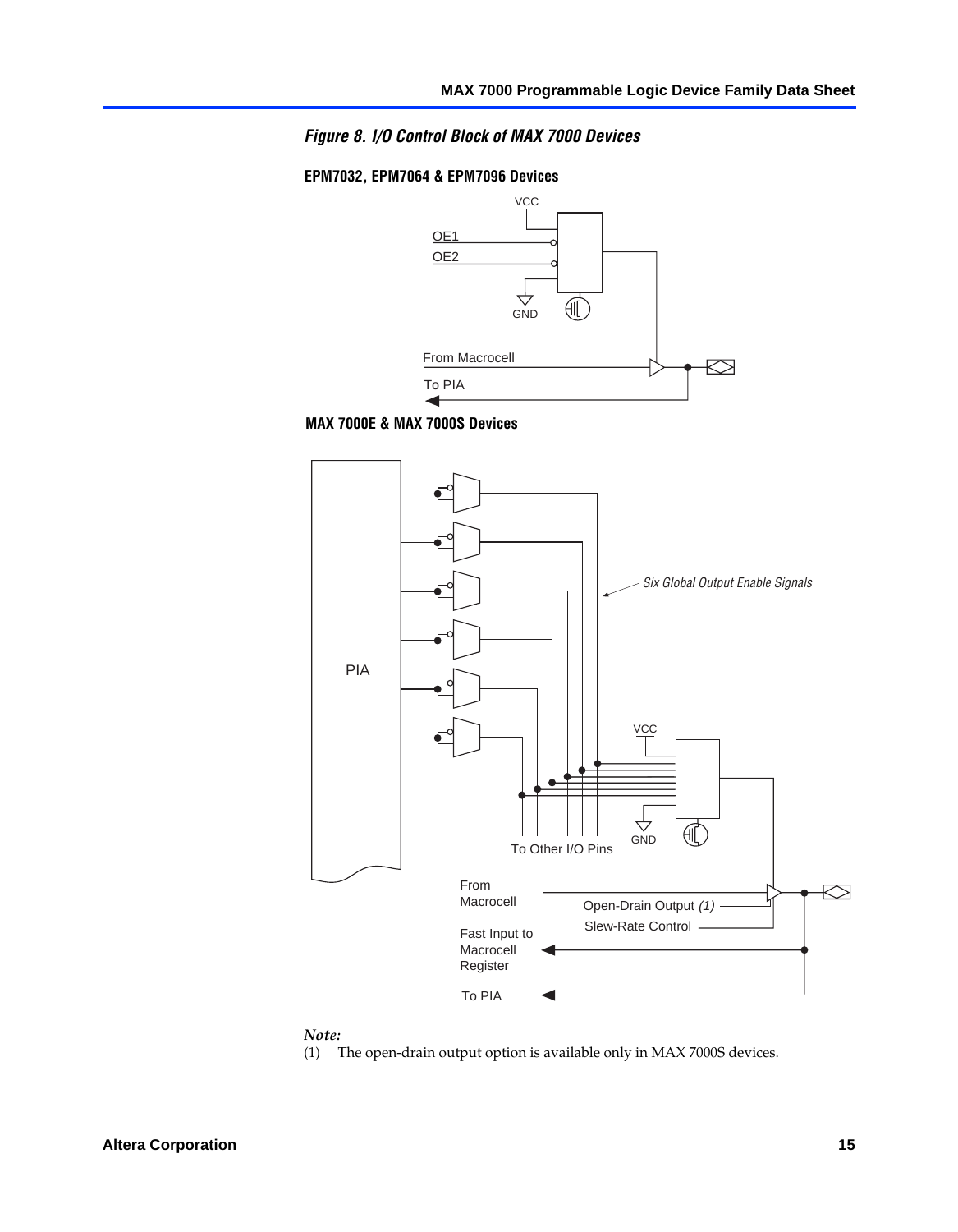*Figure 8. I/O Control Block of MAX 7000 Devices*

**EPM7032, EPM7064 & EPM7096 Devices**

VCC

OE1

OE2

GND

From Macrocell

To PIA

**MAX 7000E & MAX 7000S Devices**

PIA

*Six Global Output Enable Signals*

VCC

GND

To Other I/O Pins

From Macrocell

Open-Drain Output *(1)*

Slew-Rate Control

Fast Input to Macrocell Register

To PIA

*Note:*

(1) The open-drain output option is available only in MAX 7000S devices.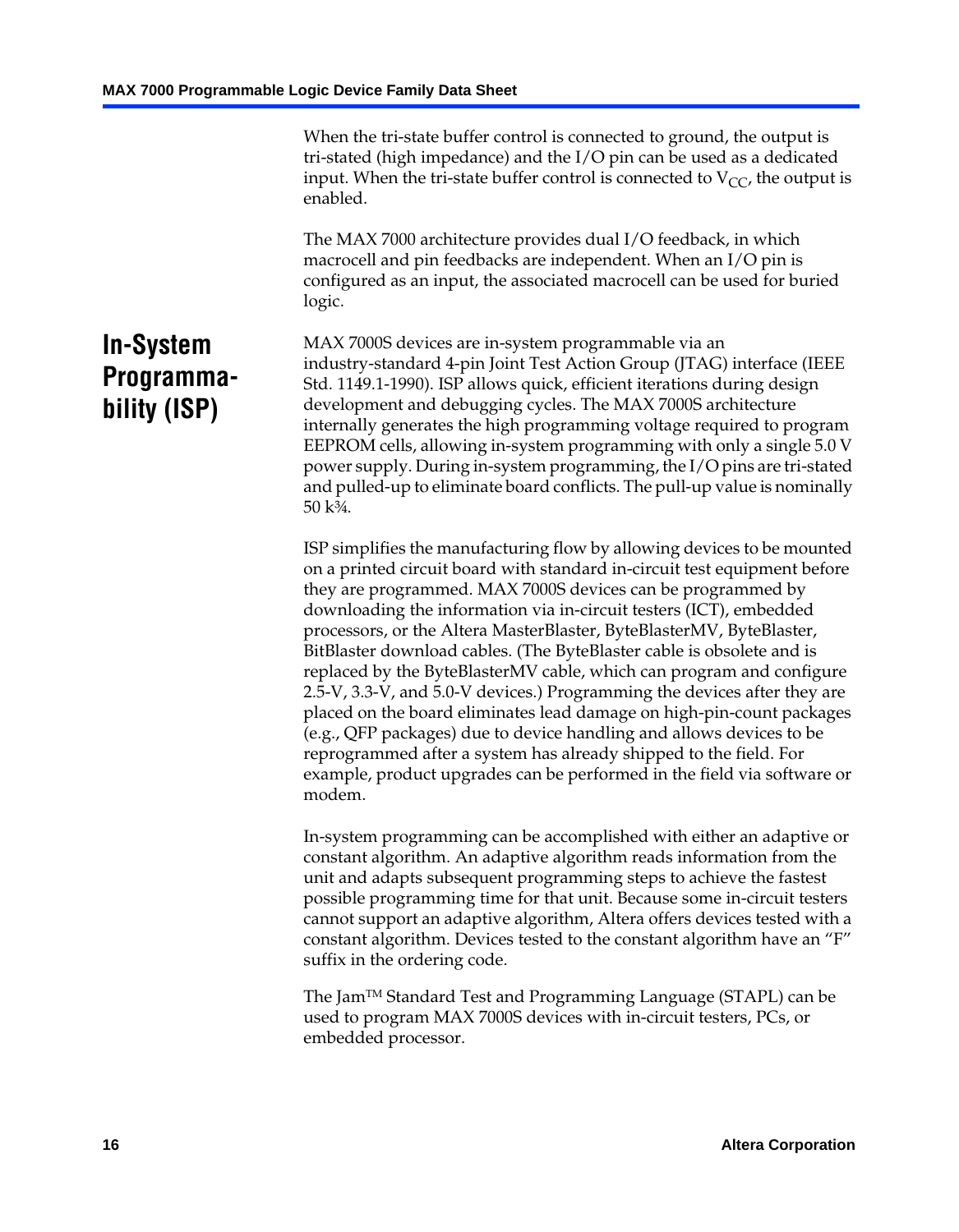When the tri-state buffer control is connected to ground, the output is tri-stated (high impedance) and the I/O pin can be used as a dedicated input. When the tri-state buffer control is connected to $V_{CC}$, the output is enabled.

The MAX 7000 architecture provides dual I/O feedback, in which macrocell and pin feedbacks are independent. When an I/O pin is configured as an input, the associated macrocell can be used for buried logic.

## In-System Programmability (ISP)

MAX 7000S devices are in-system programmable via an industry-standard 4-pin Joint Test Action Group (JTAG) interface (IEEE Std. 1149.1-1990). ISP allows quick, efficient iterations during design development and debugging cycles. The MAX 7000S architecture internally generates the high programming voltage required to program EEPROM cells, allowing in-system programming with only a single 5.0 V power supply. During in-system programming, the I/O pins are tri-stated and pulled-up to eliminate board conflicts. The pull-up value is nominally 50 k¾.

ISP simplifies the manufacturing flow by allowing devices to be mounted on a printed circuit board with standard in-circuit test equipment before they are programmed. MAX 7000S devices can be programmed by downloading the information via in-circuit testers (ICT), embedded processors, or the Altera MasterBlaster, ByteBlasterMV, ByteBlaster, BitBlaster download cables. (The ByteBlaster cable is obsolete and is replaced by the ByteBlasterMV cable, which can program and configure 2.5-V, 3.3-V, and 5.0-V devices.) Programming the devices after they are placed on the board eliminates lead damage on high-pin-count packages (e.g., QFP packages) due to device handling and allows devices to be reprogrammed after a system has already shipped to the field. For example, product upgrades can be performed in the field via software or modem.

In-system programming can be accomplished with either an adaptive or constant algorithm. An adaptive algorithm reads information from the unit and adapts subsequent programming steps to achieve the fastest possible programming time for that unit. Because some in-circuit testers cannot support an adaptive algorithm, Altera offers devices tested with a constant algorithm. Devices tested to the constant algorithm have an “F” suffix in the ordering code.

The Jam™ Standard Test and Programming Language (STAPL) can be used to program MAX 7000S devices with in-circuit testers, PCs, or embedded processor.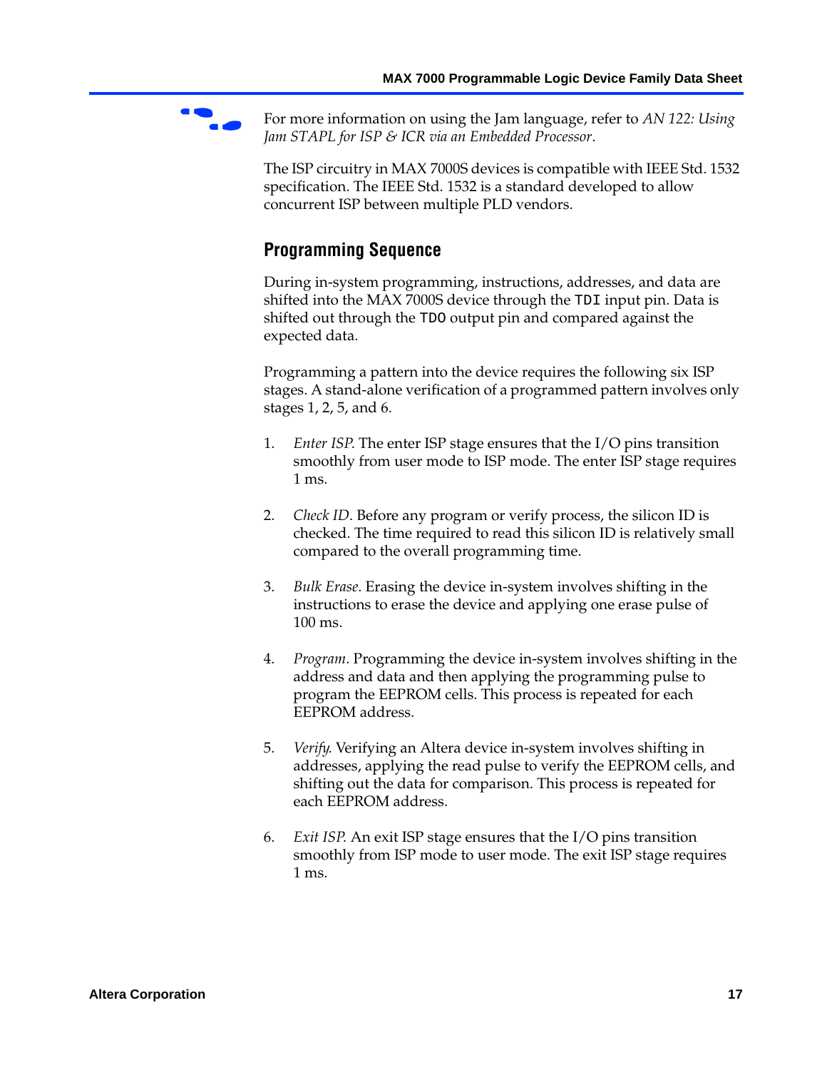For more information on using the Jam language, refer to *AN 122: Using Jam STAPL for ISP & ICR via an Embedded Processor*.

The ISP circuitry in MAX 7000S devices is compatible with IEEE Std. 1532 specification. The IEEE Std. 1532 is a standard developed to allow concurrent ISP between multiple PLD vendors.

## Programming Sequence

During in-system programming, instructions, addresses, and data are shifted into the MAX 7000S device through the `TDI` input pin. Data is shifted out through the `TDO` output pin and compared against the expected data.

Programming a pattern into the device requires the following six ISP stages. A stand-alone verification of a programmed pattern involves only stages 1, 2, 5, and 6.

1. *Enter ISP*. The enter ISP stage ensures that the I/O pins transition smoothly from user mode to ISP mode. The enter ISP stage requires 1 ms.

2. *Check ID*. Before any program or verify process, the silicon ID is checked. The time required to read this silicon ID is relatively small compared to the overall programming time.

3. *Bulk Erase*. Erasing the device in-system involves shifting in the instructions to erase the device and applying one erase pulse of 100 ms.

4. *Program*. Programming the device in-system involves shifting in the address and data and then applying the programming pulse to program the EEPROM cells. This process is repeated for each EEPROM address.

5. *Verify*. Verifying an Altera device in-system involves shifting in addresses, applying the read pulse to verify the EEPROM cells, and shifting out the data for comparison. This process is repeated for each EEPROM address.

6. *Exit ISP*. An exit ISP stage ensures that the I/O pins transition smoothly from ISP mode to user mode. The exit ISP stage requires 1 ms.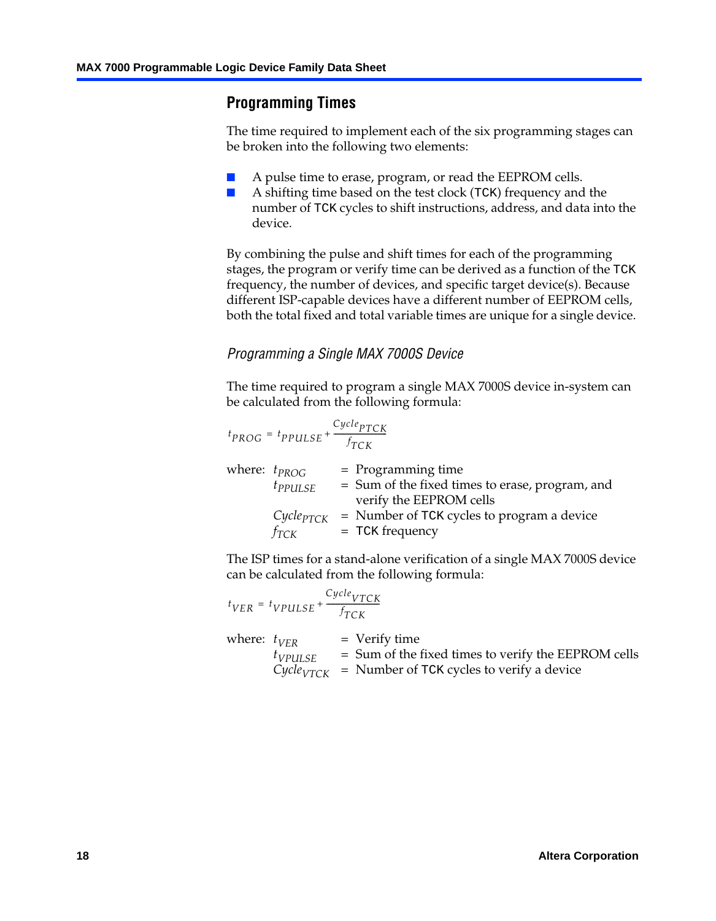## Programming Times

The time required to implement each of the six programming stages can be broken into the following two elements:

- A pulse time to erase, program, or read the EEPROM cells.
- A shifting time based on the test clock (TCK) frequency and the number of TCK cycles to shift instructions, address, and data into the device.

By combining the pulse and shift times for each of the programming stages, the program or verify time can be derived as a function of the TCK frequency, the number of devices, and specific target device(s). Because different ISP-capable devices have a different number of EEPROM cells, both the total fixed and total variable times are unique for a single device.

### *Programming a Single MAX 7000S Device*

The time required to program a single MAX 7000S device in-system can be calculated from the following formula:

$$t_{PROG} = t_{PPULSE} + \frac{Cycle_{PTCK}}{f_{TCK}}$$

where:
- $t_{PROG}$ = Programming time
- $t_{PPULSE}$ = Sum of the fixed times to erase, program, and verify the EEPROM cells
- $Cycle_{PTCK}$ = Number of TCK cycles to program a device
- $f_{TCK}$ = TCK frequency

The ISP times for a stand-alone verification of a single MAX 7000S device can be calculated from the following formula:

$$t_{VER} = t_{VPULSE} + \frac{Cycle_{VTCK}}{f_{TCK}}$$

where:
- $t_{VER}$ = Verify time
- $t_{VPULSE}$ = Sum of the fixed times to verify the EEPROM cells
- $Cycle_{VTCK}$ = Number of TCK cycles to verify a device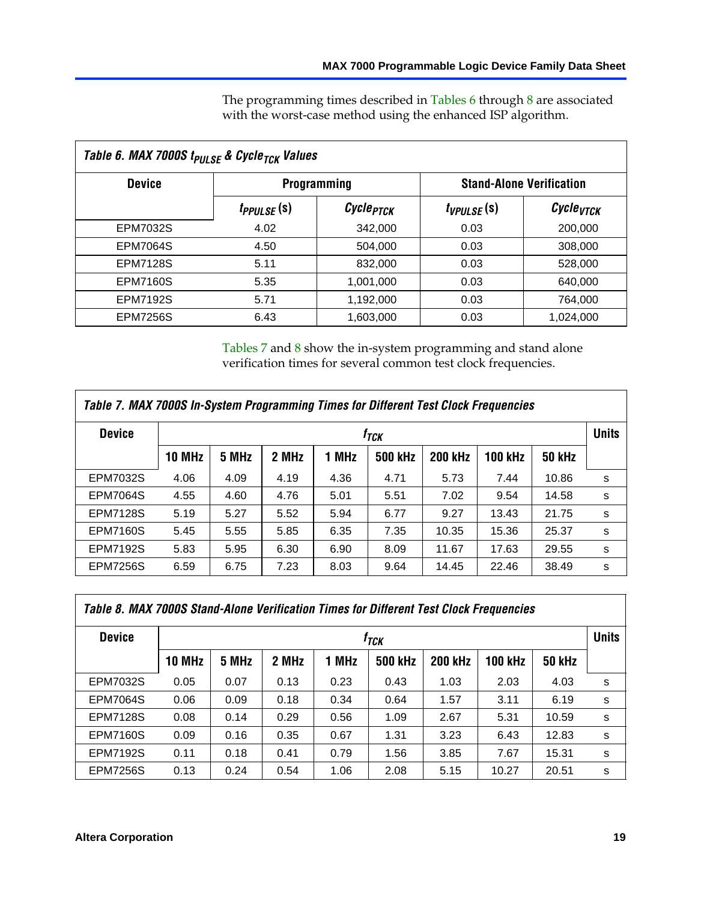The programming times described in Tables 6 through 8 are associated with the worst-case method using the enhanced ISP algorithm.

**Table 6. MAX 7000S $t_{PULSE}$ & $Cycle_{TCK}$ Values**

| Device | Programming | | Stand-Alone Verification | |
|---|---|---|---|---|
| | $t_{PPULSE}$ (s) | $Cycle_{PTCK}$ | $t_{VPULSE}$ (s) | $Cycle_{VTCK}$ |
| EPM7032S | 4.02 | 342,000 | 0.03 | 200,000 |
| EPM7064S | 4.50 | 504,000 | 0.03 | 308,000 |
| EPM7128S | 5.11 | 832,000 | 0.03 | 528,000 |
| EPM7160S | 5.35 | 1,001,000 | 0.03 | 640,000 |
| EPM7192S | 5.71 | 1,192,000 | 0.03 | 764,000 |
| EPM7256S | 6.43 | 1,603,000 | 0.03 | 1,024,000 |

Tables 7 and 8 show the in-system programming and stand alone verification times for several common test clock frequencies.

**Table 7. MAX 7000S In-System Programming Times for Different Test Clock Frequencies**

| Device | $f_{TCK}$ | | | | | | | | Units |
|---|---|---|---|---|---|---|---|---|---|
| | 10 MHz | 5 MHz | 2 MHz | 1 MHz | 500 kHz | 200 kHz | 100 kHz | 50 kHz | |
| EPM7032S | 4.06 | 4.09 | 4.19 | 4.36 | 4.71 | 5.73 | 7.44 | 10.86 | s |
| EPM7064S | 4.55 | 4.60 | 4.76 | 5.01 | 5.51 | 7.02 | 9.54 | 14.58 | s |
| EPM7128S | 5.19 | 5.27 | 5.52 | 5.94 | 6.77 | 9.27 | 13.43 | 21.75 | s |
| EPM7160S | 5.45 | 5.55 | 5.85 | 6.35 | 7.35 | 10.35 | 15.36 | 25.37 | s |
| EPM7192S | 5.83 | 5.95 | 6.30 | 6.90 | 8.09 | 11.67 | 17.63 | 29.55 | s |
| EPM7256S | 6.59 | 6.75 | 7.23 | 8.03 | 9.64 | 14.45 | 22.46 | 38.49 | s |

**Table 8. MAX 7000S Stand-Alone Verification Times for Different Test Clock Frequencies**

| Device | $f_{TCK}$ | | | | | | | | Units |
|---|---|---|---|---|---|---|---|---|---|
| | 10 MHz | 5 MHz | 2 MHz | 1 MHz | 500 kHz | 200 kHz | 100 kHz | 50 kHz | |
| EPM7032S | 0.05 | 0.07 | 0.13 | 0.23 | 0.43 | 1.03 | 2.03 | 4.03 | s |
| EPM7064S | 0.06 | 0.09 | 0.18 | 0.34 | 0.64 | 1.57 | 3.11 | 6.19 | s |
| EPM7128S | 0.08 | 0.14 | 0.29 | 0.56 | 1.09 | 2.67 | 5.31 | 10.59 | s |
| EPM7160S | 0.09 | 0.16 | 0.35 | 0.67 | 1.31 | 3.23 | 6.43 | 12.83 | s |
| EPM7192S | 0.11 | 0.18 | 0.41 | 0.79 | 1.56 | 3.85 | 7.67 | 15.31 | s |
| EPM7256S | 0.13 | 0.24 | 0.54 | 1.06 | 2.08 | 5.15 | 10.27 | 20.51 | s |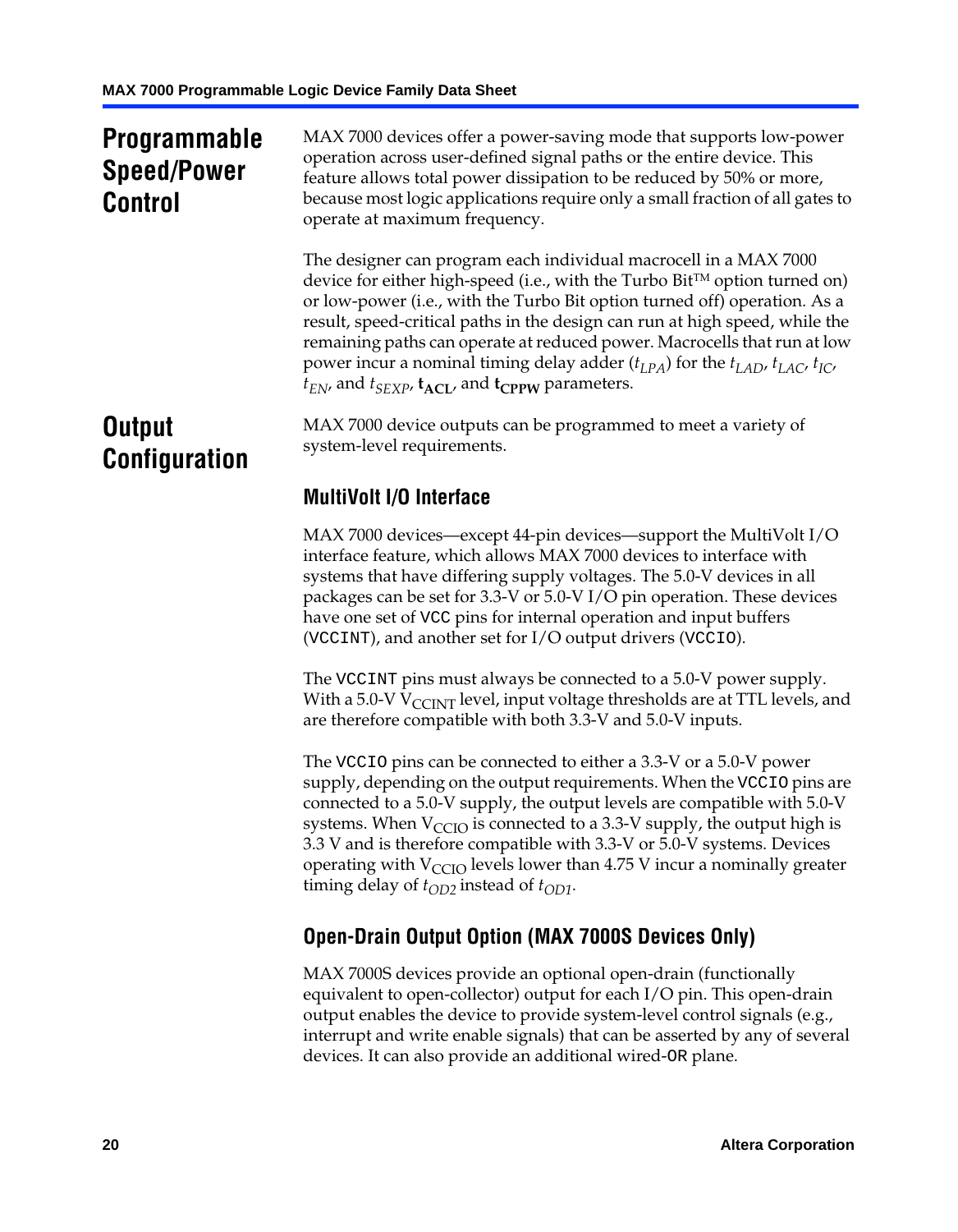## Programmable Speed/Power Control

MAX 7000 devices offer a power-saving mode that supports low-power operation across user-defined signal paths or the entire device. This feature allows total power dissipation to be reduced by 50% or more, because most logic applications require only a small fraction of all gates to operate at maximum frequency.

The designer can program each individual macrocell in a MAX 7000 device for either high-speed (i.e., with the Turbo Bit™ option turned on) or low-power (i.e., with the Turbo Bit option turned off) operation. As a result, speed-critical paths in the design can run at high speed, while the remaining paths can operate at reduced power. Macrocells that run at low power incur a nominal timing delay adder ($t_{LPA}$) for the $t_{LAD}$, $t_{LAC}$, $t_{IC}$, $t_{EN}$, and $t_{SEXP}$, $\mathbf{t_{ACL}}$, and $\mathbf{t_{CPPW}}$ parameters.

## Output Configuration

MAX 7000 device outputs can be programmed to meet a variety of system-level requirements.

### MultiVolt I/O Interface

MAX 7000 devices—except 44-pin devices—support the MultiVolt I/O interface feature, which allows MAX 7000 devices to interface with systems that have differing supply voltages. The 5.0-V devices in all packages can be set for 3.3-V or 5.0-V I/O pin operation. These devices have one set of VCC pins for internal operation and input buffers (VCCINT), and another set for I/O output drivers (VCCIO).

The VCCINT pins must always be connected to a 5.0-V power supply. With a 5.0-V $V_{CCINT}$ level, input voltage thresholds are at TTL levels, and are therefore compatible with both 3.3-V and 5.0-V inputs.

The VCCIO pins can be connected to either a 3.3-V or a 5.0-V power supply, depending on the output requirements. When the VCCIO pins are connected to a 5.0-V supply, the output levels are compatible with 5.0-V systems. When $V_{CCIO}$ is connected to a 3.3-V supply, the output high is 3.3 V and is therefore compatible with 3.3-V or 5.0-V systems. Devices operating with $V_{CCIO}$ levels lower than 4.75 V incur a nominally greater timing delay of $t_{OD2}$ instead of $t_{OD1}$.

### Open-Drain Output Option (MAX 7000S Devices Only)

MAX 7000S devices provide an optional open-drain (functionally equivalent to open-collector) output for each I/O pin. This open-drain output enables the device to provide system-level control signals (e.g., interrupt and write enable signals) that can be asserted by any of several devices. It can also provide an additional wired-OR plane.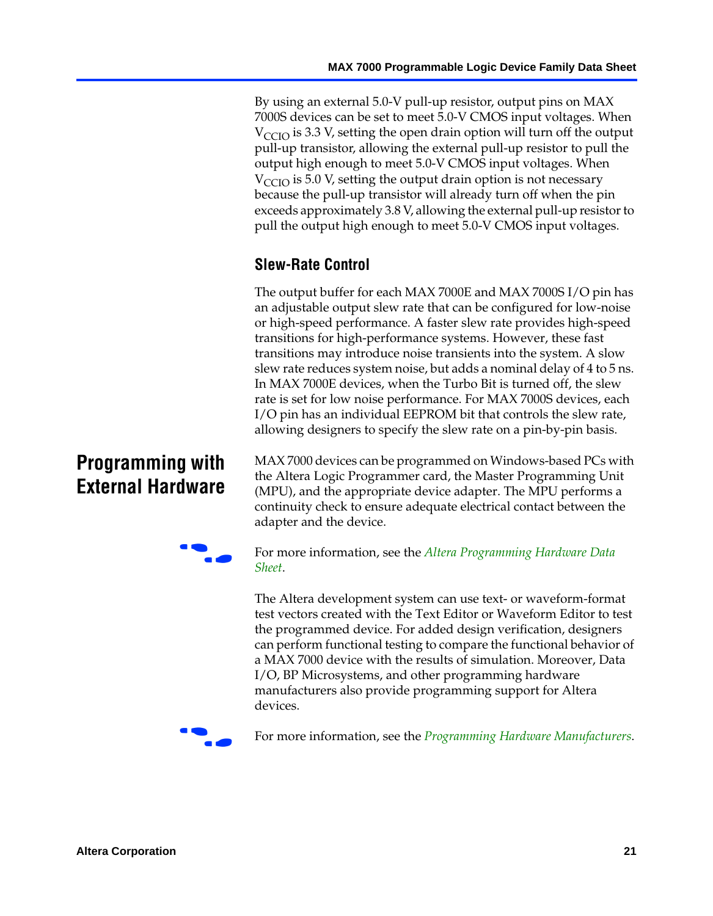By using an external 5.0-V pull-up resistor, output pins on MAX 7000S devices can be set to meet 5.0-V CMOS input voltages. When $V_{CCIO}$ is 3.3 V, setting the open drain option will turn off the output pull-up transistor, allowing the external pull-up resistor to pull the output high enough to meet 5.0-V CMOS input voltages. When $V_{CCIO}$ is 5.0 V, setting the output drain option is not necessary because the pull-up transistor will already turn off when the pin exceeds approximately 3.8 V, allowing the external pull-up resistor to pull the output high enough to meet 5.0-V CMOS input voltages.

### Slew-Rate Control

The output buffer for each MAX 7000E and MAX 7000S I/O pin has an adjustable output slew rate that can be configured for low-noise or high-speed performance. A faster slew rate provides high-speed transitions for high-performance systems. However, these fast transitions may introduce noise transients into the system. A slow slew rate reduces system noise, but adds a nominal delay of 4 to 5 ns. In MAX 7000E devices, when the Turbo Bit is turned off, the slew rate is set for low noise performance. For MAX 7000S devices, each I/O pin has an individual EEPROM bit that controls the slew rate, allowing designers to specify the slew rate on a pin-by-pin basis.

## Programming with External Hardware

MAX 7000 devices can be programmed on Windows-based PCs with the Altera Logic Programmer card, the Master Programming Unit (MPU), and the appropriate device adapter. The MPU performs a continuity check to ensure adequate electrical contact between the adapter and the device.

For more information, see the *Altera Programming Hardware Data Sheet*.

The Altera development system can use text- or waveform-format test vectors created with the Text Editor or Waveform Editor to test the programmed device. For added design verification, designers can perform functional testing to compare the functional behavior of a MAX 7000 device with the results of simulation. Moreover, Data I/O, BP Microsystems, and other programming hardware manufacturers also provide programming support for Altera devices.

For more information, see the *Programming Hardware Manufacturers*.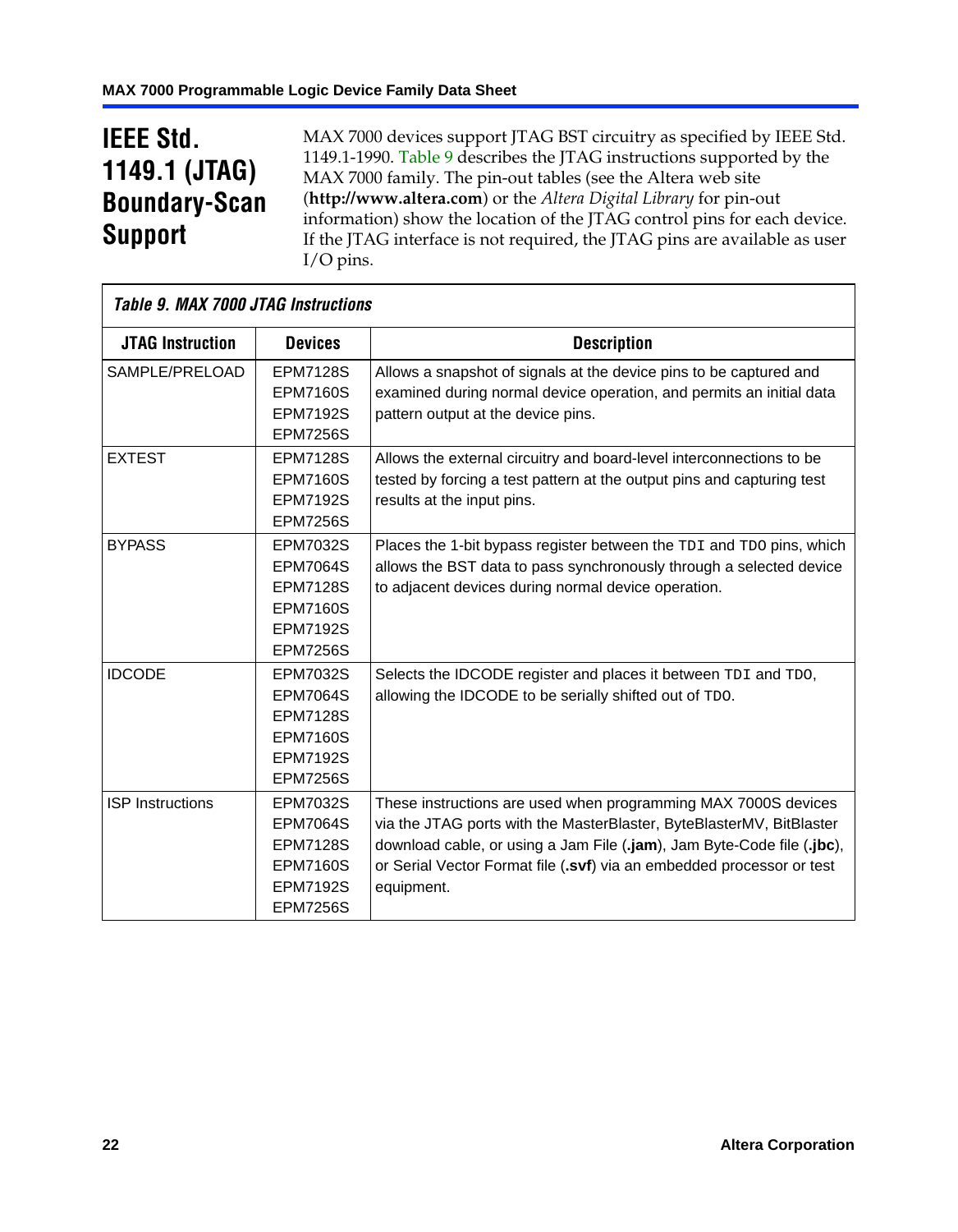# IEEE Std. 1149.1 (JTAG) Boundary-Scan Support

MAX 7000 devices support JTAG BST circuitry as specified by IEEE Std. 1149.1-1990. Table 9 describes the JTAG instructions supported by the MAX 7000 family. The pin-out tables (see the Altera web site (**http://www.altera.com**) or the *Altera Digital Library* for pin-out information) show the location of the JTAG control pins for each device. If the JTAG interface is not required, the JTAG pins are available as user I/O pins.

*Table 9. MAX 7000 JTAG Instructions*

| JTAG Instruction | Devices | Description |
|---|---|---|
| SAMPLE/PRELOAD | EPM7128S<br>EPM7160S<br>EPM7192S<br>EPM7256S | Allows a snapshot of signals at the device pins to be captured and examined during normal device operation, and permits an initial data pattern output at the device pins. |
| EXTEST | EPM7128S<br>EPM7160S<br>EPM7192S<br>EPM7256S | Allows the external circuitry and board-level interconnections to be tested by forcing a test pattern at the output pins and capturing test results at the input pins. |
| BYPASS | EPM7032S<br>EPM7064S<br>EPM7128S<br>EPM7160S<br>EPM7192S<br>EPM7256S | Places the 1-bit bypass register between the `TDI` and `TDO` pins, which allows the BST data to pass synchronously through a selected device to adjacent devices during normal device operation. |
| IDCODE | EPM7032S<br>EPM7064S<br>EPM7128S<br>EPM7160S<br>EPM7192S<br>EPM7256S | Selects the IDCODE register and places it between `TDI` and `TDO`, allowing the IDCODE to be serially shifted out of `TDO`. |
| ISP Instructions | EPM7032S<br>EPM7064S<br>EPM7128S<br>EPM7160S<br>EPM7192S<br>EPM7256S | These instructions are used when programming MAX 7000S devices via the JTAG ports with the MasterBlaster, ByteBlasterMV, BitBlaster download cable, or using a Jam File (**.jam**), Jam Byte-Code file (**.jbc**), or Serial Vector Format file (**.svf**) via an embedded processor or test equipment. |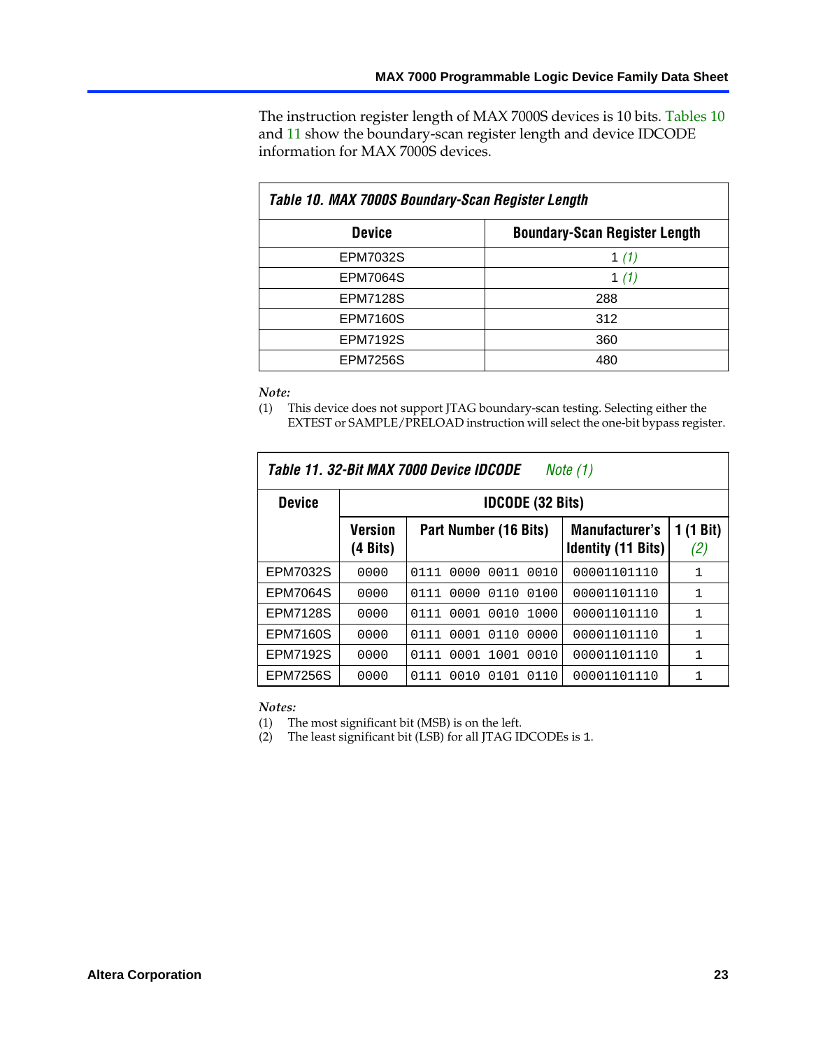The instruction register length of MAX 7000S devices is 10 bits. Tables 10 and 11 show the boundary-scan register length and device IDCODE information for MAX 7000S devices.

| *Table 10. MAX 7000S Boundary-Scan Register Length* | |
|---|---|
| **Device** | **Boundary-Scan Register Length** |
| EPM7032S | 1 *(1)* |
| EPM7064S | 1 *(1)* |
| EPM7128S | 288 |
| EPM7160S | 312 |
| EPM7192S | 360 |
| EPM7256S | 480 |

*Note:*

(1) This device does not support JTAG boundary-scan testing. Selecting either the EXTEST or SAMPLE/PRELOAD instruction will select the one-bit bypass register.

*Table 11. 32-Bit MAX 7000 Device IDCODE* *Note (1)*

| **Device** | **IDCODE (32 Bits)** | | | |
|---|---|---|---|---|
| | **Version (4 Bits)** | **Part Number (16 Bits)** | **Manufacturer's Identity (11 Bits)** | **1 (1 Bit)** *(2)* |
| EPM7032S | 0000 | 0111 0000 0011 0010 | 00001101110 | 1 |
| EPM7064S | 0000 | 0111 0000 0110 0100 | 00001101110 | 1 |
| EPM7128S | 0000 | 0111 0001 0010 1000 | 00001101110 | 1 |
| EPM7160S | 0000 | 0111 0001 0110 0000 | 00001101110 | 1 |
| EPM7192S | 0000 | 0111 0001 1001 0010 | 00001101110 | 1 |
| EPM7256S | 0000 | 0111 0010 0101 0110 | 00001101110 | 1 |

*Notes:*

(1) The most significant bit (MSB) is on the left.

(2) The least significant bit (LSB) for all JTAG IDCODEs is 1.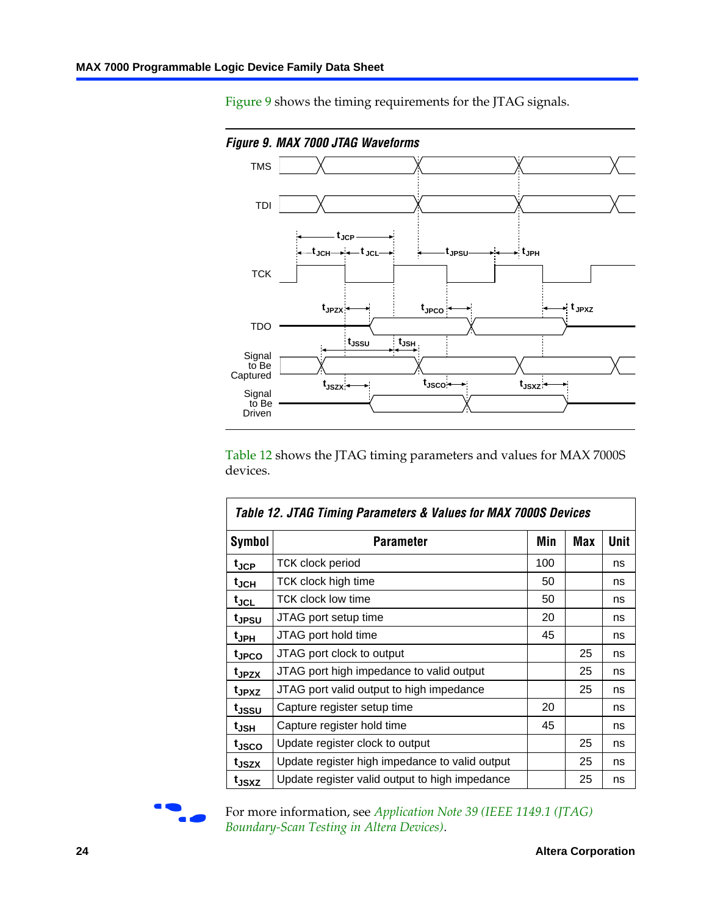Figure 9 shows the timing requirements for the JTAG signals.

*Figure 9. MAX 7000 JTAG Waveforms*

Table 12 shows the JTAG timing parameters and values for MAX 7000S devices.

| *Table 12. JTAG Timing Parameters & Values for MAX 7000S Devices* | | | | |
|---|---|---|---|---|
| **Symbol** | **Parameter** | **Min** | **Max** | **Unit** |
| $t_{JCP}$ | TCK clock period | 100 | | ns |
| $t_{JCH}$ | TCK clock high time | 50 | | ns |
| $t_{JCL}$ | TCK clock low time | 50 | | ns |
| $t_{JPSU}$ | JTAG port setup time | 20 | | ns |
| $t_{JPH}$ | JTAG port hold time | 45 | | ns |
| $t_{JPCO}$ | JTAG port clock to output | | 25 | ns |
| $t_{JPZX}$ | JTAG port high impedance to valid output | | 25 | ns |
| $t_{JPXZ}$ | JTAG port valid output to high impedance | | 25 | ns |
| $t_{JSSU}$ | Capture register setup time | 20 | | ns |
| $t_{JSH}$ | Capture register hold time | 45 | | ns |
| $t_{JSCO}$ | Update register clock to output | | 25 | ns |
| $t_{JSZX}$ | Update register high impedance to valid output | | 25 | ns |
| $t_{JSXZ}$ | Update register valid output to high impedance | | 25 | ns |

For more information, see *Application Note 39 (IEEE 1149.1 (JTAG) Boundary-Scan Testing in Altera Devices)*.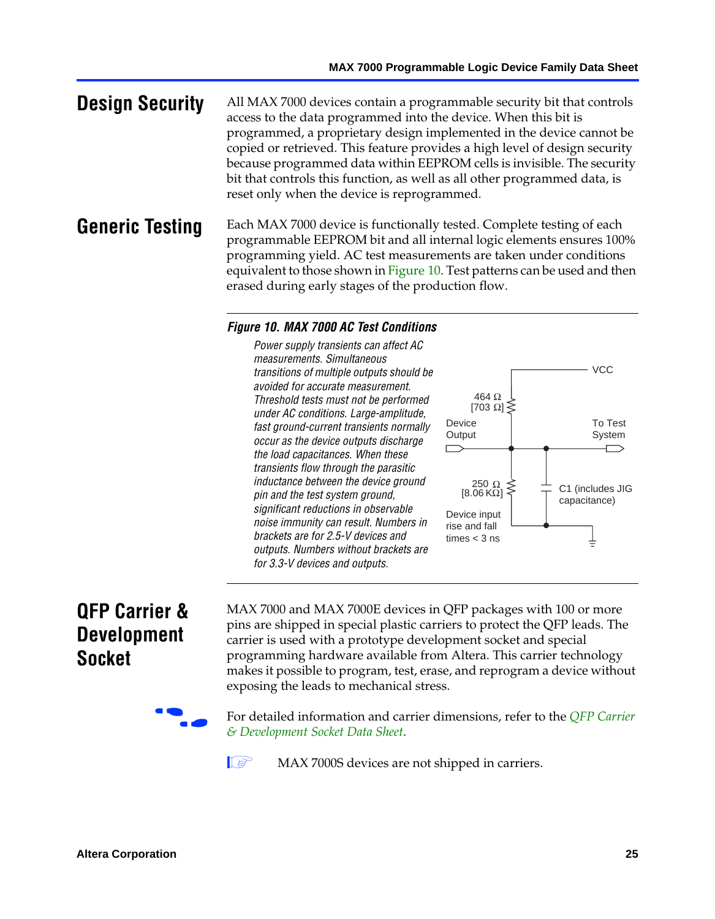## Design Security

All MAX 7000 devices contain a programmable security bit that controls access to the data programmed into the device. When this bit is programmed, a proprietary design implemented in the device cannot be copied or retrieved. This feature provides a high level of design security because programmed data within EEPROM cells is invisible. The security bit that controls this function, as well as all other programmed data, is reset only when the device is reprogrammed.

## Generic Testing

Each MAX 7000 device is functionally tested. Complete testing of each programmable EEPROM bit and all internal logic elements ensures 100% programming yield. AC test measurements are taken under conditions equivalent to those shown in Figure 10. Test patterns can be used and then erased during early stages of the production flow.

**Figure 10. MAX 7000 AC Test Conditions**

*Power supply transients can affect AC measurements. Simultaneous transitions of multiple outputs should be avoided for accurate measurement. Threshold tests must not be performed under AC conditions. Large-amplitude, fast ground-current transients normally occur as the device outputs discharge the load capacitances. When these transients flow through the parasitic inductance between the device ground pin and the test system ground, significant reductions in observable noise immunity can result. Numbers in brackets are for 2.5-V devices and outputs. Numbers without brackets are for 3.3-V devices and outputs.*

VCC

464 Ω [703 Ω]

Device Output

To Test System

250 Ω [8.06 KΩ]

C1 (includes JIG capacitance)

Device input rise and fall times < 3 ns

## QFP Carrier & Development Socket

MAX 7000 and MAX 7000E devices in QFP packages with 100 or more pins are shipped in special plastic carriers to protect the QFP leads. The carrier is used with a prototype development socket and special programming hardware available from Altera. This carrier technology makes it possible to program, test, erase, and reprogram a device without exposing the leads to mechanical stress.

For detailed information and carrier dimensions, refer to the *QFP Carrier & Development Socket Data Sheet*.

MAX 7000S devices are not shipped in carriers.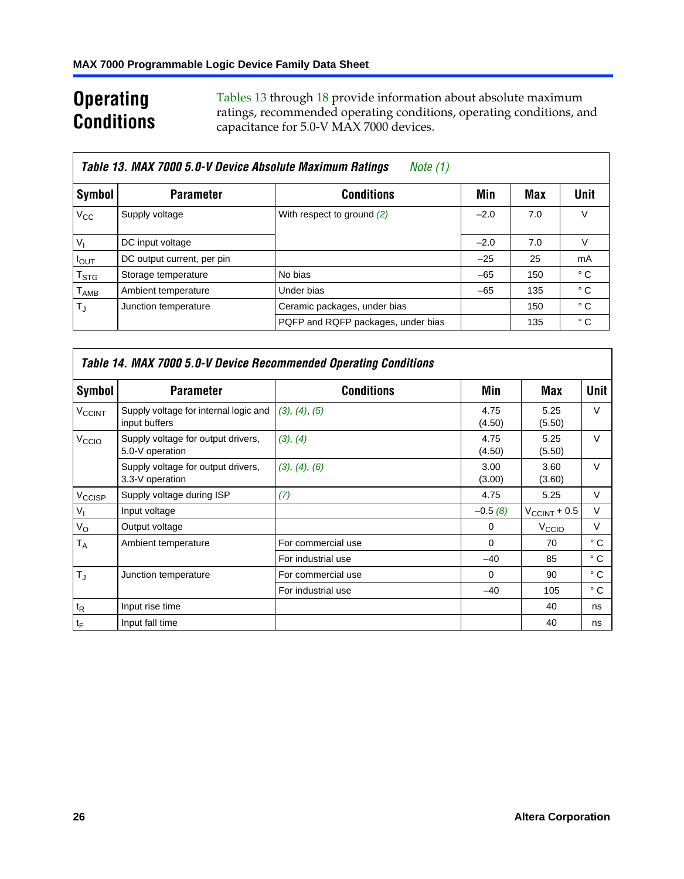## Operating Conditions

Tables 13 through 18 provide information about absolute maximum ratings, recommended operating conditions, operating conditions, and capacitance for 5.0-V MAX 7000 devices.

**Table 13. MAX 7000 5.0-V Device Absolute Maximum Ratings** *Note (1)*

| Symbol | Parameter | Conditions | Min | Max | Unit |
|---|---|---|---|---|---|
| $V_{CC}$ | Supply voltage | With respect to ground (2) | –2.0 | 7.0 | V |
| $V_I$ | DC input voltage | | –2.0 | 7.0 | V |
| $I_{OUT}$ | DC output current, per pin | | –25 | 25 | mA |
| $T_{STG}$ | Storage temperature | No bias | –65 | 150 | ° C |
| $T_{AMB}$ | Ambient temperature | Under bias | –65 | 135 | ° C |
| $T_J$ | Junction temperature | Ceramic packages, under bias | | 150 | ° C |
| | | PQFP and RQFP packages, under bias | | 135 | ° C |

**Table 14. MAX 7000 5.0-V Device Recommended Operating Conditions**

| Symbol | Parameter | Conditions | Min | Max | Unit |
|---|---|---|---|---|---|
| $V_{CCINT}$ | Supply voltage for internal logic and input buffers | (3), (4), (5) | 4.75 (4.50) | 5.25 (5.50) | V |
| $V_{CCIO}$ | Supply voltage for output drivers, 5.0-V operation | (3), (4) | 4.75 (4.50) | 5.25 (5.50) | V |
| | Supply voltage for output drivers, 3.3-V operation | (3), (4), (6) | 3.00 (3.00) | 3.60 (3.60) | V |
| $V_{CCISP}$ | Supply voltage during ISP | (7) | 4.75 | 5.25 | V |
| $V_I$ | Input voltage | | –0.5 (8) | $V_{CCINT}$ + 0.5 | V |
| $V_O$ | Output voltage | | 0 | $V_{CCIO}$ | V |
| $T_A$ | Ambient temperature | For commercial use | 0 | 70 | ° C |
| | | For industrial use | –40 | 85 | ° C |
| $T_J$ | Junction temperature | For commercial use | 0 | 90 | ° C |
| | | For industrial use | –40 | 105 | ° C |
| $t_R$ | Input rise time | | | 40 | ns |
| $t_F$ | Input fall time | | | 40 | ns |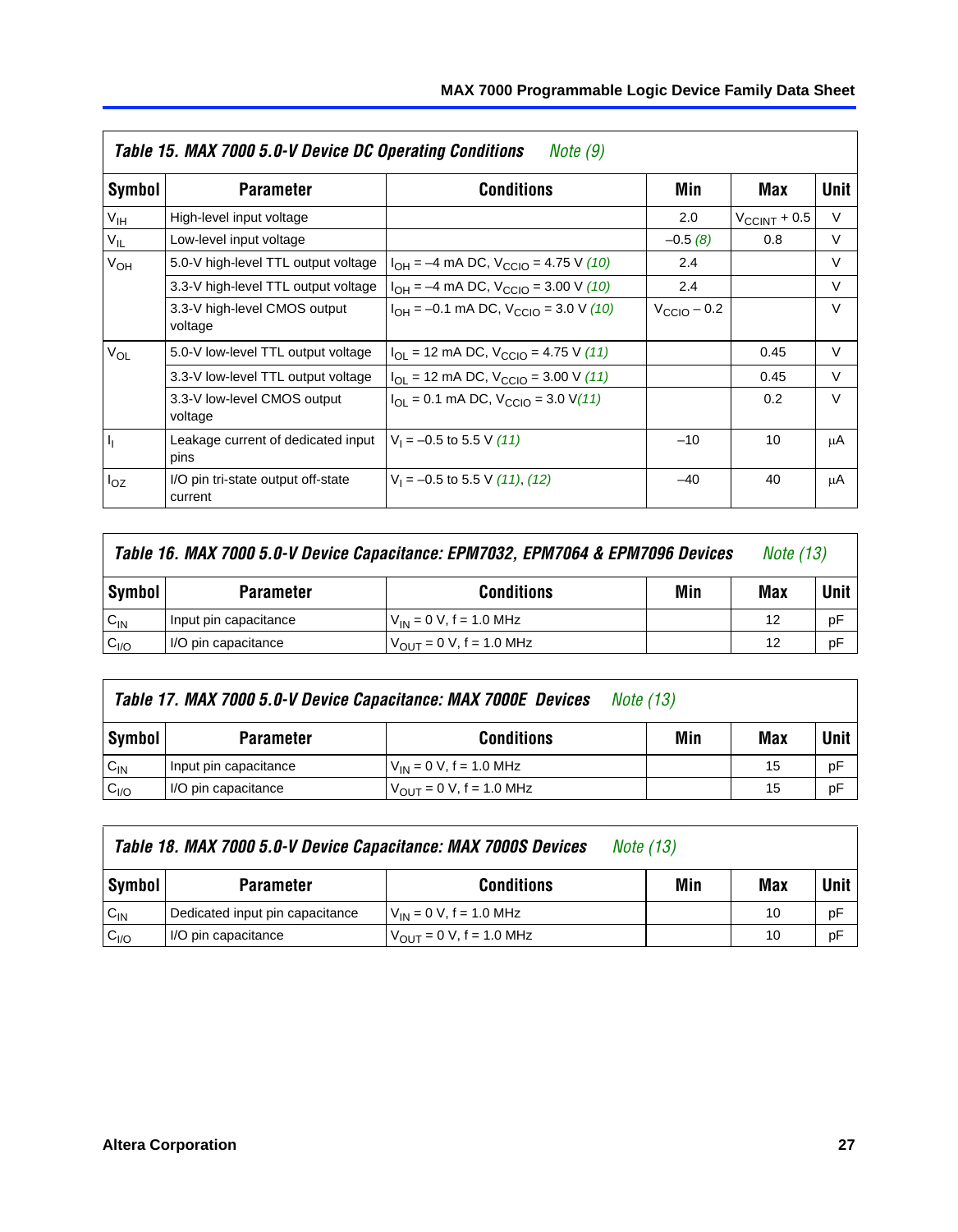**Table 15. MAX 7000 5.0-V Device DC Operating Conditions** *Note (9)*

| Symbol | Parameter | Conditions | Min | Max | Unit |
|---|---|---|---|---|---|
| $V_{IH}$ | High-level input voltage | | 2.0 | $V_{CCINT}$ + 0.5 | V |
| $V_{IL}$ | Low-level input voltage | | –0.5 *(8)* | 0.8 | V |
| $V_{OH}$ | 5.0-V high-level TTL output voltage | $I_{OH}$ = –4 mA DC, $V_{CCIO}$ = 4.75 V *(10)* | 2.4 | | V |
| | 3.3-V high-level TTL output voltage | $I_{OH}$ = –4 mA DC, $V_{CCIO}$ = 3.00 V *(10)* | 2.4 | | V |
| | 3.3-V high-level CMOS output voltage | $I_{OH}$ = –0.1 mA DC, $V_{CCIO}$ = 3.0 V *(10)* | $V_{CCIO}$ – 0.2 | | V |
| $V_{OL}$ | 5.0-V low-level TTL output voltage | $I_{OL}$ = 12 mA DC, $V_{CCIO}$ = 4.75 V *(11)* | | 0.45 | V |
| | 3.3-V low-level TTL output voltage | $I_{OL}$ = 12 mA DC, $V_{CCIO}$ = 3.00 V *(11)* | | 0.45 | V |
| | 3.3-V low-level CMOS output voltage | $I_{OL}$ = 0.1 mA DC, $V_{CCIO}$ = 3.0 V *(11)* | | 0.2 | V |
| $I_I$ | Leakage current of dedicated input pins | $V_I$ = –0.5 to 5.5 V *(11)* | –10 | 10 | μA |
| $I_{OZ}$ | I/O pin tri-state output off-state current | $V_I$ = –0.5 to 5.5 V *(11)*, *(12)* | –40 | 40 | μA |

**Table 16. MAX 7000 5.0-V Device Capacitance: EPM7032, EPM7064 & EPM7096 Devices** *Note (13)*

| Symbol | Parameter | Conditions | Min | Max | Unit |
|---|---|---|---|---|---|
| $C_{IN}$ | Input pin capacitance | $V_{IN}$ = 0 V, f = 1.0 MHz | | 12 | pF |
| $C_{I/O}$ | I/O pin capacitance | $V_{OUT}$ = 0 V, f = 1.0 MHz | | 12 | pF |

**Table 17. MAX 7000 5.0-V Device Capacitance: MAX 7000E Devices** *Note (13)*

| Symbol | Parameter | Conditions | Min | Max | Unit |
|---|---|---|---|---|---|
| $C_{IN}$ | Input pin capacitance | $V_{IN}$ = 0 V, f = 1.0 MHz | | 15 | pF |
| $C_{I/O}$ | I/O pin capacitance | $V_{OUT}$ = 0 V, f = 1.0 MHz | | 15 | pF |

**Table 18. MAX 7000 5.0-V Device Capacitance: MAX 7000S Devices** *Note (13)*

| Symbol | Parameter | Conditions | Min | Max | Unit |
|---|---|---|---|---|---|
| $C_{IN}$ | Dedicated input pin capacitance | $V_{IN}$ = 0 V, f = 1.0 MHz | | 10 | pF |
| $C_{I/O}$ | I/O pin capacitance | $V_{OUT}$ = 0 V, f = 1.0 MHz | | 10 | pF |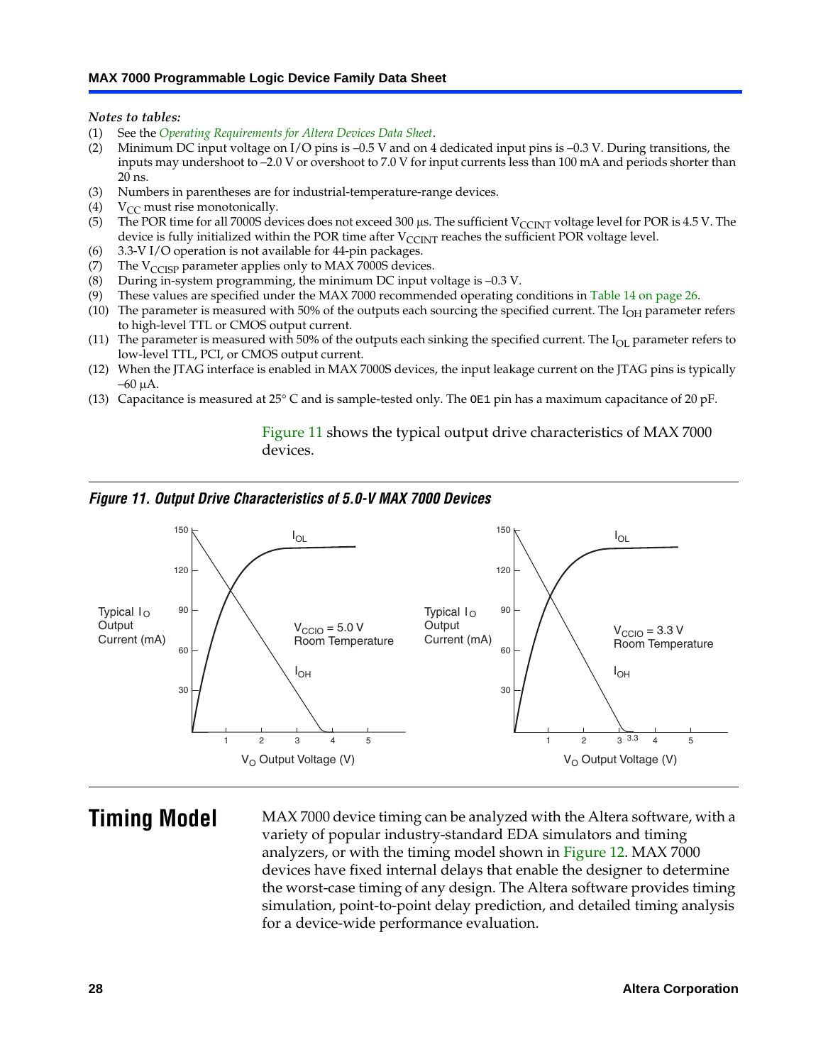*Notes to tables:*

(1) See the *Operating Requirements for Altera Devices Data Sheet*.
(2) Minimum DC input voltage on I/O pins is –0.5 V and on 4 dedicated input pins is –0.3 V. During transitions, the inputs may undershoot to –2.0 V or overshoot to 7.0 V for input currents less than 100 mA and periods shorter than 20 ns.
(3) Numbers in parentheses are for industrial-temperature-range devices.
(4) $V_{CC}$ must rise monotonically.
(5) The POR time for all 7000S devices does not exceed 300 µs. The sufficient $V_{CCINT}$ voltage level for POR is 4.5 V. The device is fully initialized within the POR time after $V_{CCINT}$ reaches the sufficient POR voltage level.
(6) 3.3-V I/O operation is not available for 44-pin packages.
(7) The $V_{CCISP}$ parameter applies only to MAX 7000S devices.
(8) During in-system programming, the minimum DC input voltage is –0.3 V.
(9) These values are specified under the MAX 7000 recommended operating conditions in Table 14 on page 26.
(10) The parameter is measured with 50% of the outputs each sourcing the specified current. The $I_{OH}$ parameter refers to high-level TTL or CMOS output current.
(11) The parameter is measured with 50% of the outputs each sinking the specified current. The $I_{OL}$ parameter refers to low-level TTL, PCI, or CMOS output current.
(12) When the JTAG interface is enabled in MAX 7000S devices, the input leakage current on the JTAG pins is typically –60 µA.
(13) Capacitance is measured at 25° C and is sample-tested only. The `OE1` pin has a maximum capacitance of 20 pF.

Figure 11 shows the typical output drive characteristics of MAX 7000 devices.

***Figure 11. Output Drive Characteristics of 5.0-V MAX 7000 Devices***

# Timing Model

MAX 7000 device timing can be analyzed with the Altera software, with a variety of popular industry-standard EDA simulators and timing analyzers, or with the timing model shown in Figure 12. MAX 7000 devices have fixed internal delays that enable the designer to determine the worst-case timing of any design. The Altera software provides timing simulation, point-to-point delay prediction, and detailed timing analysis for a device-wide performance evaluation.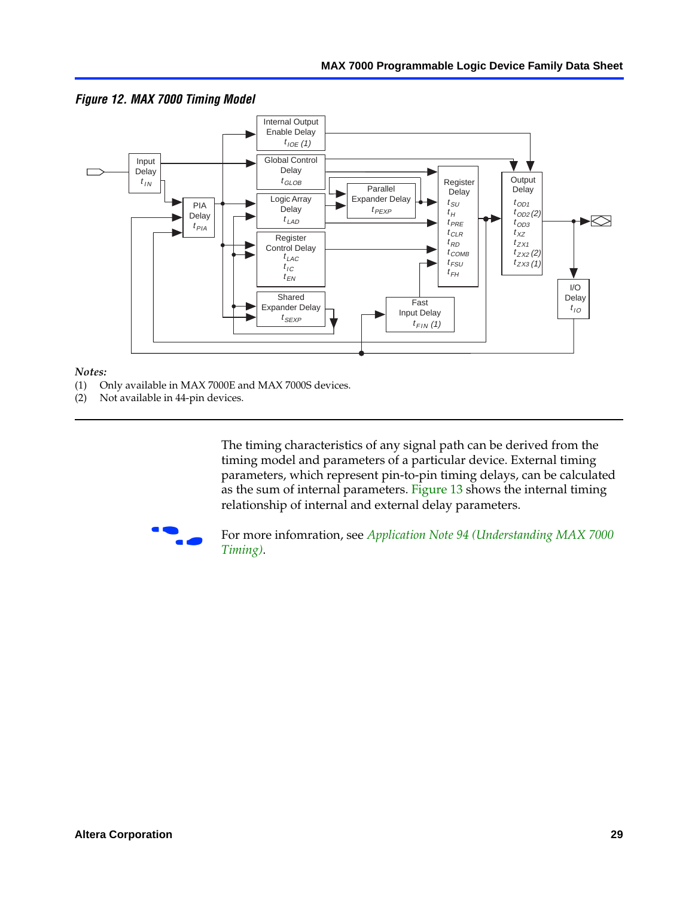*Figure 12. MAX 7000 Timing Model*

*Notes:*
(1) Only available in MAX 7000E and MAX 7000S devices.
(2) Not available in 44-pin devices.

The timing characteristics of any signal path can be derived from the timing model and parameters of a particular device. External timing parameters, which represent pin-to-pin timing delays, can be calculated as the sum of internal parameters. Figure 13 shows the internal timing relationship of internal and external delay parameters.

For more infomration, see *Application Note 94 (Understanding MAX 7000 Timing)*.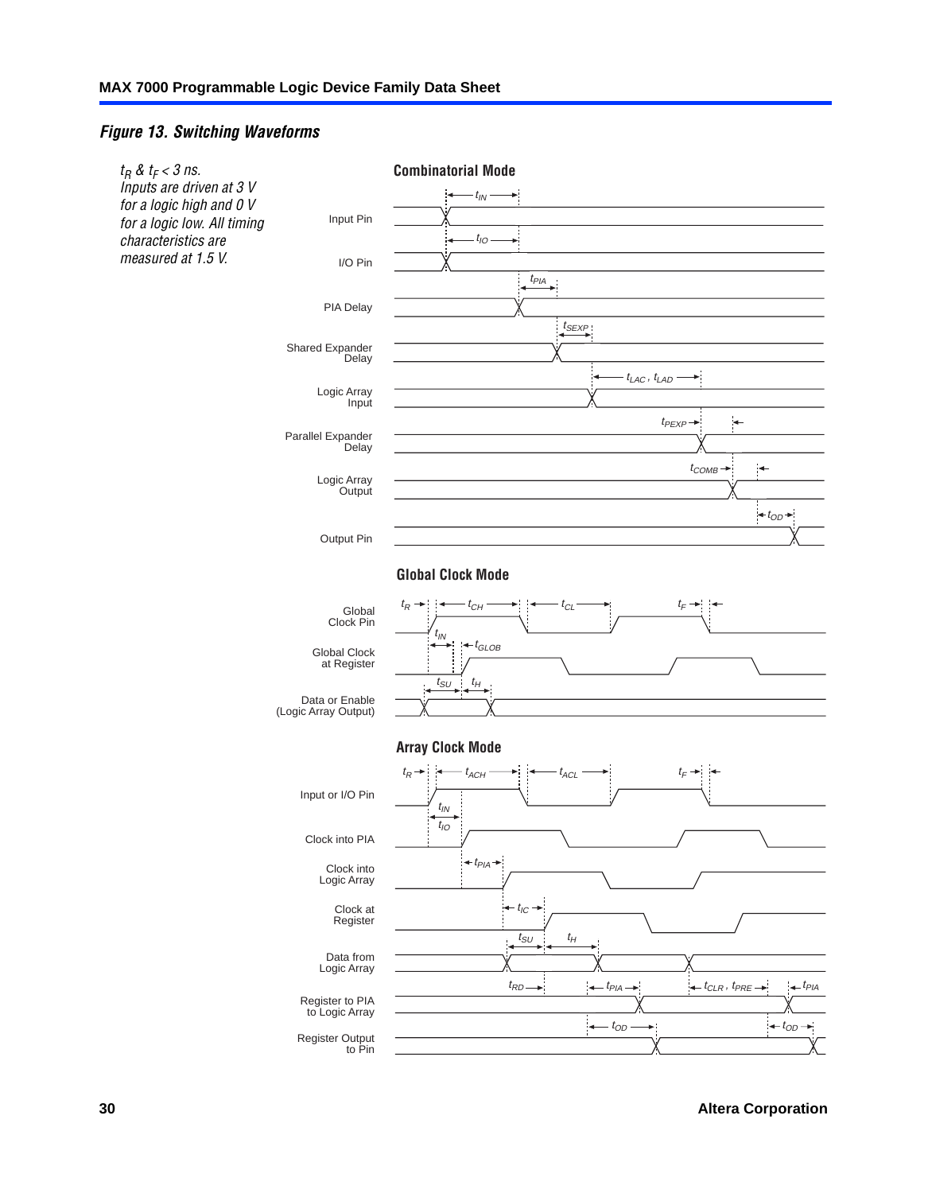*Figure 13. Switching Waveforms*

*$t_R$ & $t_F$ < 3 ns. Inputs are driven at 3 V for a logic high and 0 V for a logic low. All timing characteristics are measured at 1.5 V.*

**Combinatorial Mode**

Input Pin — $t_{IN}$

I/O Pin — $t_{IO}$

PIA Delay — $t_{PIA}$

Shared Expander Delay — $t_{SEXP}$

Logic Array Input — $t_{LAC}$, $t_{LAD}$

Parallel Expander Delay — $t_{PEXP}$

Logic Array Output — $t_{COMB}$

Output Pin — $t_{OD}$

**Global Clock Mode**

Global Clock Pin — $t_R$, $t_{CH}$, $t_{CL}$, $t_F$

Global Clock at Register — $t_{IN}$, $t_{GLOB}$

Data or Enable (Logic Array Output) — $t_{SU}$, $t_H$

**Array Clock Mode**

Input or I/O Pin — $t_R$, $t_{ACH}$, $t_{ACL}$, $t_F$

Clock into PIA — $t_{IN}$, $t_{IO}$

Clock into Logic Array — $t_{PIA}$

Clock at Register — $t_{IC}$

Data from Logic Array — $t_{SU}$, $t_H$

Register to PIA to Logic Array — $t_{RD}$, $t_{PIA}$, $t_{CLR}$, $t_{PRE}$, $t_{PIA}$

Register Output to Pin — $t_{OD}$, $t_{OD}$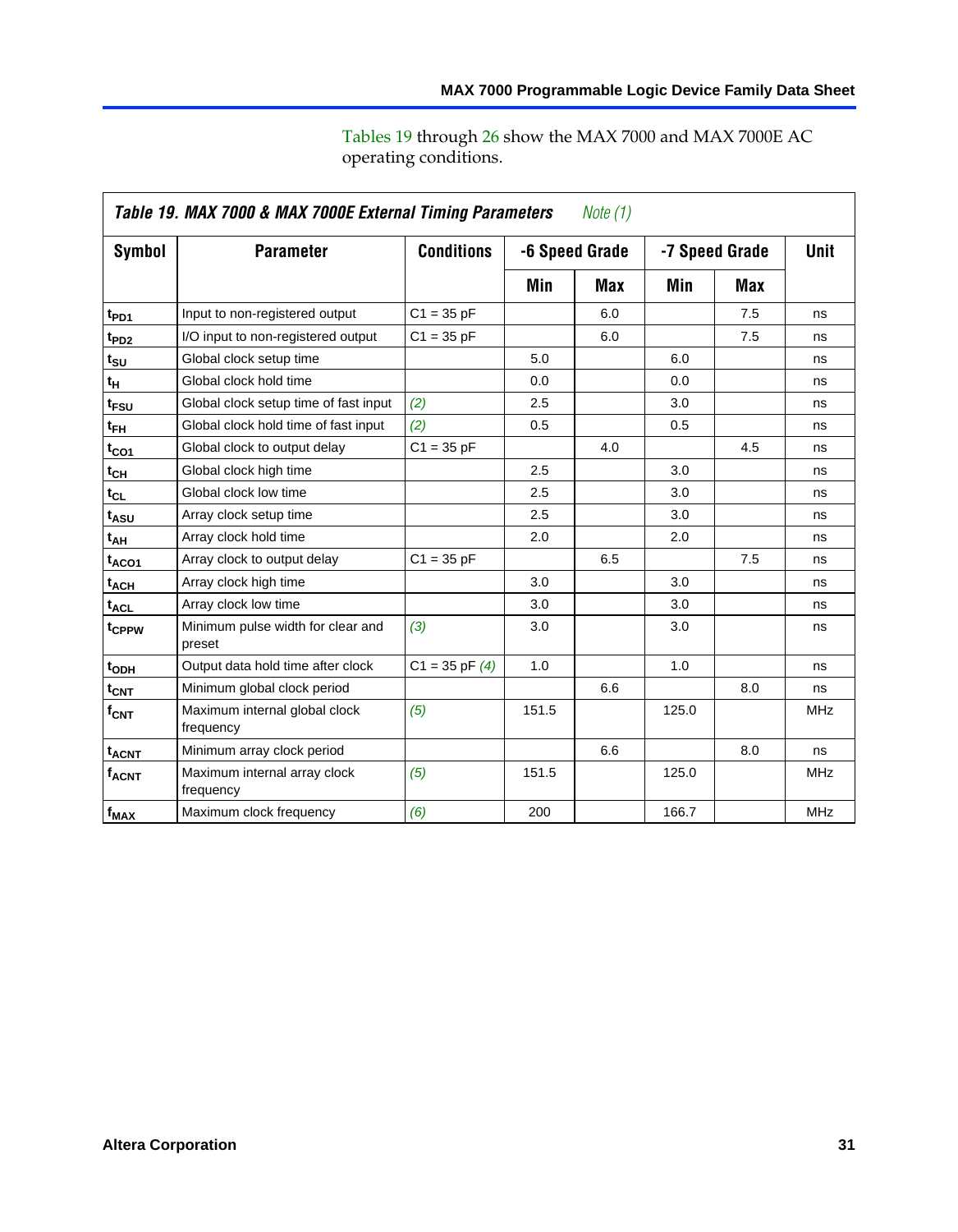Tables 19 through 26 show the MAX 7000 and MAX 7000E AC operating conditions.

**Table 19. MAX 7000 & MAX 7000E External Timing Parameters** *Note (1)*

| Symbol | Parameter | Conditions | -6 Speed Grade | | -7 Speed Grade | | Unit |
|---|---|---|---|---|---|---|---|
| | | | Min | Max | Min | Max | |
| $t_{PD1}$ | Input to non-registered output | C1 = 35 pF | | 6.0 | | 7.5 | ns |
| $t_{PD2}$ | I/O input to non-registered output | C1 = 35 pF | | 6.0 | | 7.5 | ns |
| $t_{SU}$ | Global clock setup time | | 5.0 | | 6.0 | | ns |
| $t_{H}$ | Global clock hold time | | 0.0 | | 0.0 | | ns |
| $t_{FSU}$ | Global clock setup time of fast input | *(2)* | 2.5 | | 3.0 | | ns |
| $t_{FH}$ | Global clock hold time of fast input | *(2)* | 0.5 | | 0.5 | | ns |
| $t_{CO1}$ | Global clock to output delay | C1 = 35 pF | | 4.0 | | 4.5 | ns |
| $t_{CH}$ | Global clock high time | | 2.5 | | 3.0 | | ns |
| $t_{CL}$ | Global clock low time | | 2.5 | | 3.0 | | ns |
| $t_{ASU}$ | Array clock setup time | | 2.5 | | 3.0 | | ns |
| $t_{AH}$ | Array clock hold time | | 2.0 | | 2.0 | | ns |
| $t_{ACO1}$ | Array clock to output delay | C1 = 35 pF | | 6.5 | | 7.5 | ns |
| $t_{ACH}$ | Array clock high time | | 3.0 | | 3.0 | | ns |
| $t_{ACL}$ | Array clock low time | | 3.0 | | 3.0 | | ns |
| $t_{CPPW}$ | Minimum pulse width for clear and preset | *(3)* | 3.0 | | 3.0 | | ns |
| $t_{ODH}$ | Output data hold time after clock | C1 = 35 pF *(4)* | 1.0 | | 1.0 | | ns |
| $t_{CNT}$ | Minimum global clock period | | | 6.6 | | 8.0 | ns |
| $f_{CNT}$ | Maximum internal global clock frequency | *(5)* | 151.5 | | 125.0 | | MHz |
| $t_{ACNT}$ | Minimum array clock period | | | 6.6 | | 8.0 | ns |
| $f_{ACNT}$ | Maximum internal array clock frequency | *(5)* | 151.5 | | 125.0 | | MHz |
| $f_{MAX}$ | Maximum clock frequency | *(6)* | 200 | | 166.7 | | MHz |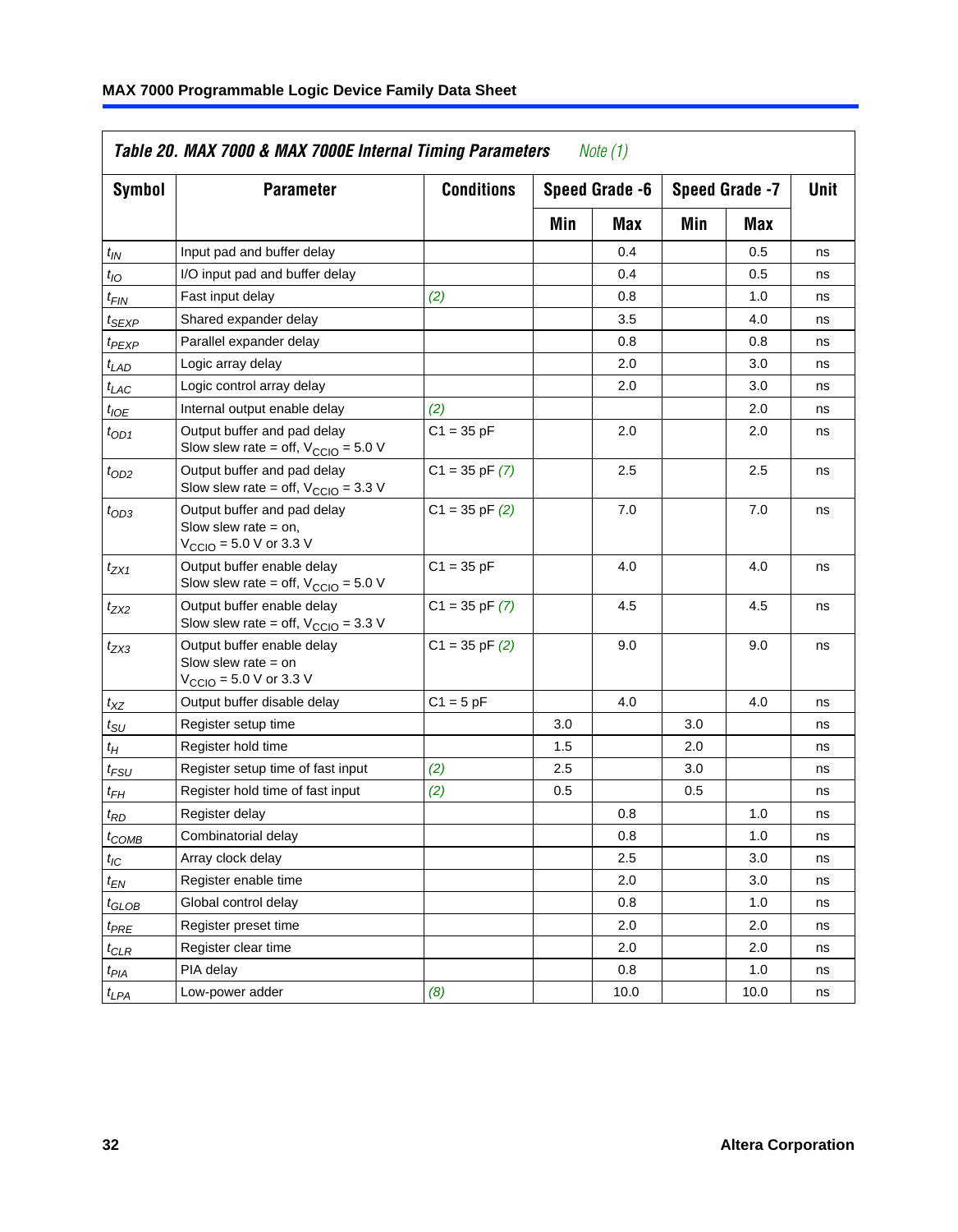**Table 20. MAX 7000 & MAX 7000E Internal Timing Parameters** *Note (1)*

| Symbol | Parameter | Conditions | Speed Grade -6 | | Speed Grade -7 | | Unit |
|---|---|---|---|---|---|---|---|
| | | | Min | Max | Min | Max | |
| $t_{IN}$ | Input pad and buffer delay | | | 0.4 | | 0.5 | ns |
| $t_{IO}$ | I/O input pad and buffer delay | | | 0.4 | | 0.5 | ns |
| $t_{FIN}$ | Fast input delay | *(2)* | | 0.8 | | 1.0 | ns |
| $t_{SEXP}$ | Shared expander delay | | | 3.5 | | 4.0 | ns |
| $t_{PEXP}$ | Parallel expander delay | | | 0.8 | | 0.8 | ns |
| $t_{LAD}$ | Logic array delay | | | 2.0 | | 3.0 | ns |
| $t_{LAC}$ | Logic control array delay | | | 2.0 | | 3.0 | ns |
| $t_{IOE}$ | Internal output enable delay | *(2)* | | | | 2.0 | ns |
| $t_{OD1}$ | Output buffer and pad delay Slow slew rate = off, $V_{CCIO}$ = 5.0 V | C1 = 35 pF | | 2.0 | | 2.0 | ns |
| $t_{OD2}$ | Output buffer and pad delay Slow slew rate = off, $V_{CCIO}$ = 3.3 V | C1 = 35 pF *(7)* | | 2.5 | | 2.5 | ns |
| $t_{OD3}$ | Output buffer and pad delay Slow slew rate = on, $V_{CCIO}$ = 5.0 V or 3.3 V | C1 = 35 pF *(2)* | | 7.0 | | 7.0 | ns |
| $t_{ZX1}$ | Output buffer enable delay Slow slew rate = off, $V_{CCIO}$ = 5.0 V | C1 = 35 pF | | 4.0 | | 4.0 | ns |
| $t_{ZX2}$ | Output buffer enable delay Slow slew rate = off, $V_{CCIO}$ = 3.3 V | C1 = 35 pF *(7)* | | 4.5 | | 4.5 | ns |
| $t_{ZX3}$ | Output buffer enable delay Slow slew rate = on $V_{CCIO}$ = 5.0 V or 3.3 V | C1 = 35 pF *(2)* | | 9.0 | | 9.0 | ns |
| $t_{XZ}$ | Output buffer disable delay | C1 = 5 pF | | 4.0 | | 4.0 | ns |
| $t_{SU}$ | Register setup time | | 3.0 | | 3.0 | | ns |
| $t_{H}$ | Register hold time | | 1.5 | | 2.0 | | ns |
| $t_{FSU}$ | Register setup time of fast input | *(2)* | 2.5 | | 3.0 | | ns |
| $t_{FH}$ | Register hold time of fast input | *(2)* | 0.5 | | 0.5 | | ns |
| $t_{RD}$ | Register delay | | | 0.8 | | 1.0 | ns |
| $t_{COMB}$ | Combinatorial delay | | | 0.8 | | 1.0 | ns |
| $t_{IC}$ | Array clock delay | | | 2.5 | | 3.0 | ns |
| $t_{EN}$ | Register enable time | | | 2.0 | | 3.0 | ns |
| $t_{GLOB}$ | Global control delay | | | 0.8 | | 1.0 | ns |
| $t_{PRE}$ | Register preset time | | | 2.0 | | 2.0 | ns |
| $t_{CLR}$ | Register clear time | | | 2.0 | | 2.0 | ns |
| $t_{PIA}$ | PIA delay | | | 0.8 | | 1.0 | ns |
| $t_{LPA}$ | Low-power adder | *(8)* | | 10.0 | | 10.0 | ns |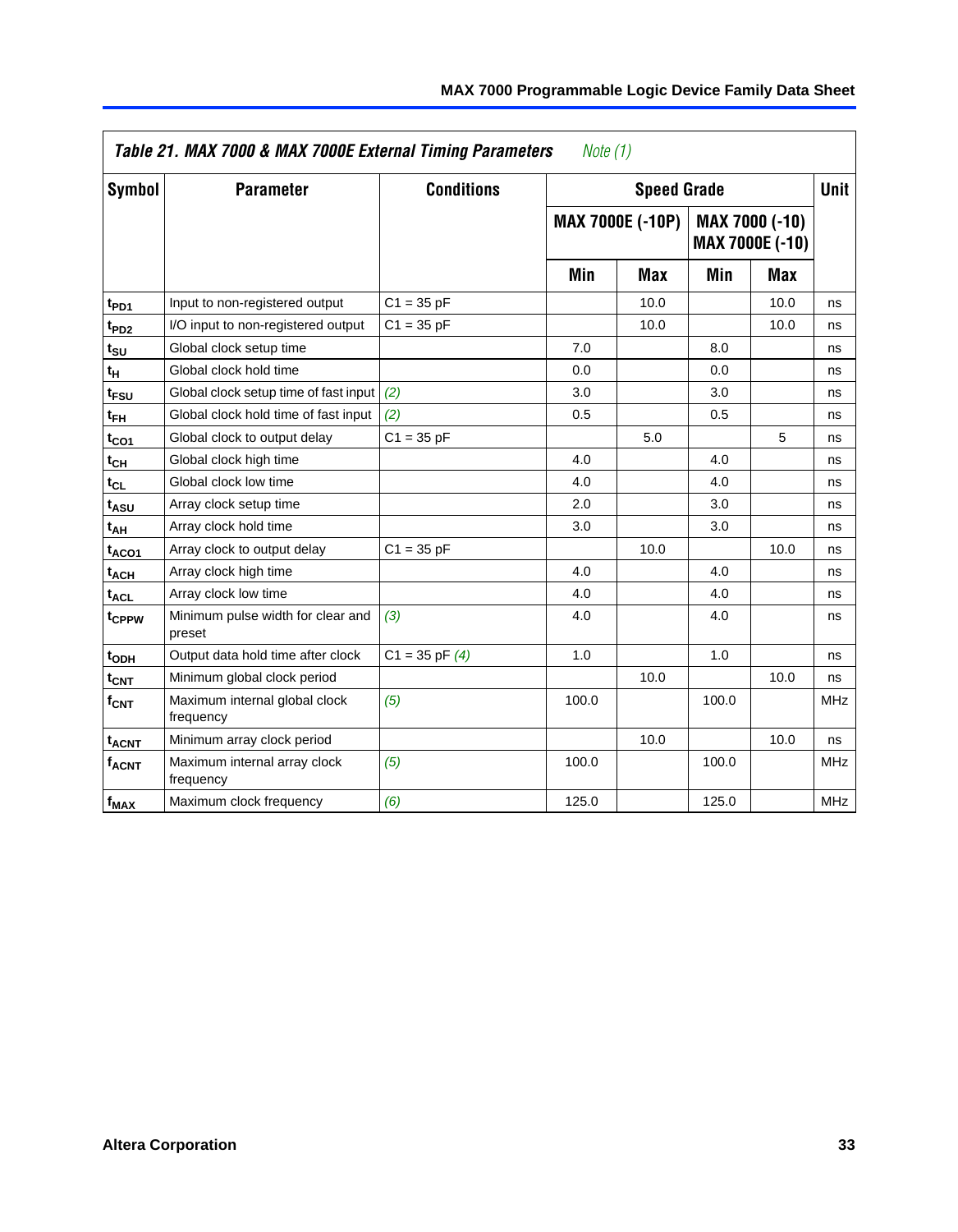**Table 21. MAX 7000 & MAX 7000E External Timing Parameters** *Note (1)*

| Symbol | Parameter | Conditions | Speed Grade | | | | Unit |
|---|---|---|---|---|---|---|---|
| | | | MAX 7000E (-10P) | | MAX 7000 (-10) MAX 7000E (-10) | | |
| | | | Min | Max | Min | Max | |
| $t_{PD1}$ | Input to non-registered output | C1 = 35 pF | | 10.0 | | 10.0 | ns |
| $t_{PD2}$ | I/O input to non-registered output | C1 = 35 pF | | 10.0 | | 10.0 | ns |
| $t_{SU}$ | Global clock setup time | | 7.0 | | 8.0 | | ns |
| $t_{H}$ | Global clock hold time | | 0.0 | | 0.0 | | ns |
| $t_{FSU}$ | Global clock setup time of fast input | *(2)* | 3.0 | | 3.0 | | ns |
| $t_{FH}$ | Global clock hold time of fast input | *(2)* | 0.5 | | 0.5 | | ns |
| $t_{CO1}$ | Global clock to output delay | C1 = 35 pF | | 5.0 | | 5 | ns |
| $t_{CH}$ | Global clock high time | | 4.0 | | 4.0 | | ns |
| $t_{CL}$ | Global clock low time | | 4.0 | | 4.0 | | ns |
| $t_{ASU}$ | Array clock setup time | | 2.0 | | 3.0 | | ns |
| $t_{AH}$ | Array clock hold time | | 3.0 | | 3.0 | | ns |
| $t_{ACO1}$ | Array clock to output delay | C1 = 35 pF | | 10.0 | | 10.0 | ns |
| $t_{ACH}$ | Array clock high time | | 4.0 | | 4.0 | | ns |
| $t_{ACL}$ | Array clock low time | | 4.0 | | 4.0 | | ns |
| $t_{CPPW}$ | Minimum pulse width for clear and preset | *(3)* | 4.0 | | 4.0 | | ns |
| $t_{ODH}$ | Output data hold time after clock | C1 = 35 pF *(4)* | 1.0 | | 1.0 | | ns |
| $t_{CNT}$ | Minimum global clock period | | | 10.0 | | 10.0 | ns |
| $f_{CNT}$ | Maximum internal global clock frequency | *(5)* | 100.0 | | 100.0 | | MHz |
| $t_{ACNT}$ | Minimum array clock period | | | 10.0 | | 10.0 | ns |
| $f_{ACNT}$ | Maximum internal array clock frequency | *(5)* | 100.0 | | 100.0 | | MHz |
| $f_{MAX}$ | Maximum clock frequency | *(6)* | 125.0 | | 125.0 | | MHz |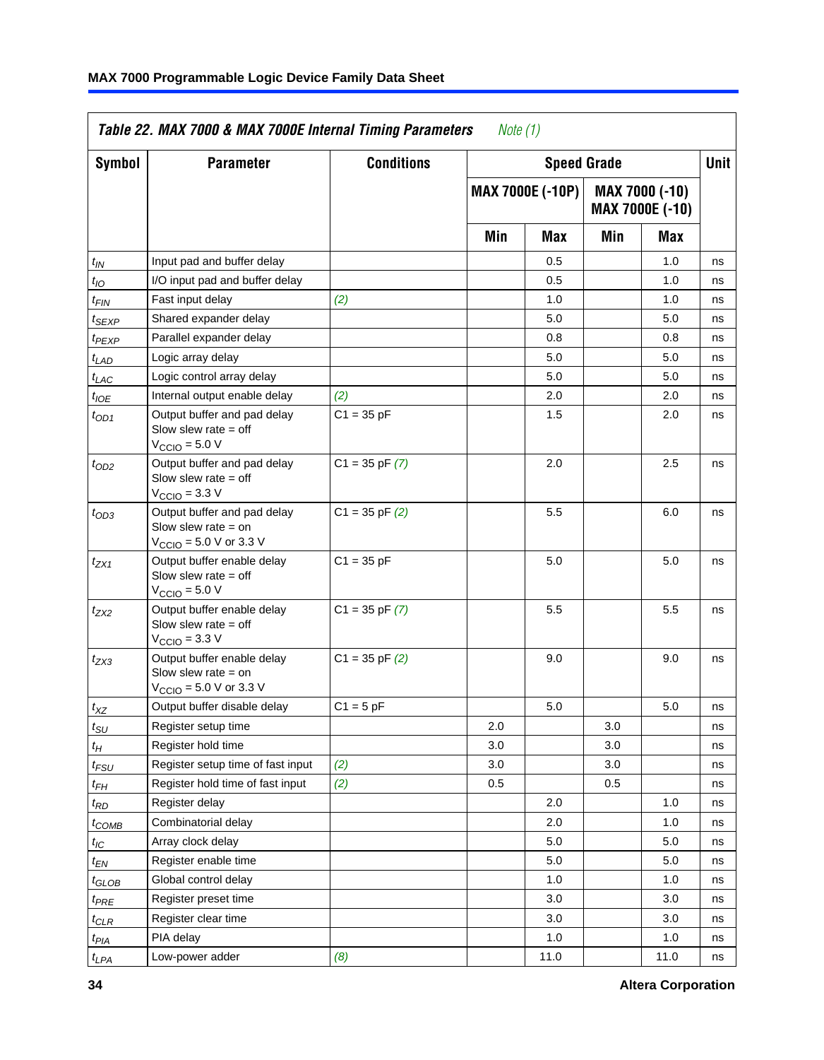| Table 22. MAX 7000 & MAX 7000E Internal Timing Parameters *Note (1)* | | | | | | | |
|---|---|---|---|---|---|---|---|
| Symbol | Parameter | Conditions | Speed Grade | | | | Unit |
| | | | MAX 7000E (-10P) | | MAX 7000 (-10) MAX 7000E (-10) | | |
| | | | Min | Max | Min | Max | |
| $t_{IN}$ | Input pad and buffer delay | | | 0.5 | | 1.0 | ns |
| $t_{IO}$ | I/O input pad and buffer delay | | | 0.5 | | 1.0 | ns |
| $t_{FIN}$ | Fast input delay | *(2)* | | 1.0 | | 1.0 | ns |
| $t_{SEXP}$ | Shared expander delay | | | 5.0 | | 5.0 | ns |
| $t_{PEXP}$ | Parallel expander delay | | | 0.8 | | 0.8 | ns |
| $t_{LAD}$ | Logic array delay | | | 5.0 | | 5.0 | ns |
| $t_{LAC}$ | Logic control array delay | | | 5.0 | | 5.0 | ns |
| $t_{IOE}$ | Internal output enable delay | *(2)* | | 2.0 | | 2.0 | ns |
| $t_{OD1}$ | Output buffer and pad delay Slow slew rate = off $V_{CCIO}$ = 5.0 V | C1 = 35 pF | | 1.5 | | 2.0 | ns |
| $t_{OD2}$ | Output buffer and pad delay Slow slew rate = off $V_{CCIO}$ = 3.3 V | C1 = 35 pF *(7)* | | 2.0 | | 2.5 | ns |
| $t_{OD3}$ | Output buffer and pad delay Slow slew rate = on $V_{CCIO}$ = 5.0 V or 3.3 V | C1 = 35 pF *(2)* | | 5.5 | | 6.0 | ns |
| $t_{ZX1}$ | Output buffer enable delay Slow slew rate = off $V_{CCIO}$ = 5.0 V | C1 = 35 pF | | 5.0 | | 5.0 | ns |
| $t_{ZX2}$ | Output buffer enable delay Slow slew rate = off $V_{CCIO}$ = 3.3 V | C1 = 35 pF *(7)* | | 5.5 | | 5.5 | ns |
| $t_{ZX3}$ | Output buffer enable delay Slow slew rate = on $V_{CCIO}$ = 5.0 V or 3.3 V | C1 = 35 pF *(2)* | | 9.0 | | 9.0 | ns |
| $t_{XZ}$ | Output buffer disable delay | C1 = 5 pF | | 5.0 | | 5.0 | ns |
| $t_{SU}$ | Register setup time | | 2.0 | | 3.0 | | ns |
| $t_H$ | Register hold time | | 3.0 | | 3.0 | | ns |
| $t_{FSU}$ | Register setup time of fast input | *(2)* | 3.0 | | 3.0 | | ns |
| $t_{FH}$ | Register hold time of fast input | *(2)* | 0.5 | | 0.5 | | ns |
| $t_{RD}$ | Register delay | | | 2.0 | | 1.0 | ns |
| $t_{COMB}$ | Combinatorial delay | | | 2.0 | | 1.0 | ns |
| $t_{IC}$ | Array clock delay | | | 5.0 | | 5.0 | ns |
| $t_{EN}$ | Register enable time | | | 5.0 | | 5.0 | ns |
| $t_{GLOB}$ | Global control delay | | | 1.0 | | 1.0 | ns |
| $t_{PRE}$ | Register preset time | | | 3.0 | | 3.0 | ns |
| $t_{CLR}$ | Register clear time | | | 3.0 | | 3.0 | ns |
| $t_{PIA}$ | PIA delay | | | 1.0 | | 1.0 | ns |
| $t_{LPA}$ | Low-power adder | *(8)* | | 11.0 | | 11.0 | ns |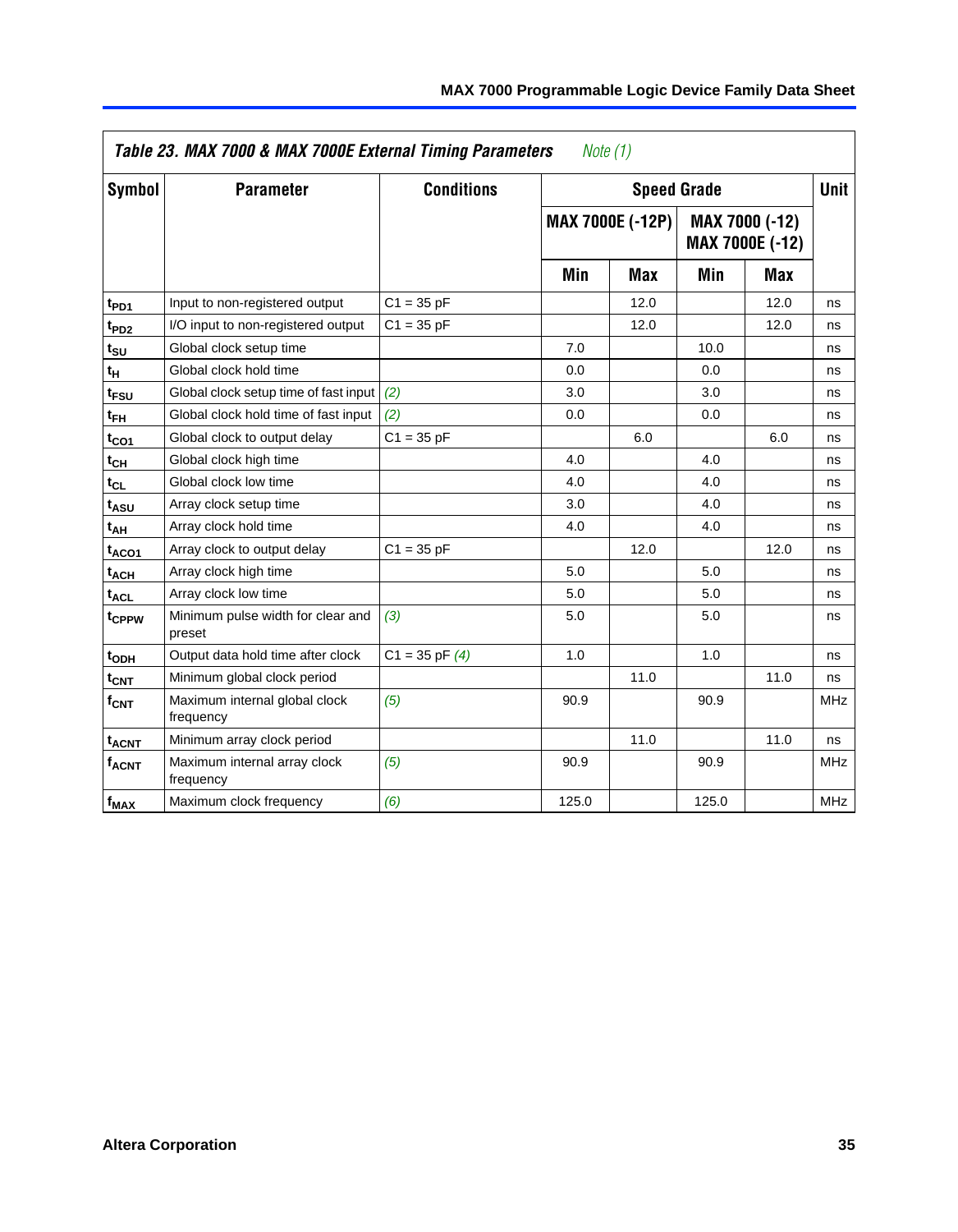*Table 23. MAX 7000 & MAX 7000E External Timing Parameters* *Note (1)*

| Symbol | Parameter | Conditions | Speed Grade | | | | Unit |
|---|---|---|---|---|---|---|---|
| | | | MAX 7000E (-12P) | | MAX 7000 (-12) MAX 7000E (-12) | | |
| | | | Min | Max | Min | Max | |
| $t_{PD1}$ | Input to non-registered output | C1 = 35 pF | | 12.0 | | 12.0 | ns |
| $t_{PD2}$ | I/O input to non-registered output | C1 = 35 pF | | 12.0 | | 12.0 | ns |
| $t_{SU}$ | Global clock setup time | | 7.0 | | 10.0 | | ns |
| $t_H$ | Global clock hold time | | 0.0 | | 0.0 | | ns |
| $t_{FSU}$ | Global clock setup time of fast input | *(2)* | 3.0 | | 3.0 | | ns |
| $t_{FH}$ | Global clock hold time of fast input | *(2)* | 0.0 | | 0.0 | | ns |
| $t_{CO1}$ | Global clock to output delay | C1 = 35 pF | | 6.0 | | 6.0 | ns |
| $t_{CH}$ | Global clock high time | | 4.0 | | 4.0 | | ns |
| $t_{CL}$ | Global clock low time | | 4.0 | | 4.0 | | ns |
| $t_{ASU}$ | Array clock setup time | | 3.0 | | 4.0 | | ns |
| $t_{AH}$ | Array clock hold time | | 4.0 | | 4.0 | | ns |
| $t_{ACO1}$ | Array clock to output delay | C1 = 35 pF | | 12.0 | | 12.0 | ns |
| $t_{ACH}$ | Array clock high time | | 5.0 | | 5.0 | | ns |
| $t_{ACL}$ | Array clock low time | | 5.0 | | 5.0 | | ns |
| $t_{CPPW}$ | Minimum pulse width for clear and preset | *(3)* | 5.0 | | 5.0 | | ns |
| $t_{ODH}$ | Output data hold time after clock | C1 = 35 pF *(4)* | 1.0 | | 1.0 | | ns |
| $t_{CNT}$ | Minimum global clock period | | | 11.0 | | 11.0 | ns |
| $f_{CNT}$ | Maximum internal global clock frequency | *(5)* | 90.9 | | 90.9 | | MHz |
| $t_{ACNT}$ | Minimum array clock period | | | 11.0 | | 11.0 | ns |
| $f_{ACNT}$ | Maximum internal array clock frequency | *(5)* | 90.9 | | 90.9 | | MHz |
| $f_{MAX}$ | Maximum clock frequency | *(6)* | 125.0 | | 125.0 | | MHz |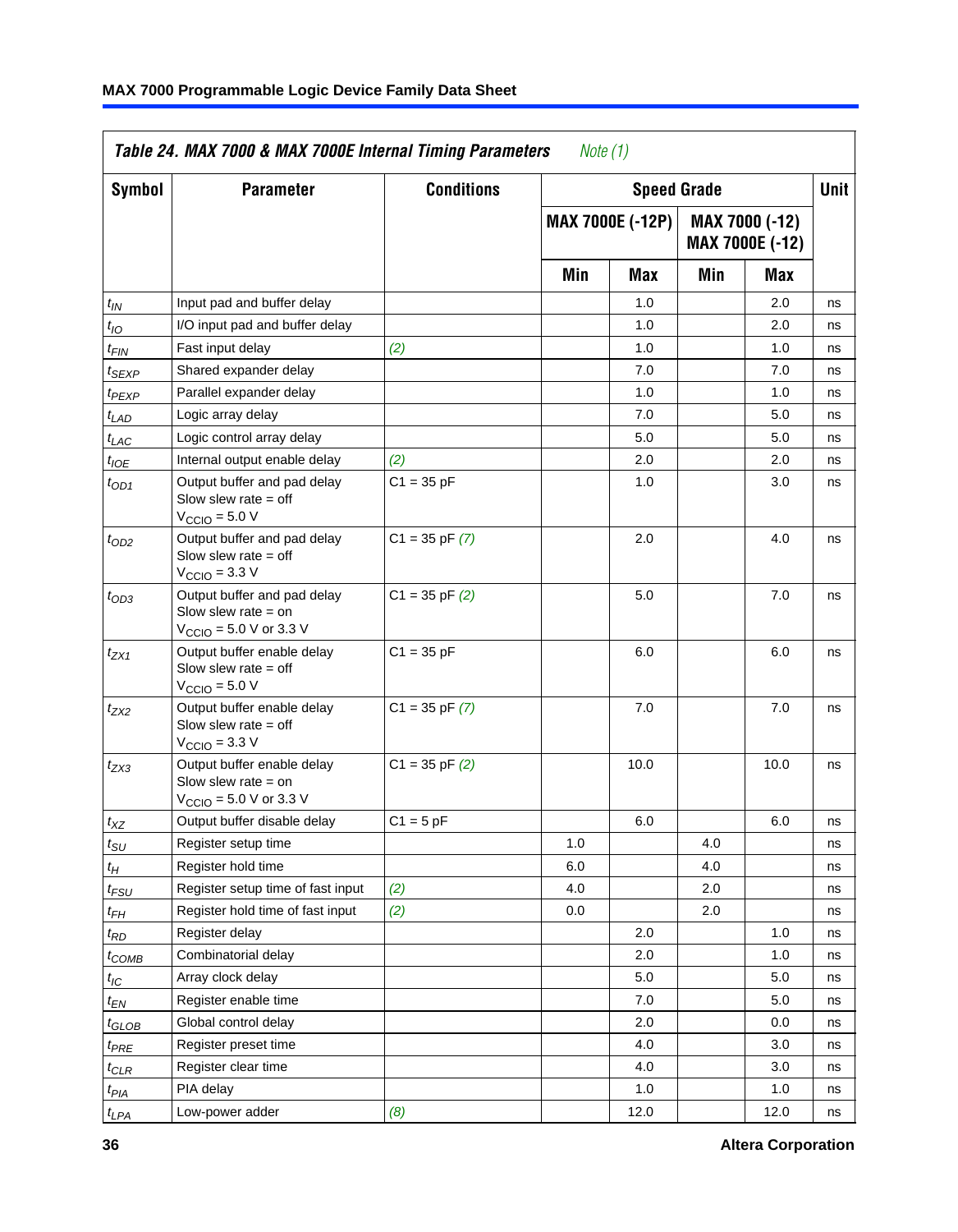**Table 24. MAX 7000 & MAX 7000E Internal Timing Parameters** *Note (1)*

| Symbol | Parameter | Conditions | Speed Grade | | | | Unit |
|---|---|---|---|---|---|---|---|
| | | | MAX 7000E (-12P) | | MAX 7000 (-12) MAX 7000E (-12) | | |
| | | | Min | Max | Min | Max | |
| $t_{IN}$ | Input pad and buffer delay | | | 1.0 | | 2.0 | ns |
| $t_{IO}$ | I/O input pad and buffer delay | | | 1.0 | | 2.0 | ns |
| $t_{FIN}$ | Fast input delay | *(2)* | | 1.0 | | 1.0 | ns |
| $t_{SEXP}$ | Shared expander delay | | | 7.0 | | 7.0 | ns |
| $t_{PEXP}$ | Parallel expander delay | | | 1.0 | | 1.0 | ns |
| $t_{LAD}$ | Logic array delay | | | 7.0 | | 5.0 | ns |
| $t_{LAC}$ | Logic control array delay | | | 5.0 | | 5.0 | ns |
| $t_{IOE}$ | Internal output enable delay | *(2)* | | 2.0 | | 2.0 | ns |
| $t_{OD1}$ | Output buffer and pad delay Slow slew rate = off $V_{CCIO}$ = 5.0 V | C1 = 35 pF | | 1.0 | | 3.0 | ns |
| $t_{OD2}$ | Output buffer and pad delay Slow slew rate = off $V_{CCIO}$ = 3.3 V | C1 = 35 pF *(7)* | | 2.0 | | 4.0 | ns |
| $t_{OD3}$ | Output buffer and pad delay Slow slew rate = on $V_{CCIO}$ = 5.0 V or 3.3 V | C1 = 35 pF *(2)* | | 5.0 | | 7.0 | ns |
| $t_{ZX1}$ | Output buffer enable delay Slow slew rate = off $V_{CCIO}$ = 5.0 V | C1 = 35 pF | | 6.0 | | 6.0 | ns |
| $t_{ZX2}$ | Output buffer enable delay Slow slew rate = off $V_{CCIO}$ = 3.3 V | C1 = 35 pF *(7)* | | 7.0 | | 7.0 | ns |
| $t_{ZX3}$ | Output buffer enable delay Slow slew rate = on $V_{CCIO}$ = 5.0 V or 3.3 V | C1 = 35 pF *(2)* | | 10.0 | | 10.0 | ns |
| $t_{XZ}$ | Output buffer disable delay | C1 = 5 pF | | 6.0 | | 6.0 | ns |
| $t_{SU}$ | Register setup time | | 1.0 | | 4.0 | | ns |
| $t_{H}$ | Register hold time | | 6.0 | | 4.0 | | ns |
| $t_{FSU}$ | Register setup time of fast input | *(2)* | 4.0 | | 2.0 | | ns |
| $t_{FH}$ | Register hold time of fast input | *(2)* | 0.0 | | 2.0 | | ns |
| $t_{RD}$ | Register delay | | | 2.0 | | 1.0 | ns |
| $t_{COMB}$ | Combinatorial delay | | | 2.0 | | 1.0 | ns |
| $t_{IC}$ | Array clock delay | | | 5.0 | | 5.0 | ns |
| $t_{EN}$ | Register enable time | | | 7.0 | | 5.0 | ns |
| $t_{GLOB}$ | Global control delay | | | 2.0 | | 0.0 | ns |
| $t_{PRE}$ | Register preset time | | | 4.0 | | 3.0 | ns |
| $t_{CLR}$ | Register clear time | | | 4.0 | | 3.0 | ns |
| $t_{PIA}$ | PIA delay | | | 1.0 | | 1.0 | ns |
| $t_{LPA}$ | Low-power adder | *(8)* | | 12.0 | | 12.0 | ns |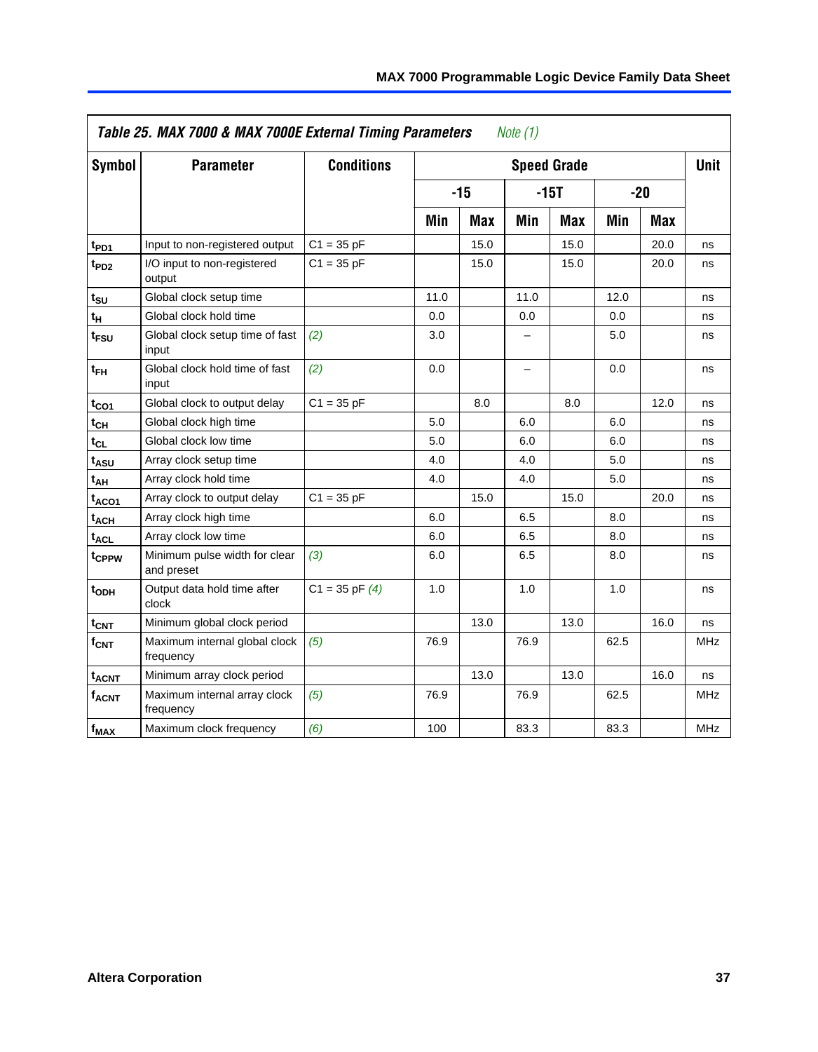**Table 25. MAX 7000 & MAX 7000E External Timing Parameters** *Note (1)*

| Symbol | Parameter | Conditions | Speed Grade | | | | | | Unit |
|---|---|---|---|---|---|---|---|---|---|
| | | | -15 | | -15T | | -20 | | |
| | | | Min | Max | Min | Max | Min | Max | |
| $t_{PD1}$ | Input to non-registered output | C1 = 35 pF | | 15.0 | | 15.0 | | 20.0 | ns |
| $t_{PD2}$ | I/O input to non-registered output | C1 = 35 pF | | 15.0 | | 15.0 | | 20.0 | ns |
| $t_{SU}$ | Global clock setup time | | 11.0 | | 11.0 | | 12.0 | | ns |
| $t_{H}$ | Global clock hold time | | 0.0 | | 0.0 | | 0.0 | | ns |
| $t_{FSU}$ | Global clock setup time of fast input | *(2)* | 3.0 | | – | | 5.0 | | ns |
| $t_{FH}$ | Global clock hold time of fast input | *(2)* | 0.0 | | – | | 0.0 | | ns |
| $t_{CO1}$ | Global clock to output delay | C1 = 35 pF | | 8.0 | | 8.0 | | 12.0 | ns |
| $t_{CH}$ | Global clock high time | | 5.0 | | 6.0 | | 6.0 | | ns |
| $t_{CL}$ | Global clock low time | | 5.0 | | 6.0 | | 6.0 | | ns |
| $t_{ASU}$ | Array clock setup time | | 4.0 | | 4.0 | | 5.0 | | ns |
| $t_{AH}$ | Array clock hold time | | 4.0 | | 4.0 | | 5.0 | | ns |
| $t_{ACO1}$ | Array clock to output delay | C1 = 35 pF | | 15.0 | | 15.0 | | 20.0 | ns |
| $t_{ACH}$ | Array clock high time | | 6.0 | | 6.5 | | 8.0 | | ns |
| $t_{ACL}$ | Array clock low time | | 6.0 | | 6.5 | | 8.0 | | ns |
| $t_{CPPW}$ | Minimum pulse width for clear and preset | *(3)* | 6.0 | | 6.5 | | 8.0 | | ns |
| $t_{ODH}$ | Output data hold time after clock | C1 = 35 pF *(4)* | 1.0 | | 1.0 | | 1.0 | | ns |
| $t_{CNT}$ | Minimum global clock period | | | 13.0 | | 13.0 | | 16.0 | ns |
| $f_{CNT}$ | Maximum internal global clock frequency | *(5)* | 76.9 | | 76.9 | | 62.5 | | MHz |
| $t_{ACNT}$ | Minimum array clock period | | | 13.0 | | 13.0 | | 16.0 | ns |
| $f_{ACNT}$ | Maximum internal array clock frequency | *(5)* | 76.9 | | 76.9 | | 62.5 | | MHz |
| $f_{MAX}$ | Maximum clock frequency | *(6)* | 100 | | 83.3 | | 83.3 | | MHz |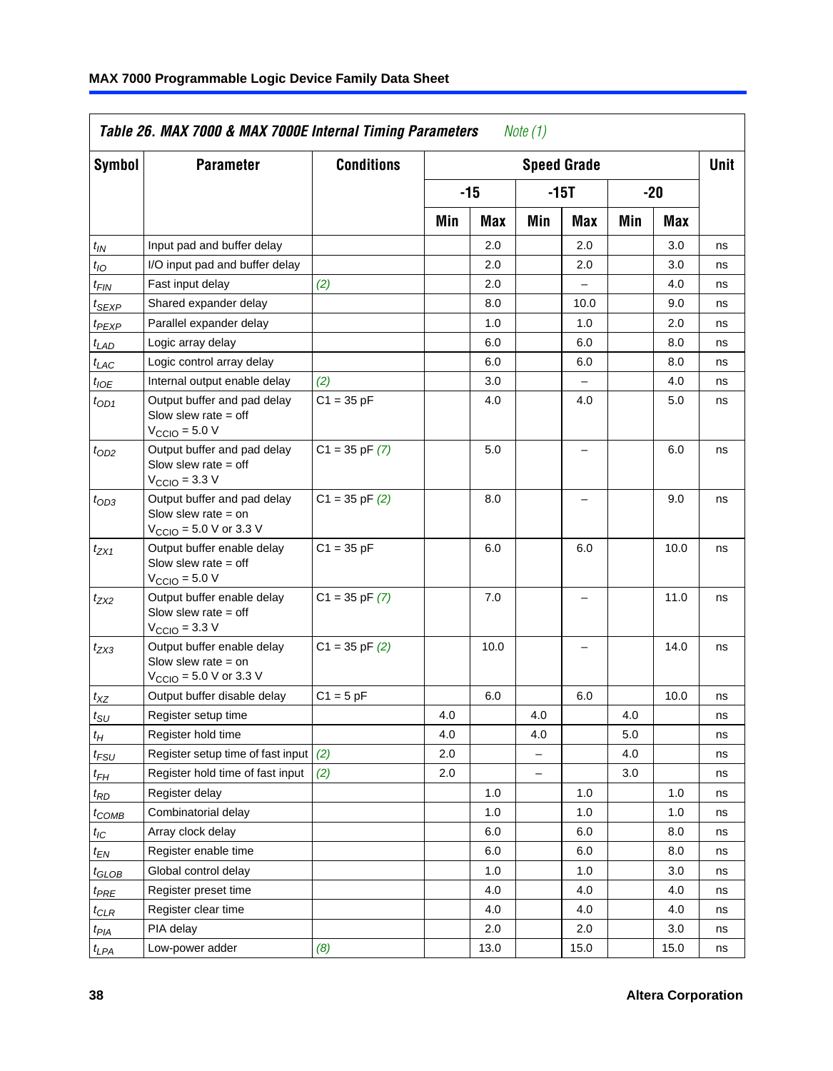**Table 26. MAX 7000 & MAX 7000E Internal Timing Parameters** *Note (1)*

| Symbol | Parameter | Conditions | Speed Grade | | | | | | Unit |
|---|---|---|---|---|---|---|---|---|---|
| | | | -15 | | -15T | | -20 | | |
| | | | Min | Max | Min | Max | Min | Max | |
| $t_{IN}$ | Input pad and buffer delay | | | 2.0 | | 2.0 | | 3.0 | ns |
| $t_{IO}$ | I/O input pad and buffer delay | | | 2.0 | | 2.0 | | 3.0 | ns |
| $t_{FIN}$ | Fast input delay | *(2)* | | 2.0 | | – | | 4.0 | ns |
| $t_{SEXP}$ | Shared expander delay | | | 8.0 | | 10.0 | | 9.0 | ns |
| $t_{PEXP}$ | Parallel expander delay | | | 1.0 | | 1.0 | | 2.0 | ns |
| $t_{LAD}$ | Logic array delay | | | 6.0 | | 6.0 | | 8.0 | ns |
| $t_{LAC}$ | Logic control array delay | | | 6.0 | | 6.0 | | 8.0 | ns |
| $t_{IOE}$ | Internal output enable delay | *(2)* | | 3.0 | | – | | 4.0 | ns |
| $t_{OD1}$ | Output buffer and pad delay Slow slew rate = off $V_{CCIO}$ = 5.0 V | C1 = 35 pF | | 4.0 | | 4.0 | | 5.0 | ns |
| $t_{OD2}$ | Output buffer and pad delay Slow slew rate = off $V_{CCIO}$ = 3.3 V | C1 = 35 pF *(7)* | | 5.0 | | – | | 6.0 | ns |
| $t_{OD3}$ | Output buffer and pad delay Slow slew rate = on $V_{CCIO}$ = 5.0 V or 3.3 V | C1 = 35 pF *(2)* | | 8.0 | | – | | 9.0 | ns |
| $t_{ZX1}$ | Output buffer enable delay Slow slew rate = off $V_{CCIO}$ = 5.0 V | C1 = 35 pF | | 6.0 | | 6.0 | | 10.0 | ns |
| $t_{ZX2}$ | Output buffer enable delay Slow slew rate = off $V_{CCIO}$ = 3.3 V | C1 = 35 pF *(7)* | | 7.0 | | – | | 11.0 | ns |
| $t_{ZX3}$ | Output buffer enable delay Slow slew rate = on $V_{CCIO}$ = 5.0 V or 3.3 V | C1 = 35 pF *(2)* | | 10.0 | | – | | 14.0 | ns |
| $t_{XZ}$ | Output buffer disable delay | C1 = 5 pF | | 6.0 | | 6.0 | | 10.0 | ns |
| $t_{SU}$ | Register setup time | | 4.0 | | 4.0 | | 4.0 | | ns |
| $t_{H}$ | Register hold time | | 4.0 | | 4.0 | | 5.0 | | ns |
| $t_{FSU}$ | Register setup time of fast input | *(2)* | 2.0 | | – | | 4.0 | | ns |
| $t_{FH}$ | Register hold time of fast input | *(2)* | 2.0 | | – | | 3.0 | | ns |
| $t_{RD}$ | Register delay | | | 1.0 | | 1.0 | | 1.0 | ns |
| $t_{COMB}$ | Combinatorial delay | | | 1.0 | | 1.0 | | 1.0 | ns |
| $t_{IC}$ | Array clock delay | | | 6.0 | | 6.0 | | 8.0 | ns |
| $t_{EN}$ | Register enable time | | | 6.0 | | 6.0 | | 8.0 | ns |
| $t_{GLOB}$ | Global control delay | | | 1.0 | | 1.0 | | 3.0 | ns |
| $t_{PRE}$ | Register preset time | | | 4.0 | | 4.0 | | 4.0 | ns |
| $t_{CLR}$ | Register clear time | | | 4.0 | | 4.0 | | 4.0 | ns |
| $t_{PIA}$ | PIA delay | | | 2.0 | | 2.0 | | 3.0 | ns |
| $t_{LPA}$ | Low-power adder | *(8)* | | 13.0 | | 15.0 | | 15.0 | ns |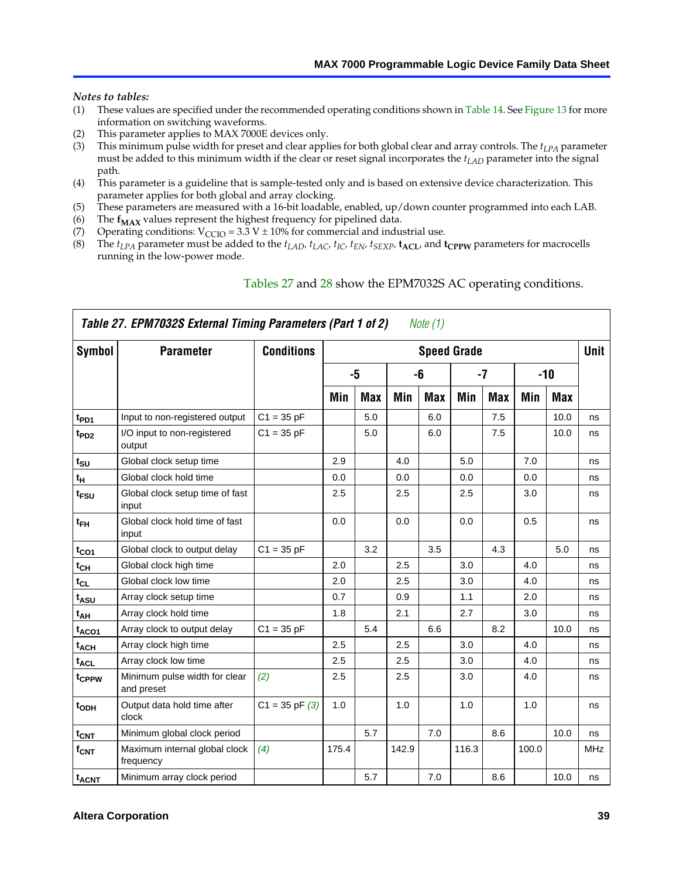*Notes to tables:*

(1) These values are specified under the recommended operating conditions shown in Table 14. See Figure 13 for more information on switching waveforms.
(2) This parameter applies to MAX 7000E devices only.
(3) This minimum pulse width for preset and clear applies for both global clear and array controls. The $t_{LPA}$ parameter must be added to this minimum width if the clear or reset signal incorporates the $t_{LAD}$ parameter into the signal path.
(4) This parameter is a guideline that is sample-tested only and is based on extensive device characterization. This parameter applies for both global and array clocking.
(5) These parameters are measured with a 16-bit loadable, enabled, up/down counter programmed into each LAB.
(6) The $\mathbf{f_{MAX}}$ values represent the highest frequency for pipelined data.
(7) Operating conditions: $V_{CCIO} = 3.3\ V \pm 10\%$ for commercial and industrial use.
(8) The $t_{LPA}$ parameter must be added to the $t_{LAD}$, $t_{LAC}$, $t_{IC}$, $t_{EN}$, $t_{SEXP}$, $\mathbf{t_{ACL}}$, and $\mathbf{t_{CPPW}}$ parameters for macrocells running in the low-power mode.

Tables 27 and 28 show the EPM7032S AC operating conditions.

**Table 27. EPM7032S External Timing Parameters (Part 1 of 2)** *Note (1)*

| Symbol | Parameter | Conditions | Speed Grade | | | | | | | | Unit |
|---|---|---|---|---|---|---|---|---|---|---|---|
| | | | -5 | | -6 | | -7 | | -10 | | |
| | | | Min | Max | Min | Max | Min | Max | Min | Max | |
| $t_{PD1}$ | Input to non-registered output | C1 = 35 pF | | 5.0 | | 6.0 | | 7.5 | | 10.0 | ns |
| $t_{PD2}$ | I/O input to non-registered output | C1 = 35 pF | | 5.0 | | 6.0 | | 7.5 | | 10.0 | ns |
| $t_{SU}$ | Global clock setup time | | 2.9 | | 4.0 | | 5.0 | | 7.0 | | ns |
| $t_{H}$ | Global clock hold time | | 0.0 | | 0.0 | | 0.0 | | 0.0 | | ns |
| $t_{FSU}$ | Global clock setup time of fast input | | 2.5 | | 2.5 | | 2.5 | | 3.0 | | ns |
| $t_{FH}$ | Global clock hold time of fast input | | 0.0 | | 0.0 | | 0.0 | | 0.5 | | ns |
| $t_{CO1}$ | Global clock to output delay | C1 = 35 pF | | 3.2 | | 3.5 | | 4.3 | | 5.0 | ns |
| $t_{CH}$ | Global clock high time | | 2.0 | | 2.5 | | 3.0 | | 4.0 | | ns |
| $t_{CL}$ | Global clock low time | | 2.0 | | 2.5 | | 3.0 | | 4.0 | | ns |
| $t_{ASU}$ | Array clock setup time | | 0.7 | | 0.9 | | 1.1 | | 2.0 | | ns |
| $t_{AH}$ | Array clock hold time | | 1.8 | | 2.1 | | 2.7 | | 3.0 | | ns |
| $t_{ACO1}$ | Array clock to output delay | C1 = 35 pF | | 5.4 | | 6.6 | | 8.2 | | 10.0 | ns |
| $t_{ACH}$ | Array clock high time | | 2.5 | | 2.5 | | 3.0 | | 4.0 | | ns |
| $t_{ACL}$ | Array clock low time | | 2.5 | | 2.5 | | 3.0 | | 4.0 | | ns |
| $t_{CPPW}$ | Minimum pulse width for clear and preset | *(2)* | 2.5 | | 2.5 | | 3.0 | | 4.0 | | ns |
| $t_{ODH}$ | Output data hold time after clock | C1 = 35 pF *(3)* | 1.0 | | 1.0 | | 1.0 | | 1.0 | | ns |
| $t_{CNT}$ | Minimum global clock period | | | 5.7 | | 7.0 | | 8.6 | | 10.0 | ns |
| $f_{CNT}$ | Maximum internal global clock frequency | *(4)* | 175.4 | | 142.9 | | 116.3 | | 100.0 | | MHz |
| $t_{ACNT}$ | Minimum array clock period | | | 5.7 | | 7.0 | | 8.6 | | 10.0 | ns |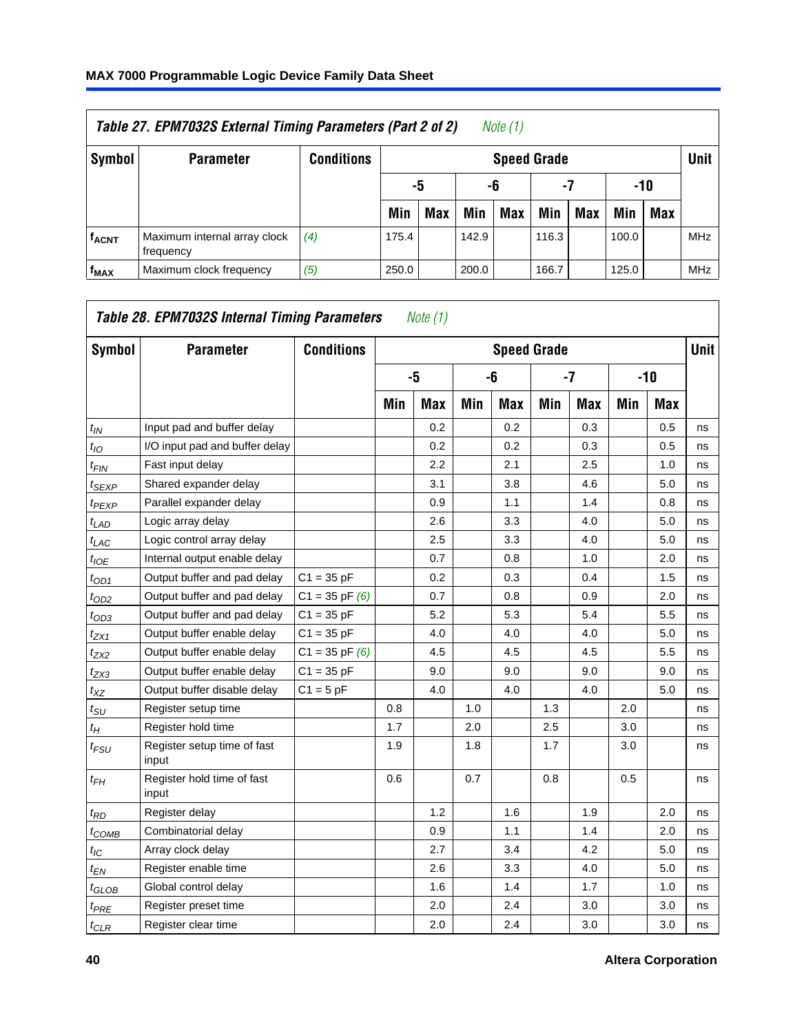**Table 27. EPM7032S External Timing Parameters (Part 2 of 2)** *Note (1)*

| Symbol | Parameter | Conditions | Speed Grade | | | | | | | | Unit |
|---|---|---|---|---|---|---|---|---|---|---|---|
| | | | -5 | | -6 | | -7 | | -10 | | |
| | | | Min | Max | Min | Max | Min | Max | Min | Max | |
| $f_{ACNT}$ | Maximum internal array clock frequency | *(4)* | 175.4 | | 142.9 | | 116.3 | | 100.0 | | MHz |
| $f_{MAX}$ | Maximum clock frequency | *(5)* | 250.0 | | 200.0 | | 166.7 | | 125.0 | | MHz |

**Table 28. EPM7032S Internal Timing Parameters** *Note (1)*

| Symbol | Parameter | Conditions | Speed Grade | | | | | | | | Unit |
|---|---|---|---|---|---|---|---|---|---|---|---|
| | | | -5 | | -6 | | -7 | | -10 | | |
| | | | Min | Max | Min | Max | Min | Max | Min | Max | |
| $t_{IN}$ | Input pad and buffer delay | | | 0.2 | | 0.2 | | 0.3 | | 0.5 | ns |
| $t_{IO}$ | I/O input pad and buffer delay | | | 0.2 | | 0.2 | | 0.3 | | 0.5 | ns |
| $t_{FIN}$ | Fast input delay | | | 2.2 | | 2.1 | | 2.5 | | 1.0 | ns |
| $t_{SEXP}$ | Shared expander delay | | | 3.1 | | 3.8 | | 4.6 | | 5.0 | ns |
| $t_{PEXP}$ | Parallel expander delay | | | 0.9 | | 1.1 | | 1.4 | | 0.8 | ns |
| $t_{LAD}$ | Logic array delay | | | 2.6 | | 3.3 | | 4.0 | | 5.0 | ns |
| $t_{LAC}$ | Logic control array delay | | | 2.5 | | 3.3 | | 4.0 | | 5.0 | ns |
| $t_{IOE}$ | Internal output enable delay | | | 0.7 | | 0.8 | | 1.0 | | 2.0 | ns |
| $t_{OD1}$ | Output buffer and pad delay | C1 = 35 pF | | 0.2 | | 0.3 | | 0.4 | | 1.5 | ns |
| $t_{OD2}$ | Output buffer and pad delay | C1 = 35 pF *(6)* | | 0.7 | | 0.8 | | 0.9 | | 2.0 | ns |
| $t_{OD3}$ | Output buffer and pad delay | C1 = 35 pF | | 5.2 | | 5.3 | | 5.4 | | 5.5 | ns |
| $t_{ZX1}$ | Output buffer enable delay | C1 = 35 pF | | 4.0 | | 4.0 | | 4.0 | | 5.0 | ns |
| $t_{ZX2}$ | Output buffer enable delay | C1 = 35 pF *(6)* | | 4.5 | | 4.5 | | 4.5 | | 5.5 | ns |
| $t_{ZX3}$ | Output buffer enable delay | C1 = 35 pF | | 9.0 | | 9.0 | | 9.0 | | 9.0 | ns |
| $t_{XZ}$ | Output buffer disable delay | C1 = 5 pF | | 4.0 | | 4.0 | | 4.0 | | 5.0 | ns |
| $t_{SU}$ | Register setup time | | 0.8 | | 1.0 | | 1.3 | | 2.0 | | ns |
| $t_{H}$ | Register hold time | | 1.7 | | 2.0 | | 2.5 | | 3.0 | | ns |
| $t_{FSU}$ | Register setup time of fast input | | 1.9 | | 1.8 | | 1.7 | | 3.0 | | ns |
| $t_{FH}$ | Register hold time of fast input | | 0.6 | | 0.7 | | 0.8 | | 0.5 | | ns |
| $t_{RD}$ | Register delay | | | 1.2 | | 1.6 | | 1.9 | | 2.0 | ns |
| $t_{COMB}$ | Combinatorial delay | | | 0.9 | | 1.1 | | 1.4 | | 2.0 | ns |
| $t_{IC}$ | Array clock delay | | | 2.7 | | 3.4 | | 4.2 | | 5.0 | ns |
| $t_{EN}$ | Register enable time | | | 2.6 | | 3.3 | | 4.0 | | 5.0 | ns |
| $t_{GLOB}$ | Global control delay | | | 1.6 | | 1.4 | | 1.7 | | 1.0 | ns |
| $t_{PRE}$ | Register preset time | | | 2.0 | | 2.4 | | 3.0 | | 3.0 | ns |
| $t_{CLR}$ | Register clear time | | | 2.0 | | 2.4 | | 3.0 | | 3.0 | ns |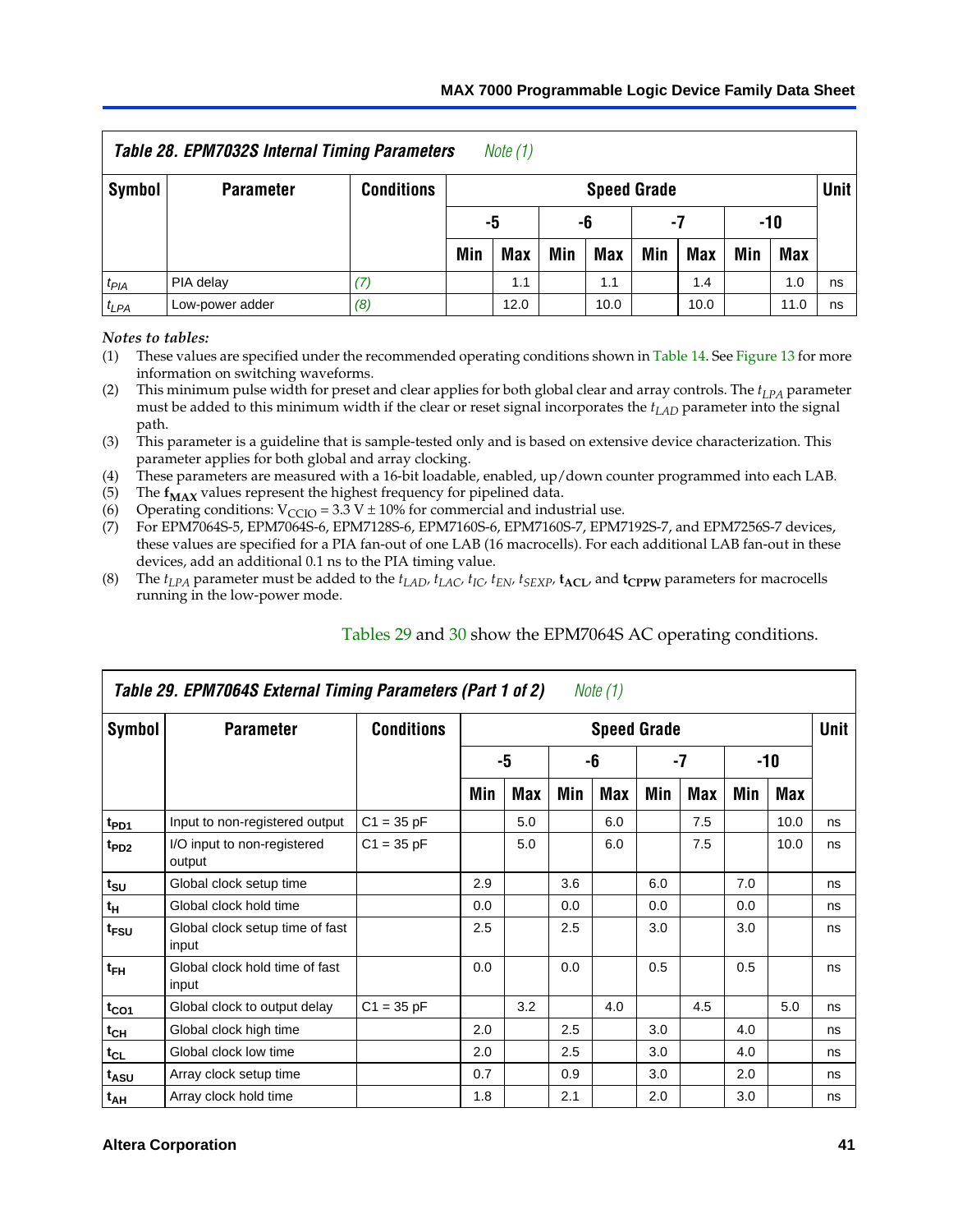**Table 28. EPM7032S Internal Timing Parameters** *Note (1)*

| Symbol | Parameter | Conditions | Speed Grade | | | | | | | | Unit |
|---|---|---|---|---|---|---|---|---|---|---|---|
| | | | -5 | | -6 | | -7 | | -10 | | |
| | | | Min | Max | Min | Max | Min | Max | Min | Max | |
| $t_{PIA}$ | PIA delay | *(7)* | | 1.1 | | 1.1 | | 1.4 | | 1.0 | ns |
| $t_{LPA}$ | Low-power adder | *(8)* | | 12.0 | | 10.0 | | 10.0 | | 11.0 | ns |

*Notes to tables:*

(1) These values are specified under the recommended operating conditions shown in Table 14. See Figure 13 for more information on switching waveforms.

(2) This minimum pulse width for preset and clear applies for both global clear and array controls. The $t_{LPA}$ parameter must be added to this minimum width if the clear or reset signal incorporates the $t_{LAD}$ parameter into the signal path.

(3) This parameter is a guideline that is sample-tested only and is based on extensive device characterization. This parameter applies for both global and array clocking.

(4) These parameters are measured with a 16-bit loadable, enabled, up/down counter programmed into each LAB.

(5) The $\mathbf{f_{MAX}}$ values represent the highest frequency for pipelined data.

(6) Operating conditions: $V_{CCIO} = 3.3\ V \pm 10\%$ for commercial and industrial use.

(7) For EPM7064S-5, EPM7064S-6, EPM7128S-6, EPM7160S-6, EPM7160S-7, EPM7192S-7, and EPM7256S-7 devices, these values are specified for a PIA fan-out of one LAB (16 macrocells). For each additional LAB fan-out in these devices, add an additional 0.1 ns to the PIA timing value.

(8) The $t_{LPA}$ parameter must be added to the $t_{LAD}$, $t_{LAC}$, $t_{IC}$, $t_{EN}$, $t_{SEXP}$, $\mathbf{t_{ACL}}$, and $\mathbf{t_{CPPW}}$ parameters for macrocells running in the low-power mode.

Tables 29 and 30 show the EPM7064S AC operating conditions.

**Table 29. EPM7064S External Timing Parameters (Part 1 of 2)** *Note (1)*

| Symbol | Parameter | Conditions | Speed Grade | | | | | | | | Unit |
|---|---|---|---|---|---|---|---|---|---|---|---|
| | | | -5 | | -6 | | -7 | | -10 | | |
| | | | Min | Max | Min | Max | Min | Max | Min | Max | |
| $t_{PD1}$ | Input to non-registered output | C1 = 35 pF | | 5.0 | | 6.0 | | 7.5 | | 10.0 | ns |
| $t_{PD2}$ | I/O input to non-registered output | C1 = 35 pF | | 5.0 | | 6.0 | | 7.5 | | 10.0 | ns |
| $t_{SU}$ | Global clock setup time | | 2.9 | | 3.6 | | 6.0 | | 7.0 | | ns |
| $t_{H}$ | Global clock hold time | | 0.0 | | 0.0 | | 0.0 | | 0.0 | | ns |
| $t_{FSU}$ | Global clock setup time of fast input | | 2.5 | | 2.5 | | 3.0 | | 3.0 | | ns |
| $t_{FH}$ | Global clock hold time of fast input | | 0.0 | | 0.0 | | 0.5 | | 0.5 | | ns |
| $t_{CO1}$ | Global clock to output delay | C1 = 35 pF | | 3.2 | | 4.0 | | 4.5 | | 5.0 | ns |
| $t_{CH}$ | Global clock high time | | 2.0 | | 2.5 | | 3.0 | | 4.0 | | ns |
| $t_{CL}$ | Global clock low time | | 2.0 | | 2.5 | | 3.0 | | 4.0 | | ns |
| $t_{ASU}$ | Array clock setup time | | 0.7 | | 0.9 | | 3.0 | | 2.0 | | ns |
| $t_{AH}$ | Array clock hold time | | 1.8 | | 2.1 | | 2.0 | | 3.0 | | ns |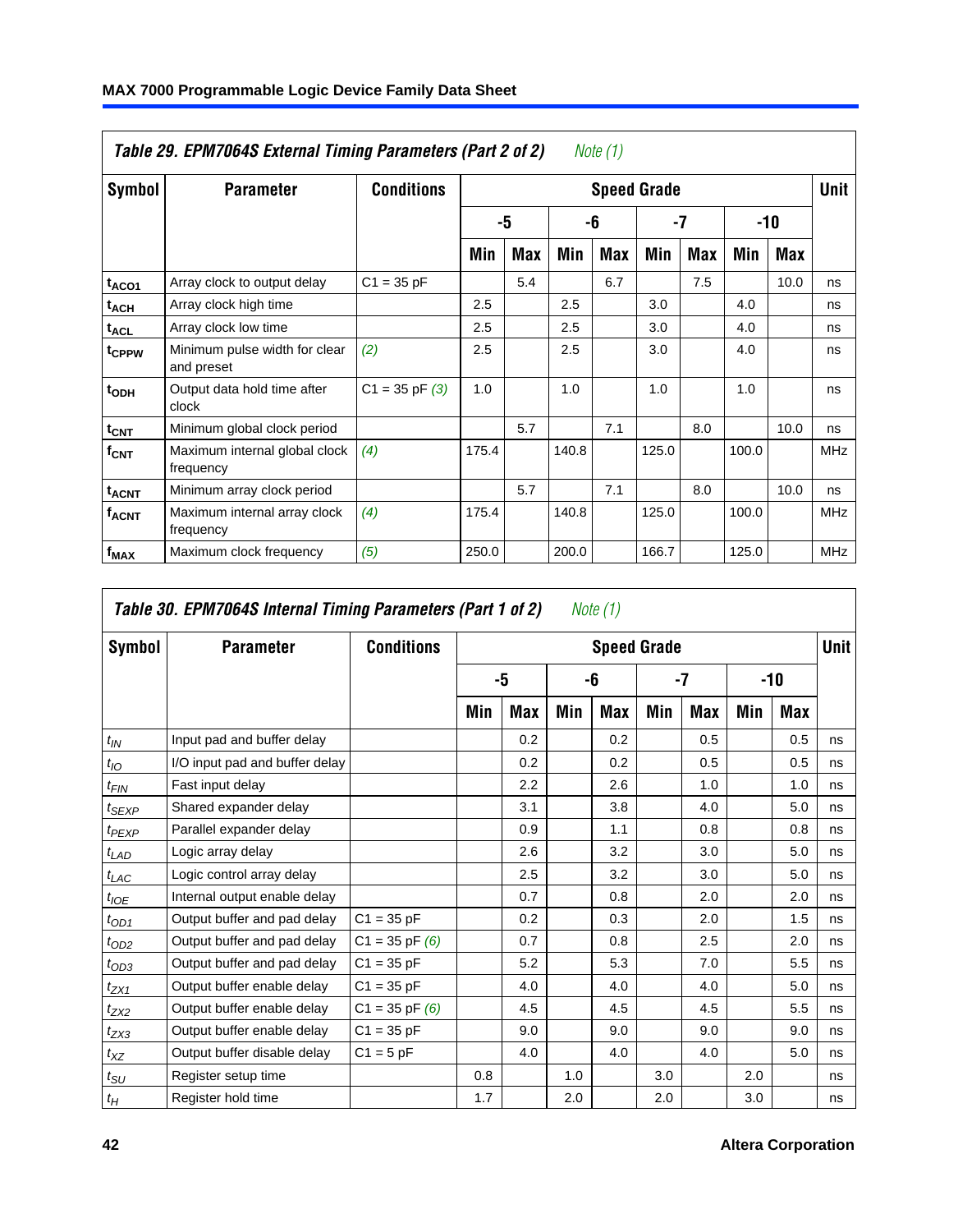**Table 29. EPM7064S External Timing Parameters (Part 2 of 2)** *Note (1)*

| Symbol | Parameter | Conditions | Speed Grade | | | | | | | | Unit |
|---|---|---|---|---|---|---|---|---|---|---|---|
| | | | -5 | | -6 | | -7 | | -10 | | |
| | | | Min | Max | Min | Max | Min | Max | Min | Max | |
| $t_{ACO1}$ | Array clock to output delay | C1 = 35 pF | | 5.4 | | 6.7 | | 7.5 | | 10.0 | ns |
| $t_{ACH}$ | Array clock high time | | 2.5 | | 2.5 | | 3.0 | | 4.0 | | ns |
| $t_{ACL}$ | Array clock low time | | 2.5 | | 2.5 | | 3.0 | | 4.0 | | ns |
| $t_{CPPW}$ | Minimum pulse width for clear and preset | *(2)* | 2.5 | | 2.5 | | 3.0 | | 4.0 | | ns |
| $t_{ODH}$ | Output data hold time after clock | C1 = 35 pF *(3)* | 1.0 | | 1.0 | | 1.0 | | 1.0 | | ns |
| $t_{CNT}$ | Minimum global clock period | | | 5.7 | | 7.1 | | 8.0 | | 10.0 | ns |
| $f_{CNT}$ | Maximum internal global clock frequency | *(4)* | 175.4 | | 140.8 | | 125.0 | | 100.0 | | MHz |
| $t_{ACNT}$ | Minimum array clock period | | | 5.7 | | 7.1 | | 8.0 | | 10.0 | ns |
| $f_{ACNT}$ | Maximum internal array clock frequency | *(4)* | 175.4 | | 140.8 | | 125.0 | | 100.0 | | MHz |
| $f_{MAX}$ | Maximum clock frequency | *(5)* | 250.0 | | 200.0 | | 166.7 | | 125.0 | | MHz |

**Table 30. EPM7064S Internal Timing Parameters (Part 1 of 2)** *Note (1)*

| Symbol | Parameter | Conditions | Speed Grade | | | | | | | | Unit |
|---|---|---|---|---|---|---|---|---|---|---|---|
| | | | -5 | | -6 | | -7 | | -10 | | |
| | | | Min | Max | Min | Max | Min | Max | Min | Max | |
| $t_{IN}$ | Input pad and buffer delay | | | 0.2 | | 0.2 | | 0.5 | | 0.5 | ns |
| $t_{IO}$ | I/O input pad and buffer delay | | | 0.2 | | 0.2 | | 0.5 | | 0.5 | ns |
| $t_{FIN}$ | Fast input delay | | | 2.2 | | 2.6 | | 1.0 | | 1.0 | ns |
| $t_{SEXP}$ | Shared expander delay | | | 3.1 | | 3.8 | | 4.0 | | 5.0 | ns |
| $t_{PEXP}$ | Parallel expander delay | | | 0.9 | | 1.1 | | 0.8 | | 0.8 | ns |
| $t_{LAD}$ | Logic array delay | | | 2.6 | | 3.2 | | 3.0 | | 5.0 | ns |
| $t_{LAC}$ | Logic control array delay | | | 2.5 | | 3.2 | | 3.0 | | 5.0 | ns |
| $t_{IOE}$ | Internal output enable delay | | | 0.7 | | 0.8 | | 2.0 | | 2.0 | ns |
| $t_{OD1}$ | Output buffer and pad delay | C1 = 35 pF | | 0.2 | | 0.3 | | 2.0 | | 1.5 | ns |
| $t_{OD2}$ | Output buffer and pad delay | C1 = 35 pF *(6)* | | 0.7 | | 0.8 | | 2.5 | | 2.0 | ns |
| $t_{OD3}$ | Output buffer and pad delay | C1 = 35 pF | | 5.2 | | 5.3 | | 7.0 | | 5.5 | ns |
| $t_{ZX1}$ | Output buffer enable delay | C1 = 35 pF | | 4.0 | | 4.0 | | 4.0 | | 5.0 | ns |
| $t_{ZX2}$ | Output buffer enable delay | C1 = 35 pF *(6)* | | 4.5 | | 4.5 | | 4.5 | | 5.5 | ns |
| $t_{ZX3}$ | Output buffer enable delay | C1 = 35 pF | | 9.0 | | 9.0 | | 9.0 | | 9.0 | ns |
| $t_{XZ}$ | Output buffer disable delay | C1 = 5 pF | | 4.0 | | 4.0 | | 4.0 | | 5.0 | ns |
| $t_{SU}$ | Register setup time | | 0.8 | | 1.0 | | 3.0 | | 2.0 | | ns |
| $t_{H}$ | Register hold time | | 1.7 | | 2.0 | | 2.0 | | 3.0 | | ns |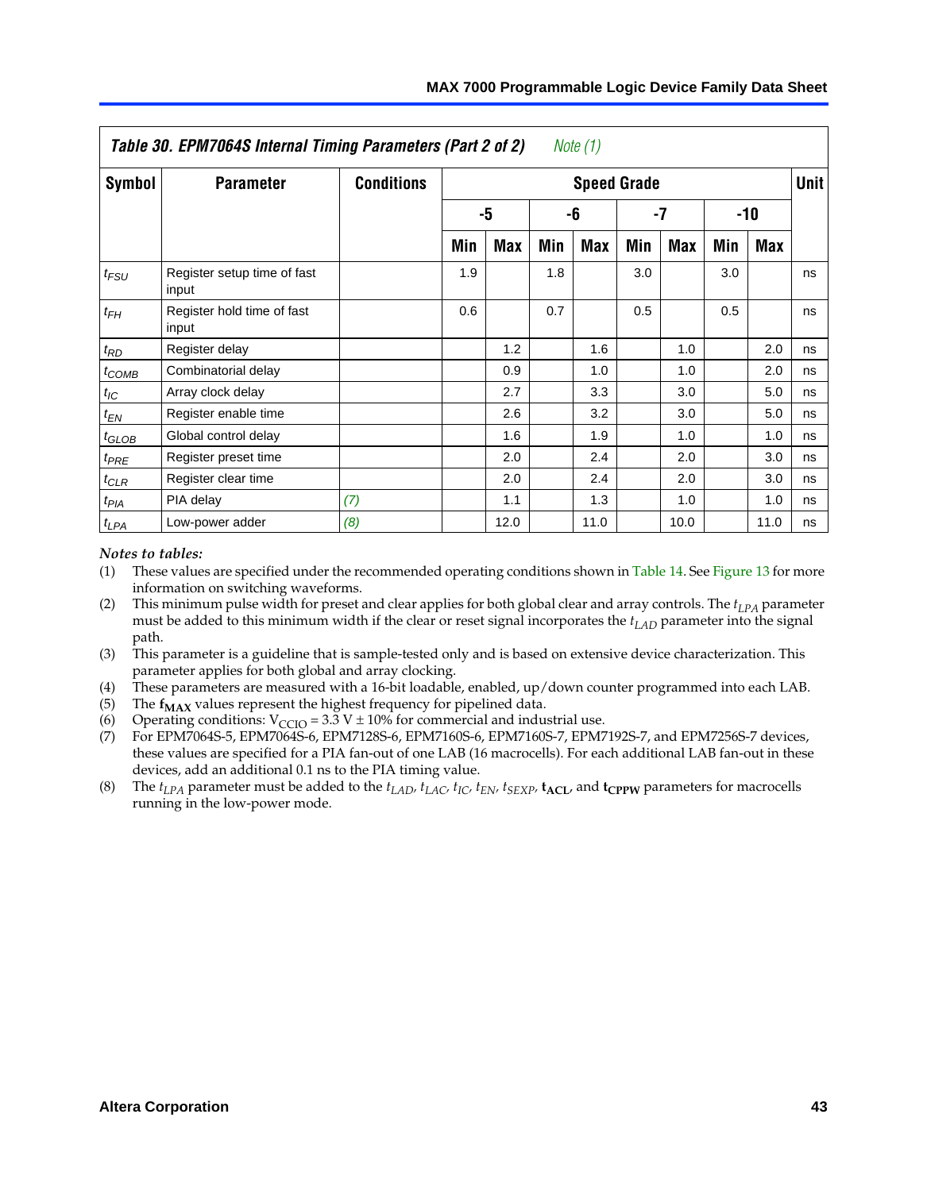**Table 30. EPM7064S Internal Timing Parameters (Part 2 of 2)** *Note (1)*

| Symbol | Parameter | Conditions | Speed Grade | | | | | | | | Unit |
|---|---|---|---|---|---|---|---|---|---|---|---|
| | | | -5 | | -6 | | -7 | | -10 | | |
| | | | Min | Max | Min | Max | Min | Max | Min | Max | |
| $t_{FSU}$ | Register setup time of fast input | | 1.9 | | 1.8 | | 3.0 | | 3.0 | | ns |
| $t_{FH}$ | Register hold time of fast input | | 0.6 | | 0.7 | | 0.5 | | 0.5 | | ns |
| $t_{RD}$ | Register delay | | | 1.2 | | 1.6 | | 1.0 | | 2.0 | ns |
| $t_{COMB}$ | Combinatorial delay | | | 0.9 | | 1.0 | | 1.0 | | 2.0 | ns |
| $t_{IC}$ | Array clock delay | | | 2.7 | | 3.3 | | 3.0 | | 5.0 | ns |
| $t_{EN}$ | Register enable time | | | 2.6 | | 3.2 | | 3.0 | | 5.0 | ns |
| $t_{GLOB}$ | Global control delay | | | 1.6 | | 1.9 | | 1.0 | | 1.0 | ns |
| $t_{PRE}$ | Register preset time | | | 2.0 | | 2.4 | | 2.0 | | 3.0 | ns |
| $t_{CLR}$ | Register clear time | | | 2.0 | | 2.4 | | 2.0 | | 3.0 | ns |
| $t_{PIA}$ | PIA delay | *(7)* | | 1.1 | | 1.3 | | 1.0 | | 1.0 | ns |
| $t_{LPA}$ | Low-power adder | *(8)* | | 12.0 | | 11.0 | | 10.0 | | 11.0 | ns |

*Notes to tables:*

(1) These values are specified under the recommended operating conditions shown in Table 14. See Figure 13 for more information on switching waveforms.

(2) This minimum pulse width for preset and clear applies for both global clear and array controls. The $t_{LPA}$ parameter must be added to this minimum width if the clear or reset signal incorporates the $t_{LAD}$ parameter into the signal path.

(3) This parameter is a guideline that is sample-tested only and is based on extensive device characterization. This parameter applies for both global and array clocking.

(4) These parameters are measured with a 16-bit loadable, enabled, up/down counter programmed into each LAB.

(5) The $\mathbf{f_{MAX}}$ values represent the highest frequency for pipelined data.

(6) Operating conditions: $V_{CCIO} = 3.3\text{ V} \pm 10\%$ for commercial and industrial use.

(7) For EPM7064S-5, EPM7064S-6, EPM7128S-6, EPM7160S-6, EPM7160S-7, EPM7192S-7, and EPM7256S-7 devices, these values are specified for a PIA fan-out of one LAB (16 macrocells). For each additional LAB fan-out in these devices, add an additional 0.1 ns to the PIA timing value.

(8) The $t_{LPA}$ parameter must be added to the $t_{LAD}$, $t_{LAC}$, $t_{IC}$, $t_{EN}$, $t_{SEXP}$, $\mathbf{t_{ACL}}$, and $\mathbf{t_{CPPW}}$ parameters for macrocells running in the low-power mode.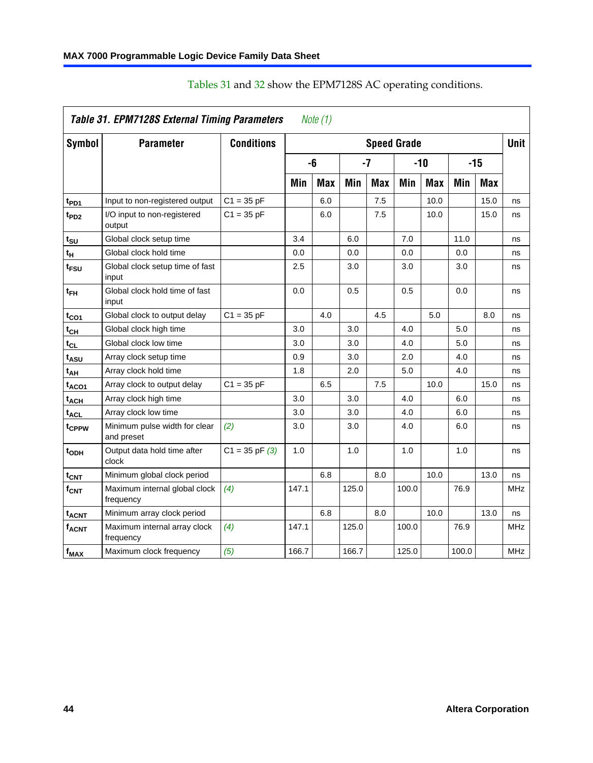Tables 31 and 32 show the EPM7128S AC operating conditions.

**Table 31. EPM7128S External Timing Parameters** *Note (1)*

| Symbol | Parameter | Conditions | Speed Grade | | | | | | | | Unit |
|---|---|---|---|---|---|---|---|---|---|---|---|
| | | | -6 | | -7 | | -10 | | -15 | | |
| | | | Min | Max | Min | Max | Min | Max | Min | Max | |
| $t_{PD1}$ | Input to non-registered output | C1 = 35 pF | | 6.0 | | 7.5 | | 10.0 | | 15.0 | ns |
| $t_{PD2}$ | I/O input to non-registered output | C1 = 35 pF | | 6.0 | | 7.5 | | 10.0 | | 15.0 | ns |
| $t_{SU}$ | Global clock setup time | | 3.4 | | 6.0 | | 7.0 | | 11.0 | | ns |
| $t_{H}$ | Global clock hold time | | 0.0 | | 0.0 | | 0.0 | | 0.0 | | ns |
| $t_{FSU}$ | Global clock setup time of fast input | | 2.5 | | 3.0 | | 3.0 | | 3.0 | | ns |
| $t_{FH}$ | Global clock hold time of fast input | | 0.0 | | 0.5 | | 0.5 | | 0.0 | | ns |
| $t_{CO1}$ | Global clock to output delay | C1 = 35 pF | | 4.0 | | 4.5 | | 5.0 | | 8.0 | ns |
| $t_{CH}$ | Global clock high time | | 3.0 | | 3.0 | | 4.0 | | 5.0 | | ns |
| $t_{CL}$ | Global clock low time | | 3.0 | | 3.0 | | 4.0 | | 5.0 | | ns |
| $t_{ASU}$ | Array clock setup time | | 0.9 | | 3.0 | | 2.0 | | 4.0 | | ns |
| $t_{AH}$ | Array clock hold time | | 1.8 | | 2.0 | | 5.0 | | 4.0 | | ns |
| $t_{ACO1}$ | Array clock to output delay | C1 = 35 pF | | 6.5 | | 7.5 | | 10.0 | | 15.0 | ns |
| $t_{ACH}$ | Array clock high time | | 3.0 | | 3.0 | | 4.0 | | 6.0 | | ns |
| $t_{ACL}$ | Array clock low time | | 3.0 | | 3.0 | | 4.0 | | 6.0 | | ns |
| $t_{CPPW}$ | Minimum pulse width for clear and preset | *(2)* | 3.0 | | 3.0 | | 4.0 | | 6.0 | | ns |
| $t_{ODH}$ | Output data hold time after clock | C1 = 35 pF *(3)* | 1.0 | | 1.0 | | 1.0 | | 1.0 | | ns |
| $t_{CNT}$ | Minimum global clock period | | | 6.8 | | 8.0 | | 10.0 | | 13.0 | ns |
| $f_{CNT}$ | Maximum internal global clock frequency | *(4)* | 147.1 | | 125.0 | | 100.0 | | 76.9 | | MHz |
| $t_{ACNT}$ | Minimum array clock period | | | 6.8 | | 8.0 | | 10.0 | | 13.0 | ns |
| $f_{ACNT}$ | Maximum internal array clock frequency | *(4)* | 147.1 | | 125.0 | | 100.0 | | 76.9 | | MHz |
| $f_{MAX}$ | Maximum clock frequency | *(5)* | 166.7 | | 166.7 | | 125.0 | | 100.0 | | MHz |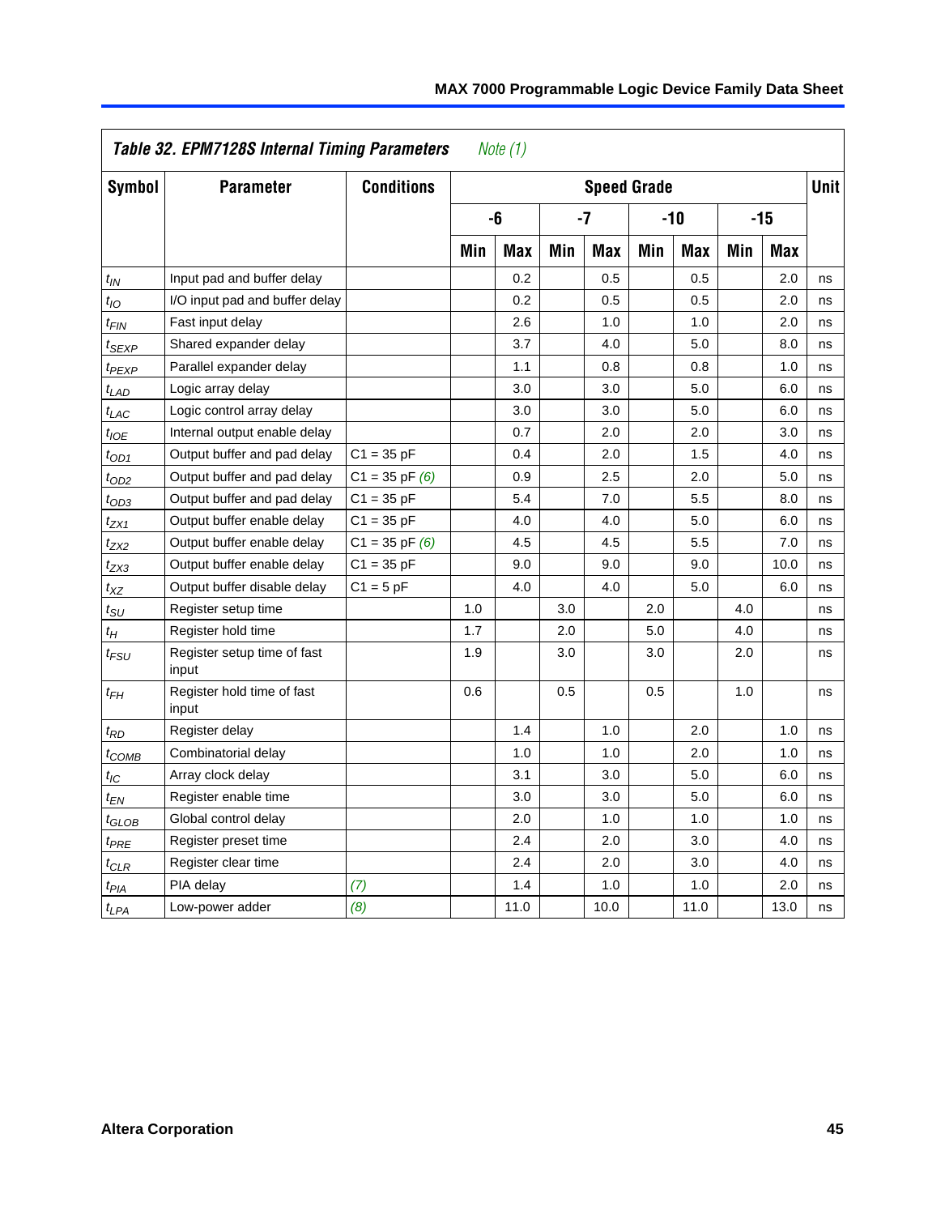| Table 32. EPM7128S Internal Timing Parameters *Note (1)* | | | | | | | | | | | |
|---|---|---|---|---|---|---|---|---|---|---|---|
| **Symbol** | **Parameter** | **Conditions** | **Speed Grade** | | | | | | | | **Unit** |
| | | | **-6** | | **-7** | | **-10** | | **-15** | | |
| | | | **Min** | **Max** | **Min** | **Max** | **Min** | **Max** | **Min** | **Max** | |
| $t_{IN}$ | Input pad and buffer delay | | | 0.2 | | 0.5 | | 0.5 | | 2.0 | ns |
| $t_{IO}$ | I/O input pad and buffer delay | | | 0.2 | | 0.5 | | 0.5 | | 2.0 | ns |
| $t_{FIN}$ | Fast input delay | | | 2.6 | | 1.0 | | 1.0 | | 2.0 | ns |
| $t_{SEXP}$ | Shared expander delay | | | 3.7 | | 4.0 | | 5.0 | | 8.0 | ns |
| $t_{PEXP}$ | Parallel expander delay | | | 1.1 | | 0.8 | | 0.8 | | 1.0 | ns |
| $t_{LAD}$ | Logic array delay | | | 3.0 | | 3.0 | | 5.0 | | 6.0 | ns |
| $t_{LAC}$ | Logic control array delay | | | 3.0 | | 3.0 | | 5.0 | | 6.0 | ns |
| $t_{IOE}$ | Internal output enable delay | | | 0.7 | | 2.0 | | 2.0 | | 3.0 | ns |
| $t_{OD1}$ | Output buffer and pad delay | C1 = 35 pF | | 0.4 | | 2.0 | | 1.5 | | 4.0 | ns |
| $t_{OD2}$ | Output buffer and pad delay | C1 = 35 pF *(6)* | | 0.9 | | 2.5 | | 2.0 | | 5.0 | ns |
| $t_{OD3}$ | Output buffer and pad delay | C1 = 35 pF | | 5.4 | | 7.0 | | 5.5 | | 8.0 | ns |
| $t_{ZX1}$ | Output buffer enable delay | C1 = 35 pF | | 4.0 | | 4.0 | | 5.0 | | 6.0 | ns |
| $t_{ZX2}$ | Output buffer enable delay | C1 = 35 pF *(6)* | | 4.5 | | 4.5 | | 5.5 | | 7.0 | ns |
| $t_{ZX3}$ | Output buffer enable delay | C1 = 35 pF | | 9.0 | | 9.0 | | 9.0 | | 10.0 | ns |
| $t_{XZ}$ | Output buffer disable delay | C1 = 5 pF | | 4.0 | | 4.0 | | 5.0 | | 6.0 | ns |
| $t_{SU}$ | Register setup time | | 1.0 | | 3.0 | | 2.0 | | 4.0 | | ns |
| $t_{H}$ | Register hold time | | 1.7 | | 2.0 | | 5.0 | | 4.0 | | ns |
| $t_{FSU}$ | Register setup time of fast input | | 1.9 | | 3.0 | | 3.0 | | 2.0 | | ns |
| $t_{FH}$ | Register hold time of fast input | | 0.6 | | 0.5 | | 0.5 | | 1.0 | | ns |
| $t_{RD}$ | Register delay | | | 1.4 | | 1.0 | | 2.0 | | 1.0 | ns |
| $t_{COMB}$ | Combinatorial delay | | | 1.0 | | 1.0 | | 2.0 | | 1.0 | ns |
| $t_{IC}$ | Array clock delay | | | 3.1 | | 3.0 | | 5.0 | | 6.0 | ns |
| $t_{EN}$ | Register enable time | | | 3.0 | | 3.0 | | 5.0 | | 6.0 | ns |
| $t_{GLOB}$ | Global control delay | | | 2.0 | | 1.0 | | 1.0 | | 1.0 | ns |
| $t_{PRE}$ | Register preset time | | | 2.4 | | 2.0 | | 3.0 | | 4.0 | ns |
| $t_{CLR}$ | Register clear time | | | 2.4 | | 2.0 | | 3.0 | | 4.0 | ns |
| $t_{PIA}$ | PIA delay | *(7)* | | 1.4 | | 1.0 | | 1.0 | | 2.0 | ns |
| $t_{LPA}$ | Low-power adder | *(8)* | | 11.0 | | 10.0 | | 11.0 | | 13.0 | ns |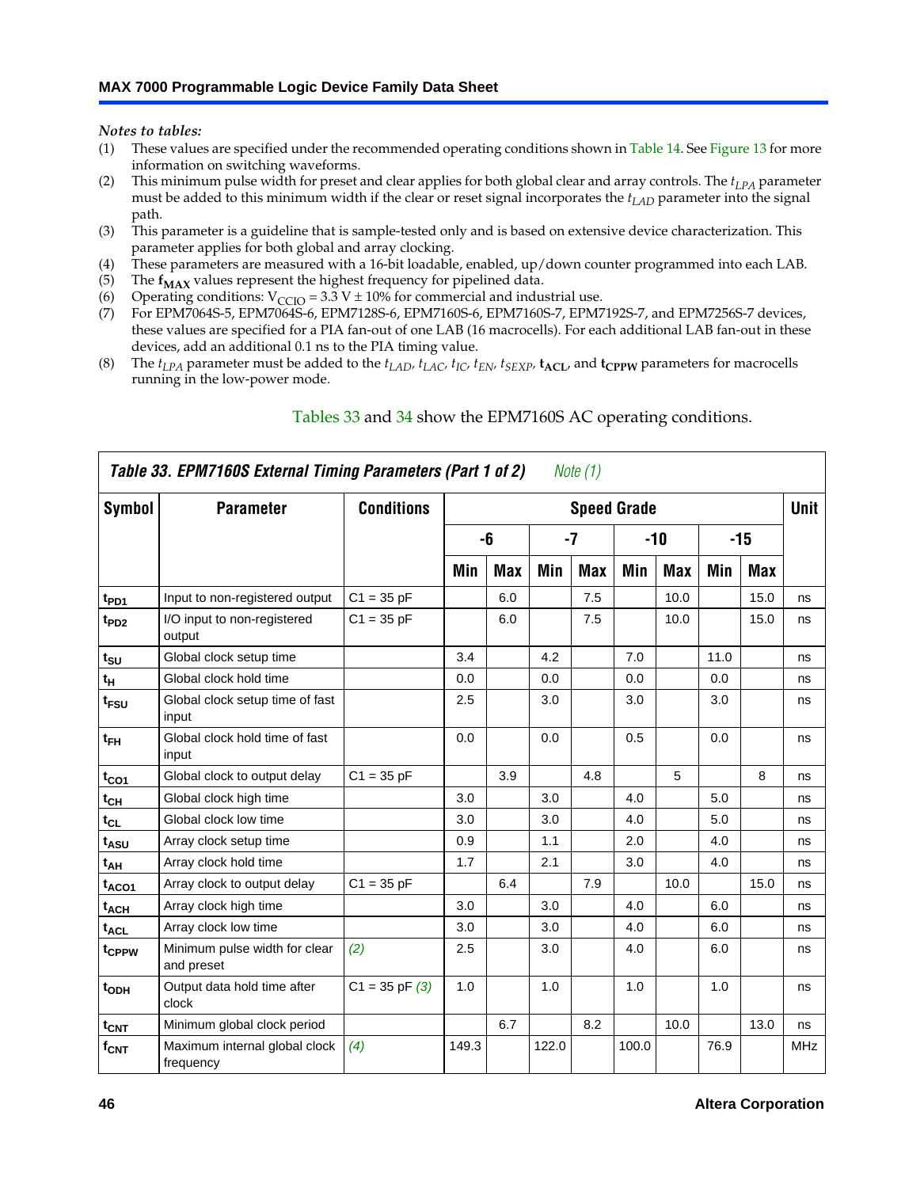*Notes to tables:*

(1) These values are specified under the recommended operating conditions shown in Table 14. See Figure 13 for more information on switching waveforms.

(2) This minimum pulse width for preset and clear applies for both global clear and array controls. The $t_{LPA}$ parameter must be added to this minimum width if the clear or reset signal incorporates the $t_{LAD}$ parameter into the signal path.

(3) This parameter is a guideline that is sample-tested only and is based on extensive device characterization. This parameter applies for both global and array clocking.

(4) These parameters are measured with a 16-bit loadable, enabled, up/down counter programmed into each LAB.

(5) The $\mathbf{f_{MAX}}$ values represent the highest frequency for pipelined data.

(6) Operating conditions: $V_{CCIO}$ = 3.3 V ± 10% for commercial and industrial use.

(7) For EPM7064S-5, EPM7064S-6, EPM7128S-6, EPM7160S-6, EPM7160S-7, EPM7192S-7, and EPM7256S-7 devices, these values are specified for a PIA fan-out of one LAB (16 macrocells). For each additional LAB fan-out in these devices, add an additional 0.1 ns to the PIA timing value.

(8) The $t_{LPA}$ parameter must be added to the $t_{LAD}$, $t_{LAC}$, $t_{IC}$, $t_{EN}$, $t_{SEXP}$, $\mathbf{t_{ACL}}$, and $\mathbf{t_{CPPW}}$ parameters for macrocells running in the low-power mode.

Tables 33 and 34 show the EPM7160S AC operating conditions.

**Table 33. EPM7160S External Timing Parameters (Part 1 of 2)** *Note (1)*

| Symbol | Parameter | Conditions | Speed Grade | | | | | | | | Unit |
|---|---|---|---|---|---|---|---|---|---|---|---|
| | | | -6 | | -7 | | -10 | | -15 | | |
| | | | Min | Max | Min | Max | Min | Max | Min | Max | |
| $t_{PD1}$ | Input to non-registered output | C1 = 35 pF | | 6.0 | | 7.5 | | 10.0 | | 15.0 | ns |
| $t_{PD2}$ | I/O input to non-registered output | C1 = 35 pF | | 6.0 | | 7.5 | | 10.0 | | 15.0 | ns |
| $t_{SU}$ | Global clock setup time | | 3.4 | | 4.2 | | 7.0 | | 11.0 | | ns |
| $t_{H}$ | Global clock hold time | | 0.0 | | 0.0 | | 0.0 | | 0.0 | | ns |
| $t_{FSU}$ | Global clock setup time of fast input | | 2.5 | | 3.0 | | 3.0 | | 3.0 | | ns |
| $t_{FH}$ | Global clock hold time of fast input | | 0.0 | | 0.0 | | 0.5 | | 0.0 | | ns |
| $t_{CO1}$ | Global clock to output delay | C1 = 35 pF | | 3.9 | | 4.8 | | 5 | | 8 | ns |
| $t_{CH}$ | Global clock high time | | 3.0 | | 3.0 | | 4.0 | | 5.0 | | ns |
| $t_{CL}$ | Global clock low time | | 3.0 | | 3.0 | | 4.0 | | 5.0 | | ns |
| $t_{ASU}$ | Array clock setup time | | 0.9 | | 1.1 | | 2.0 | | 4.0 | | ns |
| $t_{AH}$ | Array clock hold time | | 1.7 | | 2.1 | | 3.0 | | 4.0 | | ns |
| $t_{ACO1}$ | Array clock to output delay | C1 = 35 pF | | 6.4 | | 7.9 | | 10.0 | | 15.0 | ns |
| $t_{ACH}$ | Array clock high time | | 3.0 | | 3.0 | | 4.0 | | 6.0 | | ns |
| $t_{ACL}$ | Array clock low time | | 3.0 | | 3.0 | | 4.0 | | 6.0 | | ns |
| $t_{CPPW}$ | Minimum pulse width for clear and preset | *(2)* | 2.5 | | 3.0 | | 4.0 | | 6.0 | | ns |
| $t_{ODH}$ | Output data hold time after clock | C1 = 35 pF *(3)* | 1.0 | | 1.0 | | 1.0 | | 1.0 | | ns |
| $t_{CNT}$ | Minimum global clock period | | | 6.7 | | 8.2 | | 10.0 | | 13.0 | ns |
| $f_{CNT}$ | Maximum internal global clock frequency | *(4)* | 149.3 | | 122.0 | | 100.0 | | 76.9 | | MHz |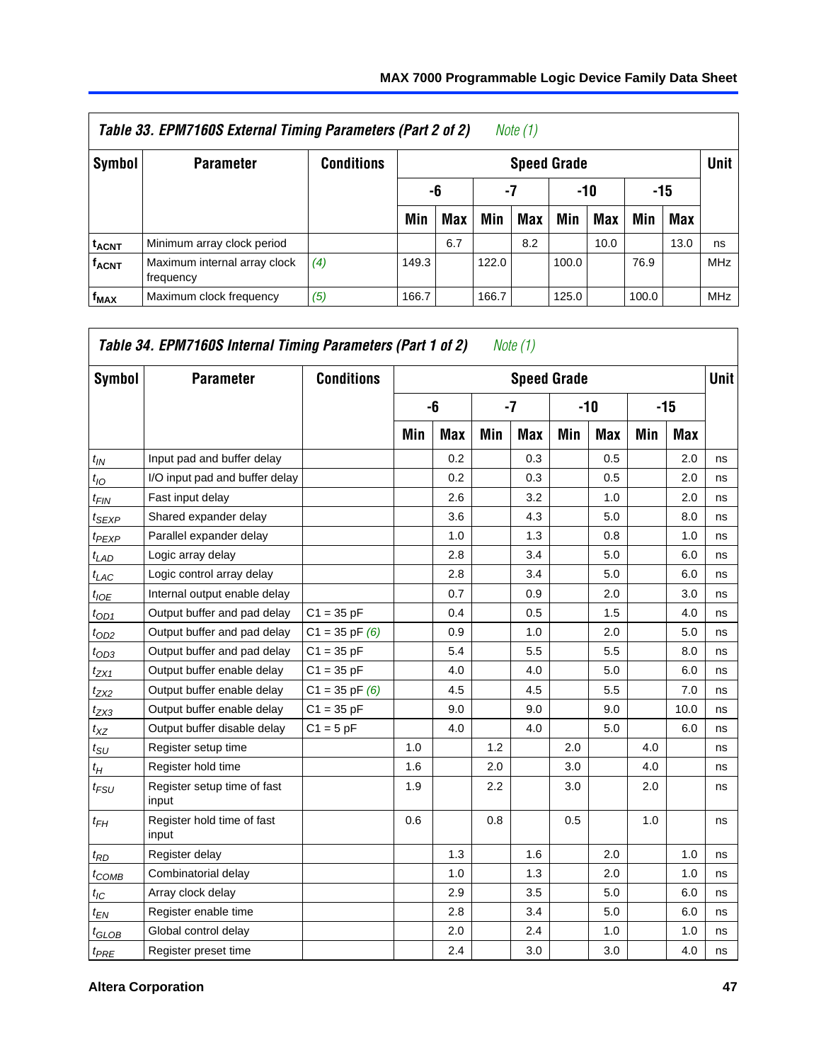| *Table 33. EPM7160S External Timing Parameters (Part 2 of 2)* *Note (1)* | | | | | | | | | | | |
|---|---|---|---|---|---|---|---|---|---|---|---|
| **Symbol** | **Parameter** | **Conditions** | **Speed Grade** | | | | | | | | **Unit** |
| | | | **-6** | | **-7** | | **-10** | | **-15** | | |
| | | | **Min** | **Max** | **Min** | **Max** | **Min** | **Max** | **Min** | **Max** | |
| $t_{ACNT}$ | Minimum array clock period | | | 6.7 | | 8.2 | | 10.0 | | 13.0 | ns |
| $f_{ACNT}$ | Maximum internal array clock frequency | *(4)* | 149.3 | | 122.0 | | 100.0 | | 76.9 | | MHz |
| $f_{MAX}$ | Maximum clock frequency | *(5)* | 166.7 | | 166.7 | | 125.0 | | 100.0 | | MHz |

| *Table 34. EPM7160S Internal Timing Parameters (Part 1 of 2)* *Note (1)* | | | | | | | | | | | |
|---|---|---|---|---|---|---|---|---|---|---|---|
| **Symbol** | **Parameter** | **Conditions** | **Speed Grade** | | | | | | | | **Unit** |
| | | | **-6** | | **-7** | | **-10** | | **-15** | | |
| | | | **Min** | **Max** | **Min** | **Max** | **Min** | **Max** | **Min** | **Max** | |
| $t_{IN}$ | Input pad and buffer delay | | | 0.2 | | 0.3 | | 0.5 | | 2.0 | ns |
| $t_{IO}$ | I/O input pad and buffer delay | | | 0.2 | | 0.3 | | 0.5 | | 2.0 | ns |
| $t_{FIN}$ | Fast input delay | | | 2.6 | | 3.2 | | 1.0 | | 2.0 | ns |
| $t_{SEXP}$ | Shared expander delay | | | 3.6 | | 4.3 | | 5.0 | | 8.0 | ns |
| $t_{PEXP}$ | Parallel expander delay | | | 1.0 | | 1.3 | | 0.8 | | 1.0 | ns |
| $t_{LAD}$ | Logic array delay | | | 2.8 | | 3.4 | | 5.0 | | 6.0 | ns |
| $t_{LAC}$ | Logic control array delay | | | 2.8 | | 3.4 | | 5.0 | | 6.0 | ns |
| $t_{IOE}$ | Internal output enable delay | | | 0.7 | | 0.9 | | 2.0 | | 3.0 | ns |
| $t_{OD1}$ | Output buffer and pad delay | C1 = 35 pF | | 0.4 | | 0.5 | | 1.5 | | 4.0 | ns |
| $t_{OD2}$ | Output buffer and pad delay | C1 = 35 pF *(6)* | | 0.9 | | 1.0 | | 2.0 | | 5.0 | ns |
| $t_{OD3}$ | Output buffer and pad delay | C1 = 35 pF | | 5.4 | | 5.5 | | 5.5 | | 8.0 | ns |
| $t_{ZX1}$ | Output buffer enable delay | C1 = 35 pF | | 4.0 | | 4.0 | | 5.0 | | 6.0 | ns |
| $t_{ZX2}$ | Output buffer enable delay | C1 = 35 pF *(6)* | | 4.5 | | 4.5 | | 5.5 | | 7.0 | ns |
| $t_{ZX3}$ | Output buffer enable delay | C1 = 35 pF | | 9.0 | | 9.0 | | 9.0 | | 10.0 | ns |
| $t_{XZ}$ | Output buffer disable delay | C1 = 5 pF | | 4.0 | | 4.0 | | 5.0 | | 6.0 | ns |
| $t_{SU}$ | Register setup time | | 1.0 | | 1.2 | | 2.0 | | 4.0 | | ns |
| $t_{H}$ | Register hold time | | 1.6 | | 2.0 | | 3.0 | | 4.0 | | ns |
| $t_{FSU}$ | Register setup time of fast input | | 1.9 | | 2.2 | | 3.0 | | 2.0 | | ns |
| $t_{FH}$ | Register hold time of fast input | | 0.6 | | 0.8 | | 0.5 | | 1.0 | | ns |
| $t_{RD}$ | Register delay | | | 1.3 | | 1.6 | | 2.0 | | 1.0 | ns |
| $t_{COMB}$ | Combinatorial delay | | | 1.0 | | 1.3 | | 2.0 | | 1.0 | ns |
| $t_{IC}$ | Array clock delay | | | 2.9 | | 3.5 | | 5.0 | | 6.0 | ns |
| $t_{EN}$ | Register enable time | | | 2.8 | | 3.4 | | 5.0 | | 6.0 | ns |
| $t_{GLOB}$ | Global control delay | | | 2.0 | | 2.4 | | 1.0 | | 1.0 | ns |
| $t_{PRE}$ | Register preset time | | | 2.4 | | 3.0 | | 3.0 | | 4.0 | ns |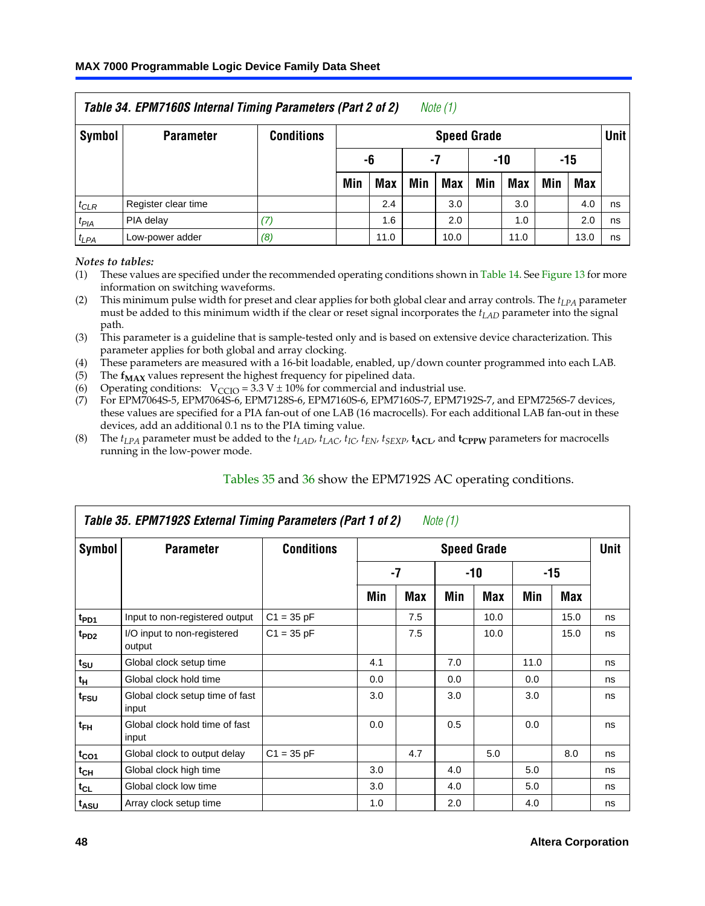| Table 34. EPM7160S Internal Timing Parameters (Part 2 of 2) Note (1) | | | | | | | | | | | |
|---|---|---|---|---|---|---|---|---|---|---|---|
| Symbol | Parameter | Conditions | Speed Grade | | | | | | | | Unit |
| | | | -6 | | -7 | | -10 | | -15 | | |
| | | | Min | Max | Min | Max | Min | Max | Min | Max | |
| $t_{CLR}$ | Register clear time | | | 2.4 | | 3.0 | | 3.0 | | 4.0 | ns |
| $t_{PIA}$ | PIA delay | (7) | | 1.6 | | 2.0 | | 1.0 | | 2.0 | ns |
| $t_{LPA}$ | Low-power adder | (8) | | 11.0 | | 10.0 | | 11.0 | | 13.0 | ns |

*Notes to tables:*

(1) These values are specified under the recommended operating conditions shown in Table 14. See Figure 13 for more information on switching waveforms.

(2) This minimum pulse width for preset and clear applies for both global clear and array controls. The $t_{LPA}$ parameter must be added to this minimum width if the clear or reset signal incorporates the $t_{LAD}$ parameter into the signal path.

(3) This parameter is a guideline that is sample-tested only and is based on extensive device characterization. This parameter applies for both global and array clocking.

(4) These parameters are measured with a 16-bit loadable, enabled, up/down counter programmed into each LAB.

(5) The $\mathbf{f_{MAX}}$ values represent the highest frequency for pipelined data.

(6) Operating conditions: $V_{CCIO} = 3.3\ V \pm 10\%$ for commercial and industrial use.

(7) For EPM7064S-5, EPM7064S-6, EPM7128S-6, EPM7160S-6, EPM7160S-7, EPM7192S-7, and EPM7256S-7 devices, these values are specified for a PIA fan-out of one LAB (16 macrocells). For each additional LAB fan-out in these devices, add an additional 0.1 ns to the PIA timing value.

(8) The $t_{LPA}$ parameter must be added to the $t_{LAD}$, $t_{LAC}$, $t_{IC}$, $t_{EN}$, $t_{SEXP}$, $\mathbf{t_{ACL}}$, and $\mathbf{t_{CPPW}}$ parameters for macrocells running in the low-power mode.

Tables 35 and 36 show the EPM7192S AC operating conditions.

| Table 35. EPM7192S External Timing Parameters (Part 1 of 2) Note (1) | | | | | | | | | |
|---|---|---|---|---|---|---|---|---|---|
| Symbol | Parameter | Conditions | Speed Grade | | | | | | Unit |
| | | | -7 | | -10 | | -15 | | |
| | | | Min | Max | Min | Max | Min | Max | |
| $t_{PD1}$ | Input to non-registered output | C1 = 35 pF | | 7.5 | | 10.0 | | 15.0 | ns |
| $t_{PD2}$ | I/O input to non-registered output | C1 = 35 pF | | 7.5 | | 10.0 | | 15.0 | ns |
| $t_{SU}$ | Global clock setup time | | 4.1 | | 7.0 | | 11.0 | | ns |
| $t_H$ | Global clock hold time | | 0.0 | | 0.0 | | 0.0 | | ns |
| $t_{FSU}$ | Global clock setup time of fast input | | 3.0 | | 3.0 | | 3.0 | | ns |
| $t_{FH}$ | Global clock hold time of fast input | | 0.0 | | 0.5 | | 0.0 | | ns |
| $t_{CO1}$ | Global clock to output delay | C1 = 35 pF | | 4.7 | | 5.0 | | 8.0 | ns |
| $t_{CH}$ | Global clock high time | | 3.0 | | 4.0 | | 5.0 | | ns |
| $t_{CL}$ | Global clock low time | | 3.0 | | 4.0 | | 5.0 | | ns |
| $t_{ASU}$ | Array clock setup time | | 1.0 | | 2.0 | | 4.0 | | ns |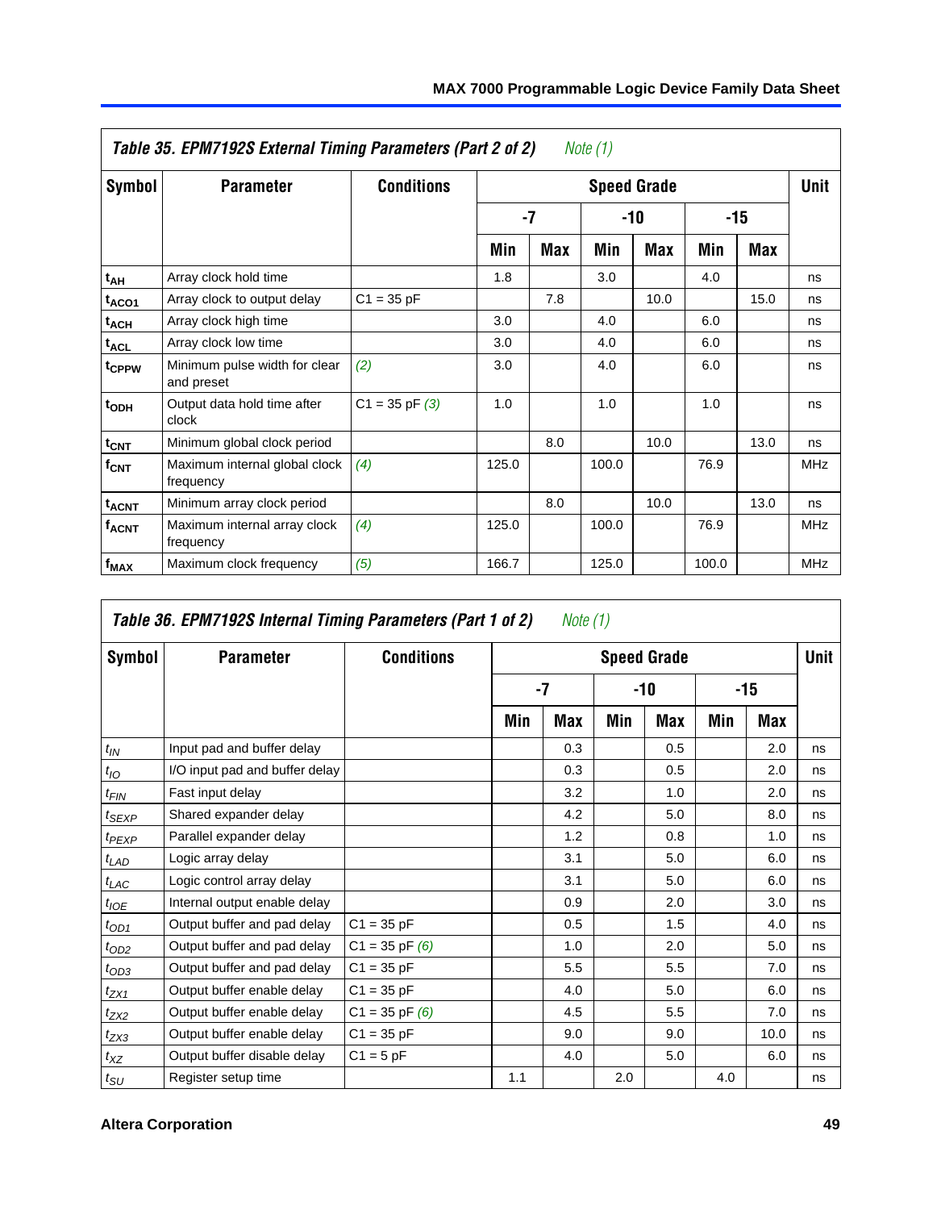**Table 35. EPM7192S External Timing Parameters (Part 2 of 2)** *Note (1)*

| Symbol | Parameter | Conditions | Speed Grade | | | | | | Unit |
|---|---|---|---|---|---|---|---|---|---|
| | | | -7 | | -10 | | -15 | | |
| | | | Min | Max | Min | Max | Min | Max | |
| $t_{AH}$ | Array clock hold time | | 1.8 | | 3.0 | | 4.0 | | ns |
| $t_{ACO1}$ | Array clock to output delay | C1 = 35 pF | | 7.8 | | 10.0 | | 15.0 | ns |
| $t_{ACH}$ | Array clock high time | | 3.0 | | 4.0 | | 6.0 | | ns |
| $t_{ACL}$ | Array clock low time | | 3.0 | | 4.0 | | 6.0 | | ns |
| $t_{CPPW}$ | Minimum pulse width for clear and preset | *(2)* | 3.0 | | 4.0 | | 6.0 | | ns |
| $t_{ODH}$ | Output data hold time after clock | C1 = 35 pF *(3)* | 1.0 | | 1.0 | | 1.0 | | ns |
| $t_{CNT}$ | Minimum global clock period | | | 8.0 | | 10.0 | | 13.0 | ns |
| $f_{CNT}$ | Maximum internal global clock frequency | *(4)* | 125.0 | | 100.0 | | 76.9 | | MHz |
| $t_{ACNT}$ | Minimum array clock period | | | 8.0 | | 10.0 | | 13.0 | ns |
| $f_{ACNT}$ | Maximum internal array clock frequency | *(4)* | 125.0 | | 100.0 | | 76.9 | | MHz |
| $f_{MAX}$ | Maximum clock frequency | *(5)* | 166.7 | | 125.0 | | 100.0 | | MHz |

**Table 36. EPM7192S Internal Timing Parameters (Part 1 of 2)** *Note (1)*

| Symbol | Parameter | Conditions | Speed Grade | | | | | | Unit |
|---|---|---|---|---|---|---|---|---|---|
| | | | -7 | | -10 | | -15 | | |
| | | | Min | Max | Min | Max | Min | Max | |
| $t_{IN}$ | Input pad and buffer delay | | | 0.3 | | 0.5 | | 2.0 | ns |
| $t_{IO}$ | I/O input pad and buffer delay | | | 0.3 | | 0.5 | | 2.0 | ns |
| $t_{FIN}$ | Fast input delay | | | 3.2 | | 1.0 | | 2.0 | ns |
| $t_{SEXP}$ | Shared expander delay | | | 4.2 | | 5.0 | | 8.0 | ns |
| $t_{PEXP}$ | Parallel expander delay | | | 1.2 | | 0.8 | | 1.0 | ns |
| $t_{LAD}$ | Logic array delay | | | 3.1 | | 5.0 | | 6.0 | ns |
| $t_{LAC}$ | Logic control array delay | | | 3.1 | | 5.0 | | 6.0 | ns |
| $t_{IOE}$ | Internal output enable delay | | | 0.9 | | 2.0 | | 3.0 | ns |
| $t_{OD1}$ | Output buffer and pad delay | C1 = 35 pF | | 0.5 | | 1.5 | | 4.0 | ns |
| $t_{OD2}$ | Output buffer and pad delay | C1 = 35 pF *(6)* | | 1.0 | | 2.0 | | 5.0 | ns |
| $t_{OD3}$ | Output buffer and pad delay | C1 = 35 pF | | 5.5 | | 5.5 | | 7.0 | ns |
| $t_{ZX1}$ | Output buffer enable delay | C1 = 35 pF | | 4.0 | | 5.0 | | 6.0 | ns |
| $t_{ZX2}$ | Output buffer enable delay | C1 = 35 pF *(6)* | | 4.5 | | 5.5 | | 7.0 | ns |
| $t_{ZX3}$ | Output buffer enable delay | C1 = 35 pF | | 9.0 | | 9.0 | | 10.0 | ns |
| $t_{XZ}$ | Output buffer disable delay | C1 = 5 pF | | 4.0 | | 5.0 | | 6.0 | ns |
| $t_{SU}$ | Register setup time | | 1.1 | | 2.0 | | 4.0 | | ns |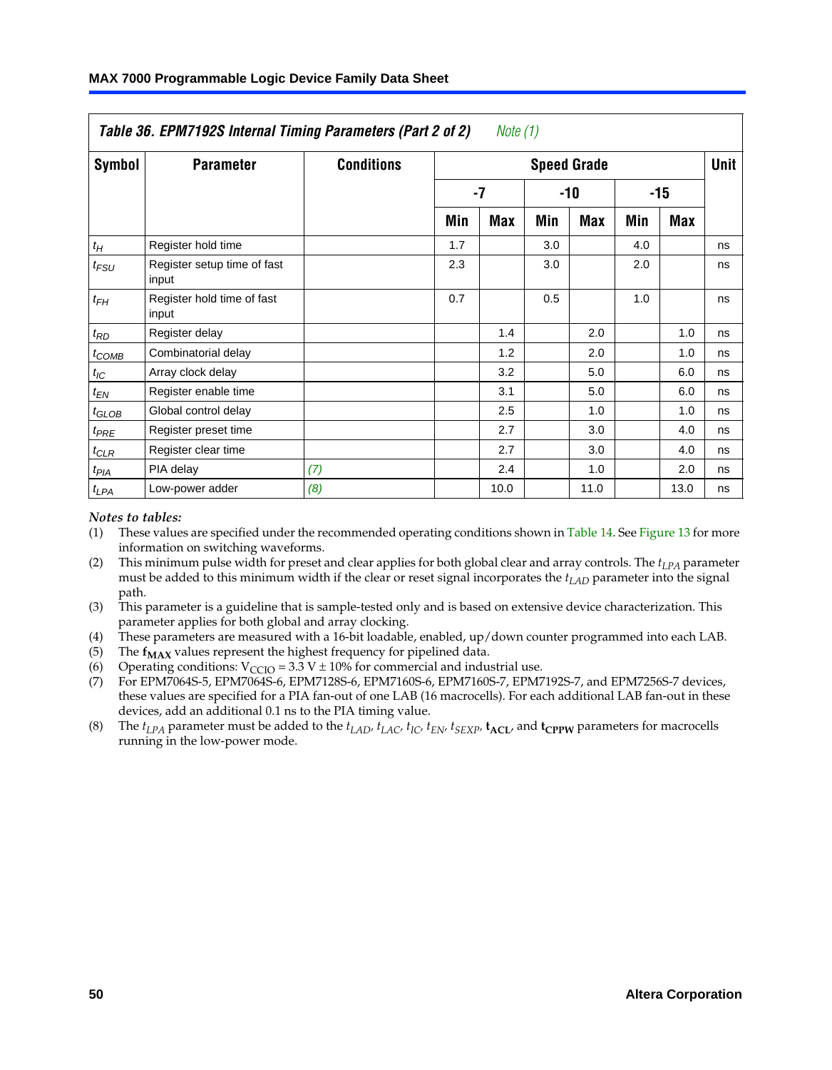**Table 36. EPM7192S Internal Timing Parameters (Part 2 of 2)** *Note (1)*

| Symbol | Parameter | Conditions | Speed Grade | | | | | | Unit |
|---|---|---|---|---|---|---|---|---|---|
| | | | -7 | | -10 | | -15 | | |
| | | | Min | Max | Min | Max | Min | Max | |
| $t_H$ | Register hold time | | 1.7 | | 3.0 | | 4.0 | | ns |
| $t_{FSU}$ | Register setup time of fast input | | 2.3 | | 3.0 | | 2.0 | | ns |
| $t_{FH}$ | Register hold time of fast input | | 0.7 | | 0.5 | | 1.0 | | ns |
| $t_{RD}$ | Register delay | | | 1.4 | | 2.0 | | 1.0 | ns |
| $t_{COMB}$ | Combinatorial delay | | | 1.2 | | 2.0 | | 1.0 | ns |
| $t_{IC}$ | Array clock delay | | | 3.2 | | 5.0 | | 6.0 | ns |
| $t_{EN}$ | Register enable time | | | 3.1 | | 5.0 | | 6.0 | ns |
| $t_{GLOB}$ | Global control delay | | | 2.5 | | 1.0 | | 1.0 | ns |
| $t_{PRE}$ | Register preset time | | | 2.7 | | 3.0 | | 4.0 | ns |
| $t_{CLR}$ | Register clear time | | | 2.7 | | 3.0 | | 4.0 | ns |
| $t_{PIA}$ | PIA delay | *(7)* | | 2.4 | | 1.0 | | 2.0 | ns |
| $t_{LPA}$ | Low-power adder | *(8)* | | 10.0 | | 11.0 | | 13.0 | ns |

*Notes to tables:*

(1) These values are specified under the recommended operating conditions shown in Table 14. See Figure 13 for more information on switching waveforms.

(2) This minimum pulse width for preset and clear applies for both global clear and array controls. The $t_{LPA}$ parameter must be added to this minimum width if the clear or reset signal incorporates the $t_{LAD}$ parameter into the signal path.

(3) This parameter is a guideline that is sample-tested only and is based on extensive device characterization. This parameter applies for both global and array clocking.

(4) These parameters are measured with a 16-bit loadable, enabled, up/down counter programmed into each LAB.

(5) The $\mathbf{f_{MAX}}$ values represent the highest frequency for pipelined data.

(6) Operating conditions: $V_{CCIO} = 3.3\ V \pm 10\%$ for commercial and industrial use.

(7) For EPM7064S-5, EPM7064S-6, EPM7128S-6, EPM7160S-6, EPM7160S-7, EPM7192S-7, and EPM7256S-7 devices, these values are specified for a PIA fan-out of one LAB (16 macrocells). For each additional LAB fan-out in these devices, add an additional 0.1 ns to the PIA timing value.

(8) The $t_{LPA}$ parameter must be added to the $t_{LAD}$, $t_{LAC}$, $t_{IC}$, $t_{EN}$, $t_{SEXP}$, $\mathbf{t_{ACL}}$, and $\mathbf{t_{CPPW}}$ parameters for macrocells running in the low-power mode.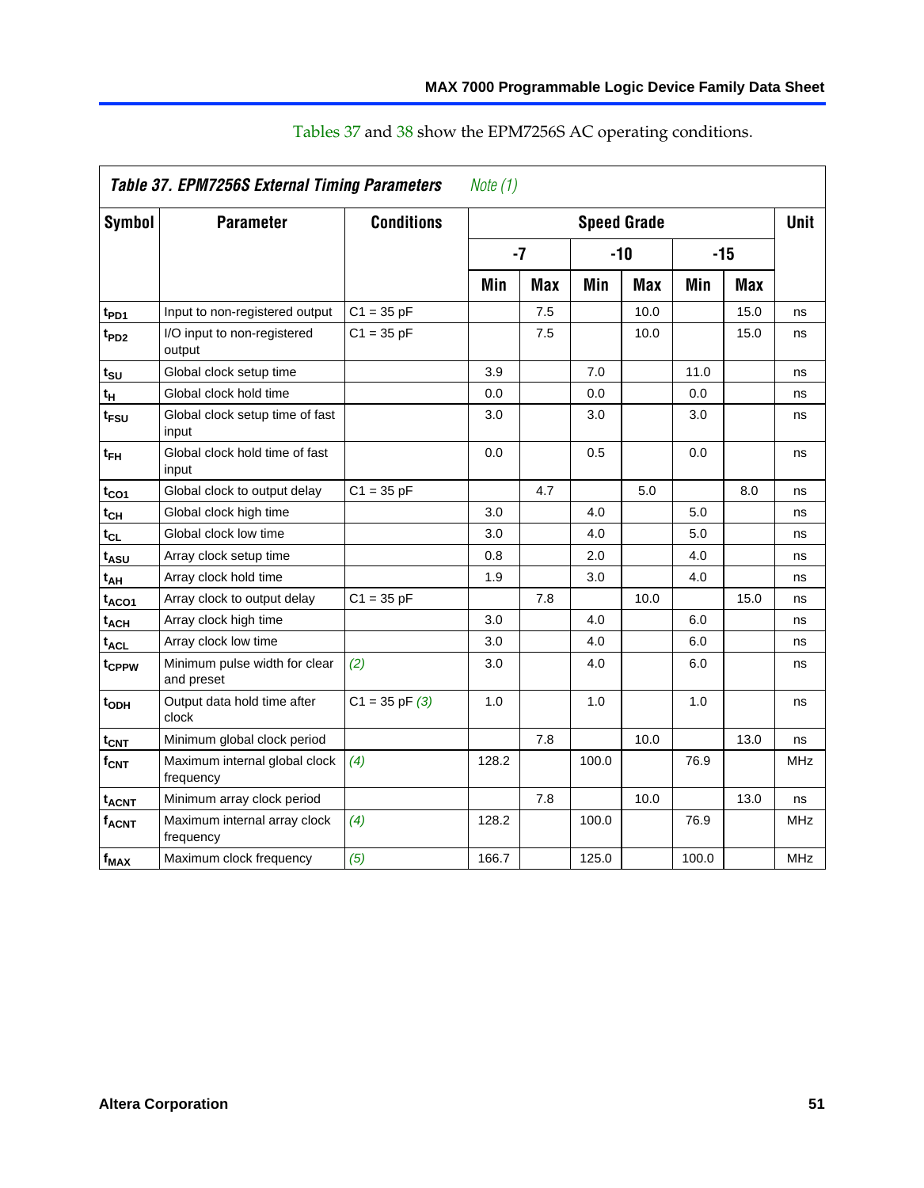Tables 37 and 38 show the EPM7256S AC operating conditions.

**Table 37. EPM7256S External Timing Parameters** *Note (1)*

| Symbol | Parameter | Conditions | Speed Grade | | | | | | Unit |
|---|---|---|---|---|---|---|---|---|---|
| | | | -7 | | -10 | | -15 | | |
| | | | Min | Max | Min | Max | Min | Max | |
| $t_{PD1}$ | Input to non-registered output | C1 = 35 pF | | 7.5 | | 10.0 | | 15.0 | ns |
| $t_{PD2}$ | I/O input to non-registered output | C1 = 35 pF | | 7.5 | | 10.0 | | 15.0 | ns |
| $t_{SU}$ | Global clock setup time | | 3.9 | | 7.0 | | 11.0 | | ns |
| $t_{H}$ | Global clock hold time | | 0.0 | | 0.0 | | 0.0 | | ns |
| $t_{FSU}$ | Global clock setup time of fast input | | 3.0 | | 3.0 | | 3.0 | | ns |
| $t_{FH}$ | Global clock hold time of fast input | | 0.0 | | 0.5 | | 0.0 | | ns |
| $t_{CO1}$ | Global clock to output delay | C1 = 35 pF | | 4.7 | | 5.0 | | 8.0 | ns |
| $t_{CH}$ | Global clock high time | | 3.0 | | 4.0 | | 5.0 | | ns |
| $t_{CL}$ | Global clock low time | | 3.0 | | 4.0 | | 5.0 | | ns |
| $t_{ASU}$ | Array clock setup time | | 0.8 | | 2.0 | | 4.0 | | ns |
| $t_{AH}$ | Array clock hold time | | 1.9 | | 3.0 | | 4.0 | | ns |
| $t_{ACO1}$ | Array clock to output delay | C1 = 35 pF | | 7.8 | | 10.0 | | 15.0 | ns |
| $t_{ACH}$ | Array clock high time | | 3.0 | | 4.0 | | 6.0 | | ns |
| $t_{ACL}$ | Array clock low time | | 3.0 | | 4.0 | | 6.0 | | ns |
| $t_{CPPW}$ | Minimum pulse width for clear and preset | *(2)* | 3.0 | | 4.0 | | 6.0 | | ns |
| $t_{ODH}$ | Output data hold time after clock | C1 = 35 pF *(3)* | 1.0 | | 1.0 | | 1.0 | | ns |
| $t_{CNT}$ | Minimum global clock period | | | 7.8 | | 10.0 | | 13.0 | ns |
| $f_{CNT}$ | Maximum internal global clock frequency | *(4)* | 128.2 | | 100.0 | | 76.9 | | MHz |
| $t_{ACNT}$ | Minimum array clock period | | | 7.8 | | 10.0 | | 13.0 | ns |
| $f_{ACNT}$ | Maximum internal array clock frequency | *(4)* | 128.2 | | 100.0 | | 76.9 | | MHz |
| $f_{MAX}$ | Maximum clock frequency | *(5)* | 166.7 | | 125.0 | | 100.0 | | MHz |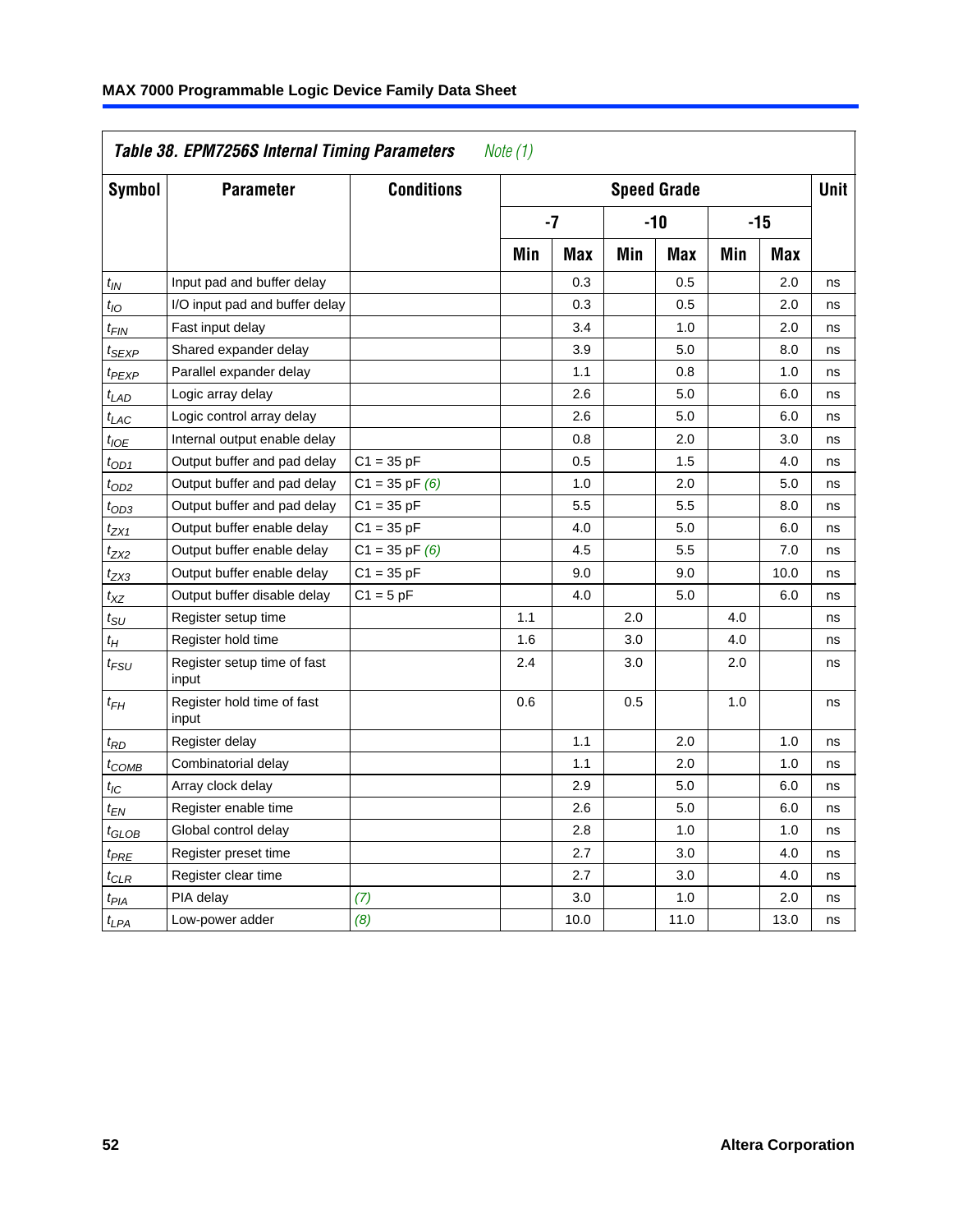**Table 38. EPM7256S Internal Timing Parameters** *Note (1)*

| Symbol | Parameter | Conditions | Speed Grade | | | | | | Unit |
|---|---|---|---|---|---|---|---|---|---|
| | | | -7 | | -10 | | -15 | | |
| | | | Min | Max | Min | Max | Min | Max | |
| $t_{IN}$ | Input pad and buffer delay | | | 0.3 | | 0.5 | | 2.0 | ns |
| $t_{IO}$ | I/O input pad and buffer delay | | | 0.3 | | 0.5 | | 2.0 | ns |
| $t_{FIN}$ | Fast input delay | | | 3.4 | | 1.0 | | 2.0 | ns |
| $t_{SEXP}$ | Shared expander delay | | | 3.9 | | 5.0 | | 8.0 | ns |
| $t_{PEXP}$ | Parallel expander delay | | | 1.1 | | 0.8 | | 1.0 | ns |
| $t_{LAD}$ | Logic array delay | | | 2.6 | | 5.0 | | 6.0 | ns |
| $t_{LAC}$ | Logic control array delay | | | 2.6 | | 5.0 | | 6.0 | ns |
| $t_{IOE}$ | Internal output enable delay | | | 0.8 | | 2.0 | | 3.0 | ns |
| $t_{OD1}$ | Output buffer and pad delay | C1 = 35 pF | | 0.5 | | 1.5 | | 4.0 | ns |
| $t_{OD2}$ | Output buffer and pad delay | C1 = 35 pF *(6)* | | 1.0 | | 2.0 | | 5.0 | ns |
| $t_{OD3}$ | Output buffer and pad delay | C1 = 35 pF | | 5.5 | | 5.5 | | 8.0 | ns |
| $t_{ZX1}$ | Output buffer enable delay | C1 = 35 pF | | 4.0 | | 5.0 | | 6.0 | ns |
| $t_{ZX2}$ | Output buffer enable delay | C1 = 35 pF *(6)* | | 4.5 | | 5.5 | | 7.0 | ns |
| $t_{ZX3}$ | Output buffer enable delay | C1 = 35 pF | | 9.0 | | 9.0 | | 10.0 | ns |
| $t_{XZ}$ | Output buffer disable delay | C1 = 5 pF | | 4.0 | | 5.0 | | 6.0 | ns |
| $t_{SU}$ | Register setup time | | 1.1 | | 2.0 | | 4.0 | | ns |
| $t_{H}$ | Register hold time | | 1.6 | | 3.0 | | 4.0 | | ns |
| $t_{FSU}$ | Register setup time of fast input | | 2.4 | | 3.0 | | 2.0 | | ns |
| $t_{FH}$ | Register hold time of fast input | | 0.6 | | 0.5 | | 1.0 | | ns |
| $t_{RD}$ | Register delay | | | 1.1 | | 2.0 | | 1.0 | ns |
| $t_{COMB}$ | Combinatorial delay | | | 1.1 | | 2.0 | | 1.0 | ns |
| $t_{IC}$ | Array clock delay | | | 2.9 | | 5.0 | | 6.0 | ns |
| $t_{EN}$ | Register enable time | | | 2.6 | | 5.0 | | 6.0 | ns |
| $t_{GLOB}$ | Global control delay | | | 2.8 | | 1.0 | | 1.0 | ns |
| $t_{PRE}$ | Register preset time | | | 2.7 | | 3.0 | | 4.0 | ns |
| $t_{CLR}$ | Register clear time | | | 2.7 | | 3.0 | | 4.0 | ns |
| $t_{PIA}$ | PIA delay | *(7)* | | 3.0 | | 1.0 | | 2.0 | ns |
| $t_{LPA}$ | Low-power adder | *(8)* | | 10.0 | | 11.0 | | 13.0 | ns |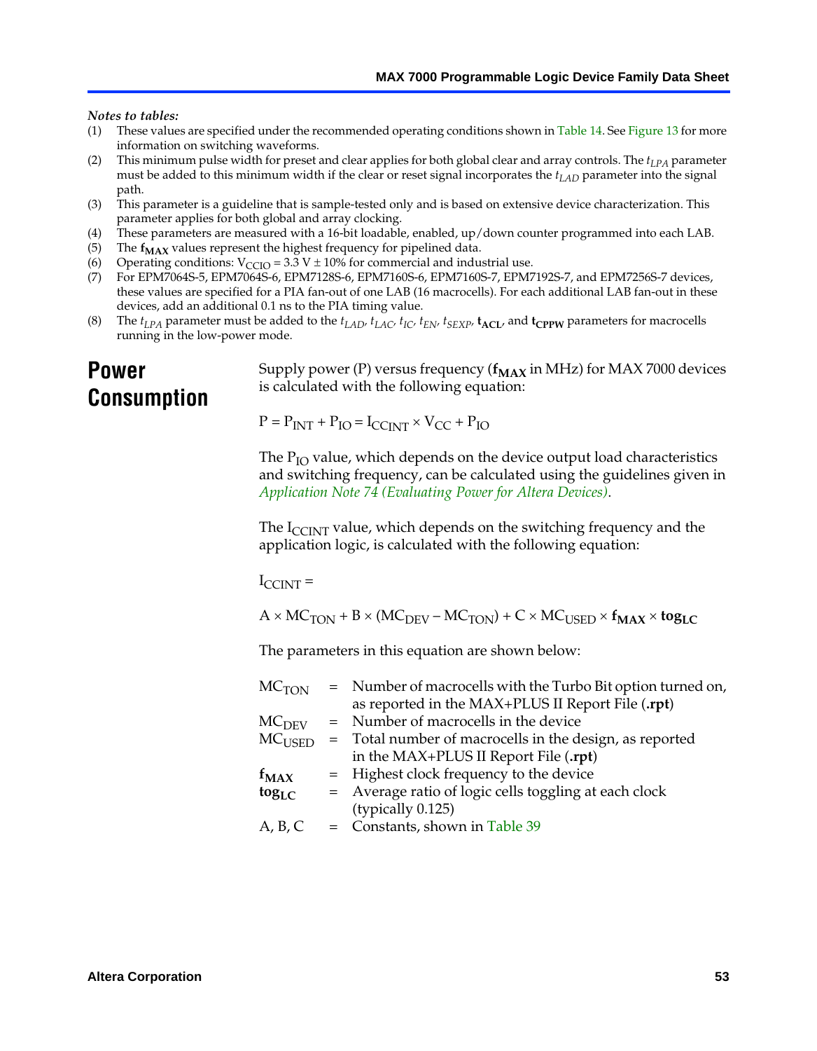*Notes to tables:*

(1) These values are specified under the recommended operating conditions shown in Table 14. See Figure 13 for more information on switching waveforms.

(2) This minimum pulse width for preset and clear applies for both global clear and array controls. The $t_{LPA}$ parameter must be added to this minimum width if the clear or reset signal incorporates the $t_{LAD}$ parameter into the signal path.

(3) This parameter is a guideline that is sample-tested only and is based on extensive device characterization. This parameter applies for both global and array clocking.

(4) These parameters are measured with a 16-bit loadable, enabled, up/down counter programmed into each LAB.

(5) The $\mathbf{f_{MAX}}$ values represent the highest frequency for pipelined data.

(6) Operating conditions: $V_{CCIO} = 3.3\ V \pm 10\%$ for commercial and industrial use.

(7) For EPM7064S-5, EPM7064S-6, EPM7128S-6, EPM7160S-6, EPM7160S-7, EPM7192S-7, and EPM7256S-7 devices, these values are specified for a PIA fan-out of one LAB (16 macrocells). For each additional LAB fan-out in these devices, add an additional 0.1 ns to the PIA timing value.

(8) The $t_{LPA}$ parameter must be added to the $t_{LAD}$, $t_{LAC}$, $t_{IC}$, $t_{EN}$, $t_{SEXP}$, $\mathbf{t_{ACL}}$, and $\mathbf{t_{CPPW}}$ parameters for macrocells running in the low-power mode.

# Power Consumption

Supply power (P) versus frequency ($\mathbf{f_{MAX}}$ in MHz) for MAX 7000 devices is calculated with the following equation:

$$P = P_{INT} + P_{IO} = I_{CCINT} \times V_{CC} + P_{IO}$$

The $P_{IO}$ value, which depends on the device output load characteristics and switching frequency, can be calculated using the guidelines given in *Application Note 74 (Evaluating Power for Altera Devices)*.

The $I_{CCINT}$ value, which depends on the switching frequency and the application logic, is calculated with the following equation:

$I_{CCINT} =$

$$A \times MC_{TON} + B \times (MC_{DEV} - MC_{TON}) + C \times MC_{USED} \times \mathbf{f_{MAX}} \times \mathbf{tog_{LC}}$$

The parameters in this equation are shown below:

| | | |
|---|---|---|
| $MC_{TON}$ | = | Number of macrocells with the Turbo Bit option turned on, as reported in the MAX+PLUS II Report File (**.rpt**) |
| $MC_{DEV}$ | = | Number of macrocells in the device |
| $MC_{USED}$ | = | Total number of macrocells in the design, as reported in the MAX+PLUS II Report File (**.rpt**) |
| $\mathbf{f_{MAX}}$ | = | Highest clock frequency to the device |
| $\mathbf{tog_{LC}}$ | = | Average ratio of logic cells toggling at each clock (typically 0.125) |
| A, B, C | = | Constants, shown in Table 39 |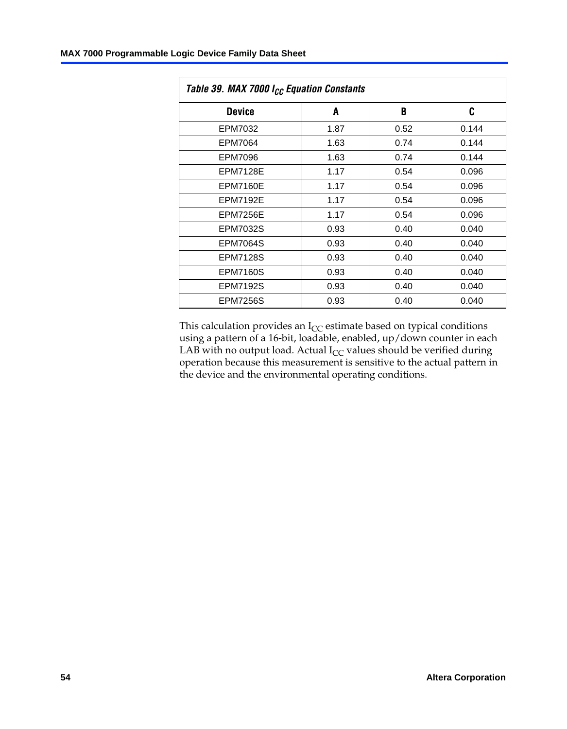*Table 39. MAX 7000 $I_{CC}$ Equation Constants*

| Device | A | B | C |
|---|---|---|---|
| EPM7032 | 1.87 | 0.52 | 0.144 |
| EPM7064 | 1.63 | 0.74 | 0.144 |
| EPM7096 | 1.63 | 0.74 | 0.144 |
| EPM7128E | 1.17 | 0.54 | 0.096 |
| EPM7160E | 1.17 | 0.54 | 0.096 |
| EPM7192E | 1.17 | 0.54 | 0.096 |
| EPM7256E | 1.17 | 0.54 | 0.096 |
| EPM7032S | 0.93 | 0.40 | 0.040 |
| EPM7064S | 0.93 | 0.40 | 0.040 |
| EPM7128S | 0.93 | 0.40 | 0.040 |
| EPM7160S | 0.93 | 0.40 | 0.040 |
| EPM7192S | 0.93 | 0.40 | 0.040 |
| EPM7256S | 0.93 | 0.40 | 0.040 |

This calculation provides an $I_{CC}$ estimate based on typical conditions using a pattern of a 16-bit, loadable, enabled, up/down counter in each LAB with no output load. Actual $I_{CC}$ values should be verified during operation because this measurement is sensitive to the actual pattern in the device and the environmental operating conditions.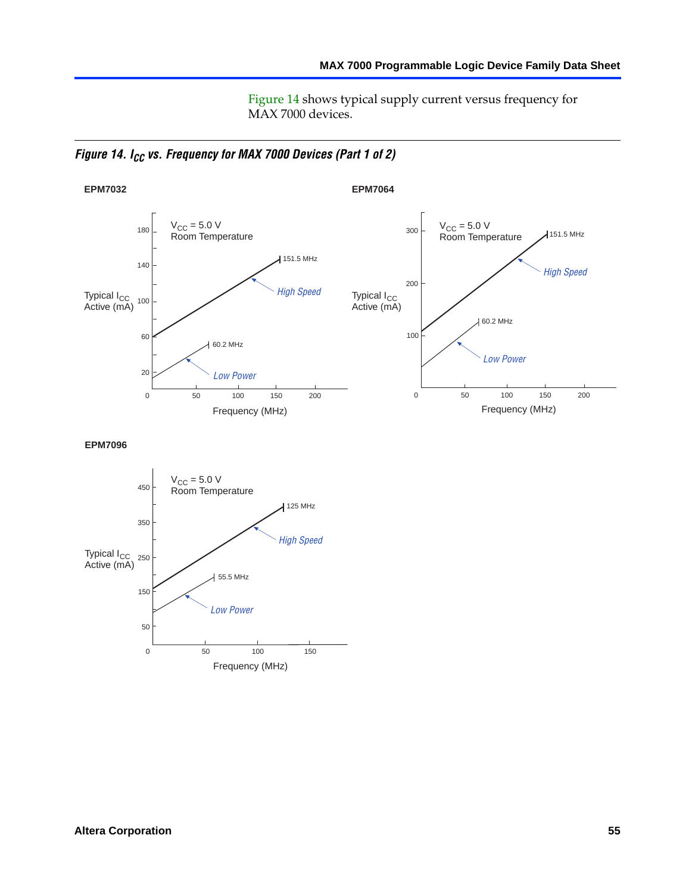Figure 14 shows typical supply current versus frequency for MAX 7000 devices.

*Figure 14. $I_{CC}$ vs. Frequency for MAX 7000 Devices (Part 1 of 2)*

**EPM7032**

$V_{CC}$ = 5.0 V
Room Temperature

Typical $I_{CC}$ Active (mA)

Frequency (MHz)

High Speed: 151.5 MHz
Low Power: 60.2 MHz

**EPM7064**

$V_{CC}$ = 5.0 V
Room Temperature

Typical $I_{CC}$ Active (mA)

Frequency (MHz)

High Speed: 151.5 MHz
Low Power: 60.2 MHz

**EPM7096**

$V_{CC}$ = 5.0 V
Room Temperature

Typical $I_{CC}$ Active (mA)

Frequency (MHz)

High Speed: 125 MHz
Low Power: 55.5 MHz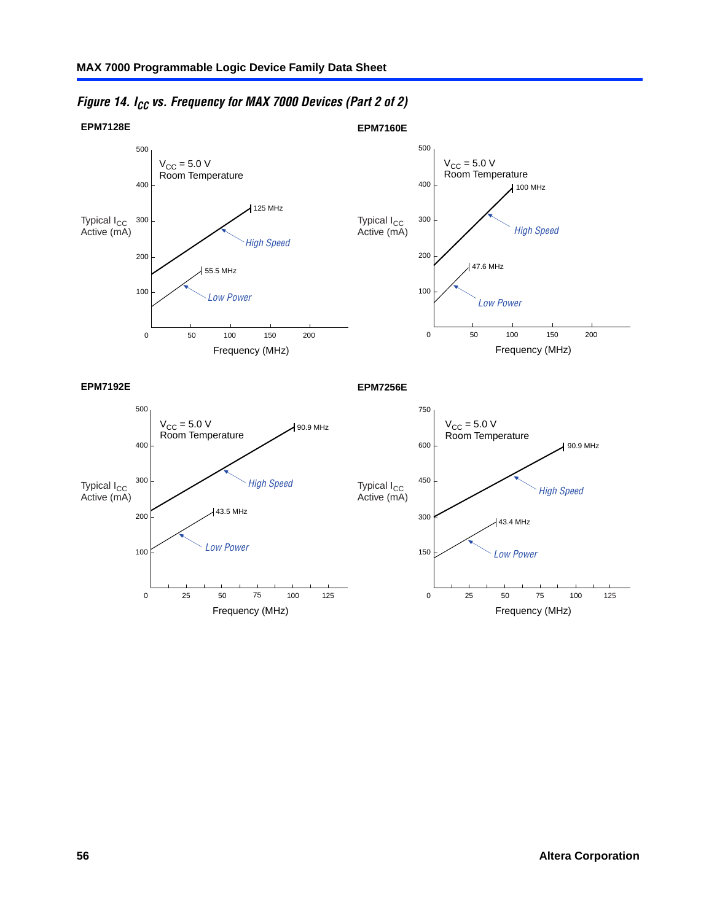*Figure 14. $I_{CC}$ vs. Frequency for MAX 7000 Devices (Part 2 of 2)*

**EPM7128E**

$V_{CC}$ = 5.0 V
Room Temperature

Typical $I_{CC}$ Active (mA)

125 MHz — *High Speed*

55.5 MHz — *Low Power*

Frequency (MHz)

**EPM7160E**

$V_{CC}$ = 5.0 V
Room Temperature

Typical $I_{CC}$ Active (mA)

100 MHz — *High Speed*

47.6 MHz — *Low Power*

Frequency (MHz)

**EPM7192E**

$V_{CC}$ = 5.0 V
Room Temperature

Typical $I_{CC}$ Active (mA)

90.9 MHz — *High Speed*

43.5 MHz — *Low Power*

Frequency (MHz)

**EPM7256E**

$V_{CC}$ = 5.0 V
Room Temperature

Typical $I_{CC}$ Active (mA)

90.9 MHz — *High Speed*

43.4 MHz — *Low Power*

Frequency (MHz)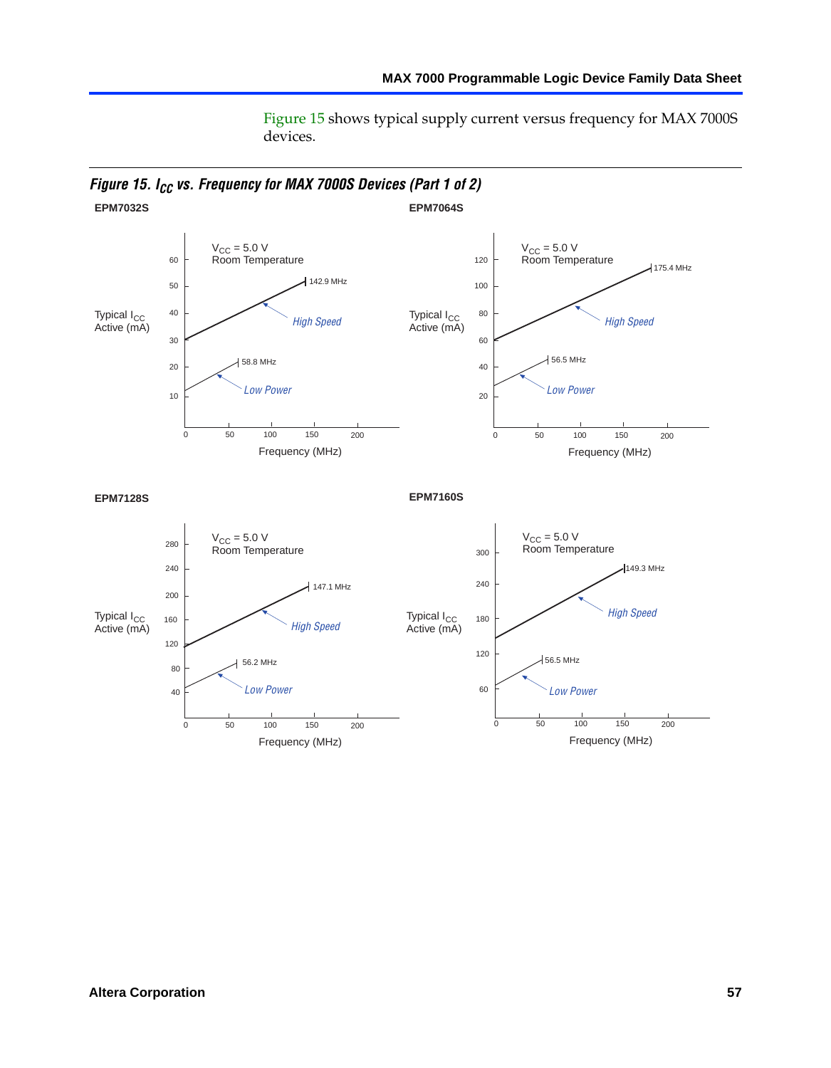Figure 15 shows typical supply current versus frequency for MAX 7000S devices.

***Figure 15. $I_{CC}$ vs. Frequency for MAX 7000S Devices (Part 1 of 2)***

**EPM7032S**

$V_{CC}$ = 5.0 V
Room Temperature

Typical $I_{CC}$ Active (mA)

60, 50, 40, 30, 20, 10

142.9 MHz

*High Speed*

58.8 MHz

*Low Power*

0, 50, 100, 150, 200

Frequency (MHz)

**EPM7064S**

$V_{CC}$ = 5.0 V
Room Temperature

Typical $I_{CC}$ Active (mA)

120, 100, 80, 60, 40, 20

175.4 MHz

*High Speed*

56.5 MHz

*Low Power*

0, 50, 100, 150, 200

Frequency (MHz)

**EPM7128S**

$V_{CC}$ = 5.0 V
Room Temperature

Typical $I_{CC}$ Active (mA)

280, 240, 200, 160, 120, 80, 40

147.1 MHz

*High Speed*

56.2 MHz

*Low Power*

0, 50, 100, 150, 200

Frequency (MHz)

**EPM7160S**

$V_{CC}$ = 5.0 V
Room Temperature

Typical $I_{CC}$ Active (mA)

300, 240, 180, 120, 60

149.3 MHz

*High Speed*

56.5 MHz

*Low Power*

0, 50, 100, 150, 200

Frequency (MHz)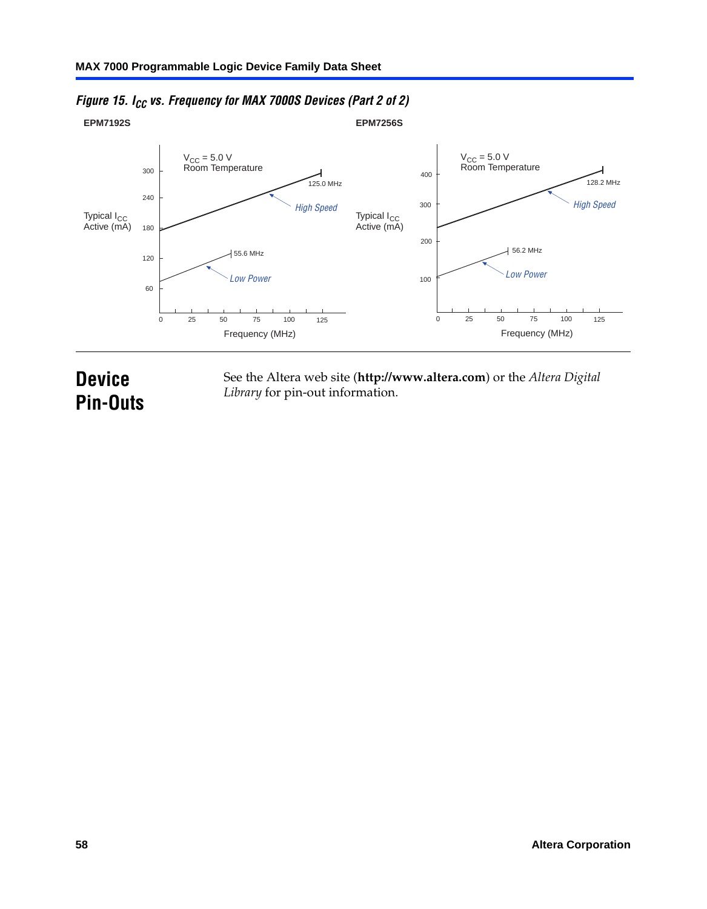*Figure 15. $I_{CC}$ vs. Frequency for MAX 7000S Devices (Part 2 of 2)*

**EPM7192S**

$V_{CC}$ = 5.0 V
Room Temperature

Typical $I_{CC}$ Active (mA)

125.0 MHz

*High Speed*

55.6 MHz

*Low Power*

Frequency (MHz)

**EPM7256S**

$V_{CC}$ = 5.0 V
Room Temperature

Typical $I_{CC}$ Active (mA)

128.2 MHz

*High Speed*

56.2 MHz

*Low Power*

Frequency (MHz)

# Device Pin-Outs

See the Altera web site (**http://www.altera.com**) or the *Altera Digital Library* for pin-out information.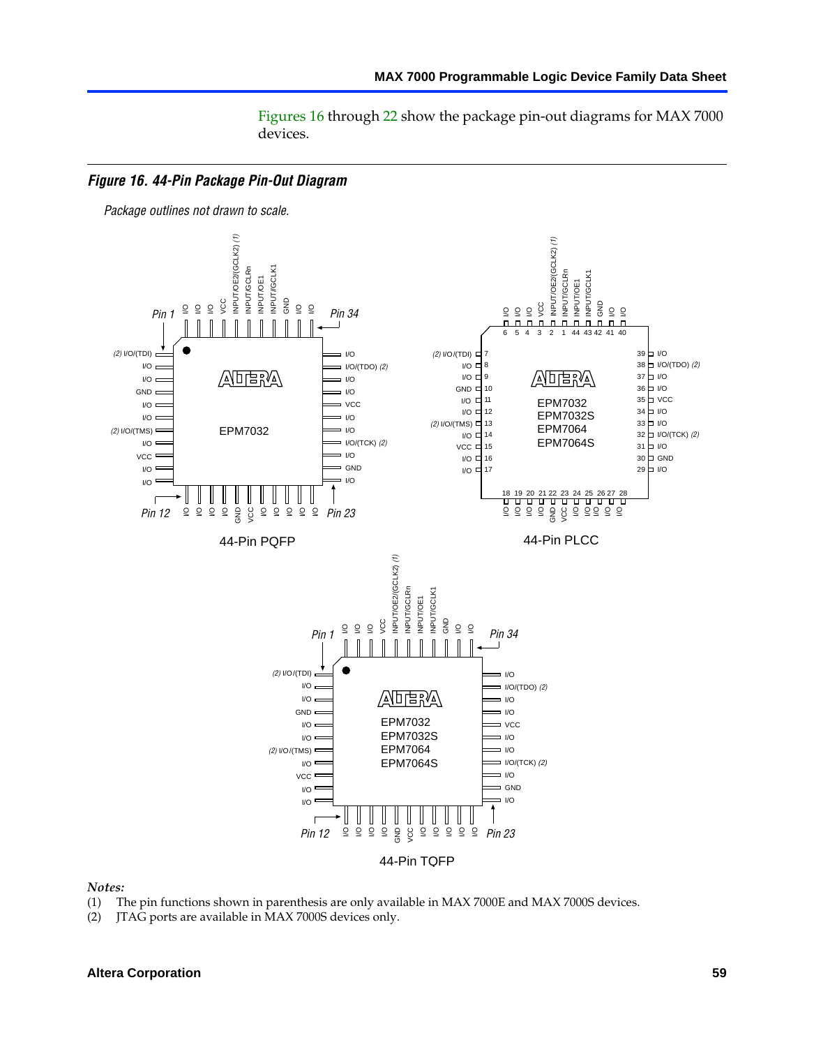Figures 16 through 22 show the package pin-out diagrams for MAX 7000 devices.

***Figure 16. 44-Pin Package Pin-Out Diagram***

*Package outlines not drawn to scale.*

Notes:

(1) The pin functions shown in parenthesis are only available in MAX 7000E and MAX 7000S devices.

(2) JTAG ports are available in MAX 7000S devices only.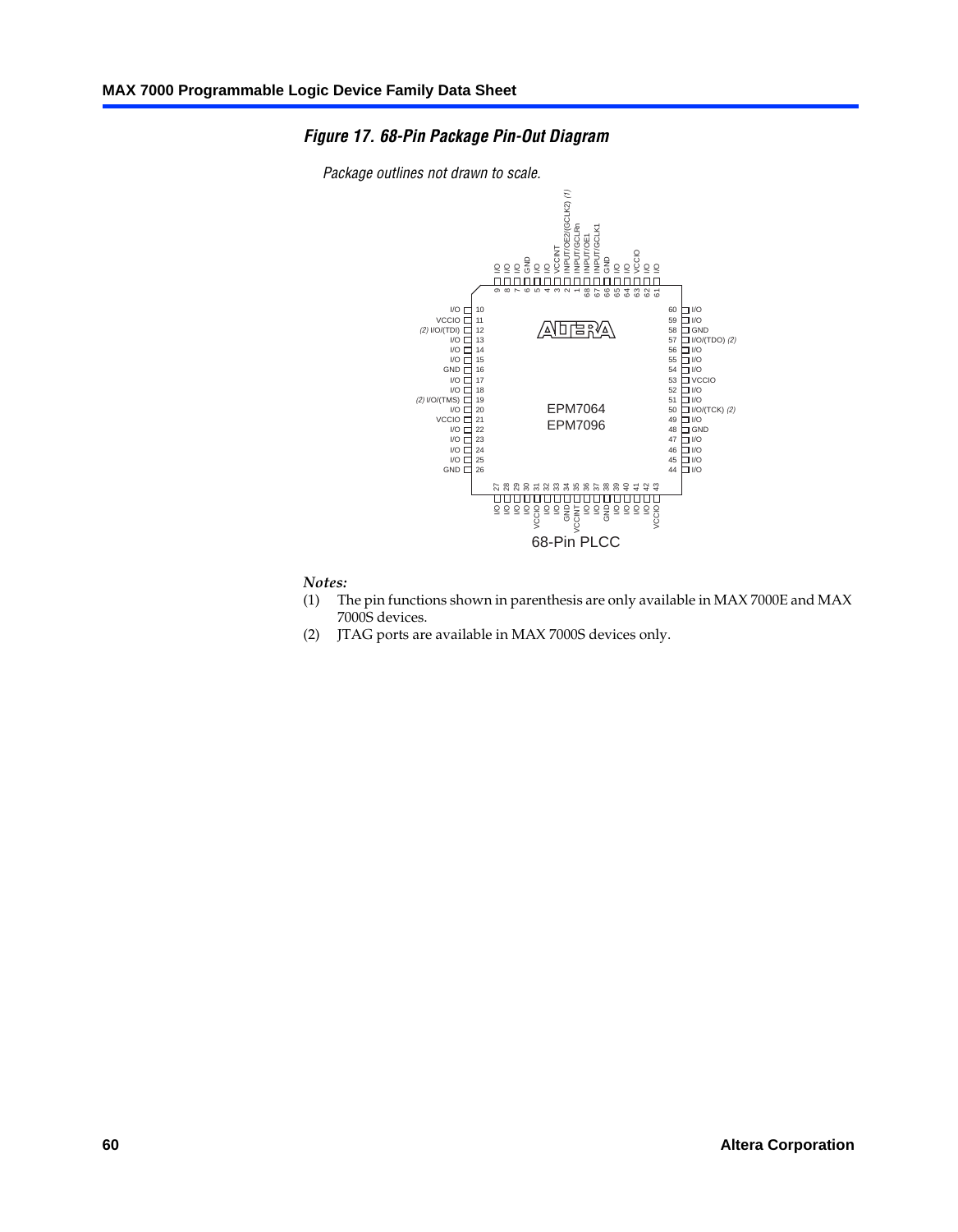*Figure 17. 68-Pin Package Pin-Out Diagram*

*Package outlines not drawn to scale.*

| Pin | Function |
|---|---|
| 1 | INPUT/GCLRn |
| 2 | INPUT/OE2/(GCLK2) (1) |
| 3 | VCCINT |
| 4 | I/O |
| 5 | I/O |
| 6 | GND |
| 7 | I/O |
| 8 | I/O |
| 9 | I/O |
| 10 | I/O |
| 11 | VCCIO |
| 12 | I/O/(TDI) (2) |
| 13 | I/O |
| 14 | I/O |
| 15 | I/O |
| 16 | GND |
| 17 | I/O |
| 18 | I/O |
| 19 | I/O/(TMS) (2) |
| 20 | I/O |
| 21 | VCCIO |
| 22 | I/O |
| 23 | I/O |
| 24 | I/O |
| 25 | I/O |
| 26 | GND |
| 27 | I/O |
| 28 | I/O |
| 29 | I/O |
| 30 | I/O |
| 31 | VCCIO |
| 32 | I/O |
| 33 | I/O |
| 34 | GND |
| 35 | VCCINT |
| 36 | I/O |
| 37 | I/O |
| 38 | GND |
| 39 | I/O |
| 40 | I/O |
| 41 | I/O |
| 42 | I/O |
| 43 | VCCIO |
| 44 | I/O |
| 45 | I/O |
| 46 | I/O |
| 47 | I/O |
| 48 | GND |
| 49 | I/O |
| 50 | I/O/(TCK) (2) |
| 51 | I/O |
| 52 | I/O |
| 53 | VCCIO |
| 54 | I/O |
| 55 | I/O |
| 56 | I/O |
| 57 | I/O/(TDO) (2) |
| 58 | GND |
| 59 | I/O |
| 60 | I/O |
| 61 | I/O |
| 62 | I/O |
| 63 | VCCIO |
| 64 | I/O |
| 65 | I/O |
| 66 | GND |
| 67 | INPUT/GCLK1 |
| 68 | INPUT/OE1 |

EPM7064
EPM7096

68-Pin PLCC

*Notes:*

(1) The pin functions shown in parenthesis are only available in MAX 7000E and MAX 7000S devices.

(2) JTAG ports are available in MAX 7000S devices only.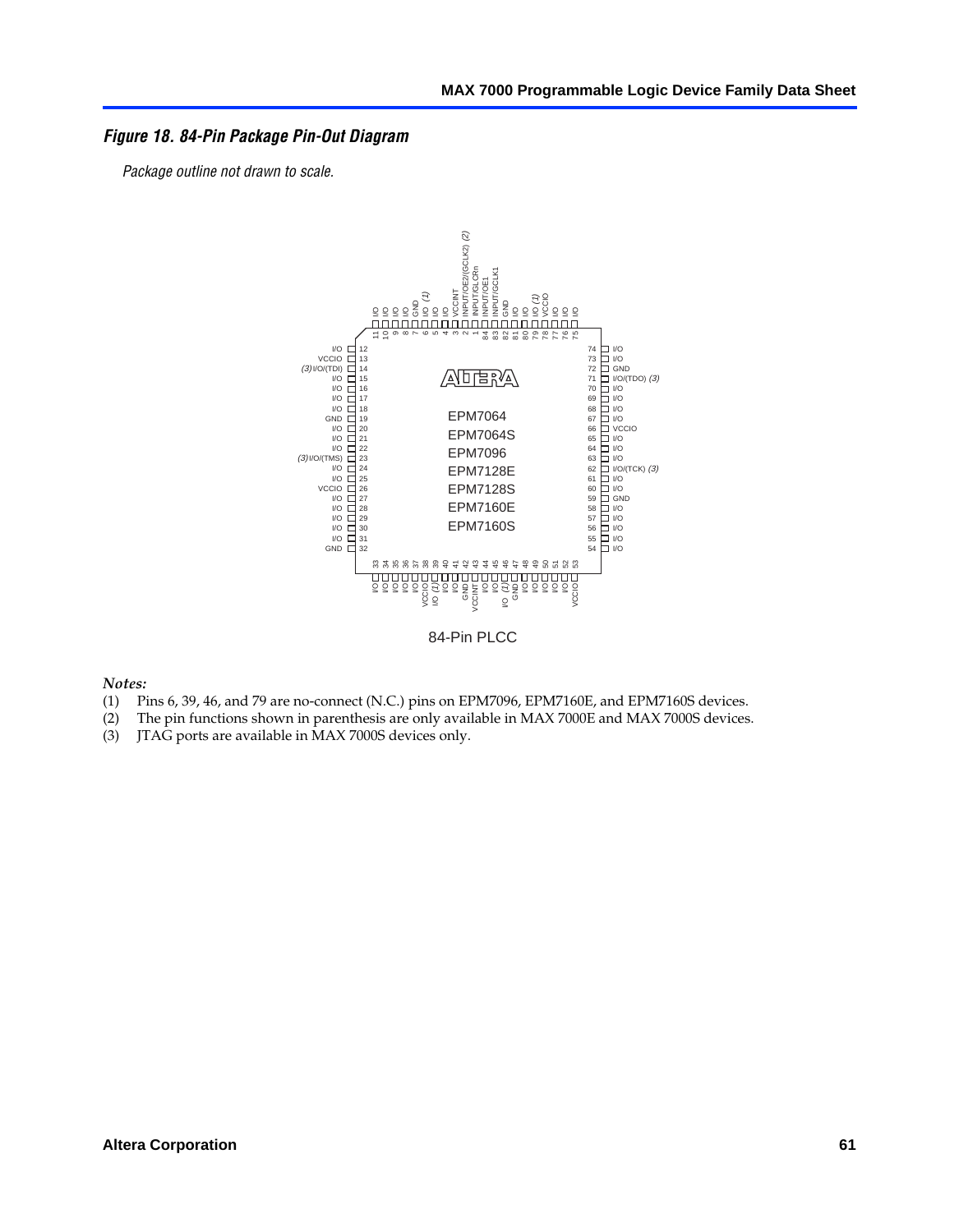***Figure 18. 84-Pin Package Pin-Out Diagram***

*Package outline not drawn to scale.*

84-Pin PLCC

*Notes:*

(1) Pins 6, 39, 46, and 79 are no-connect (N.C.) pins on EPM7096, EPM7160E, and EPM7160S devices.
(2) The pin functions shown in parenthesis are only available in MAX 7000E and MAX 7000S devices.
(3) JTAG ports are available in MAX 7000S devices only.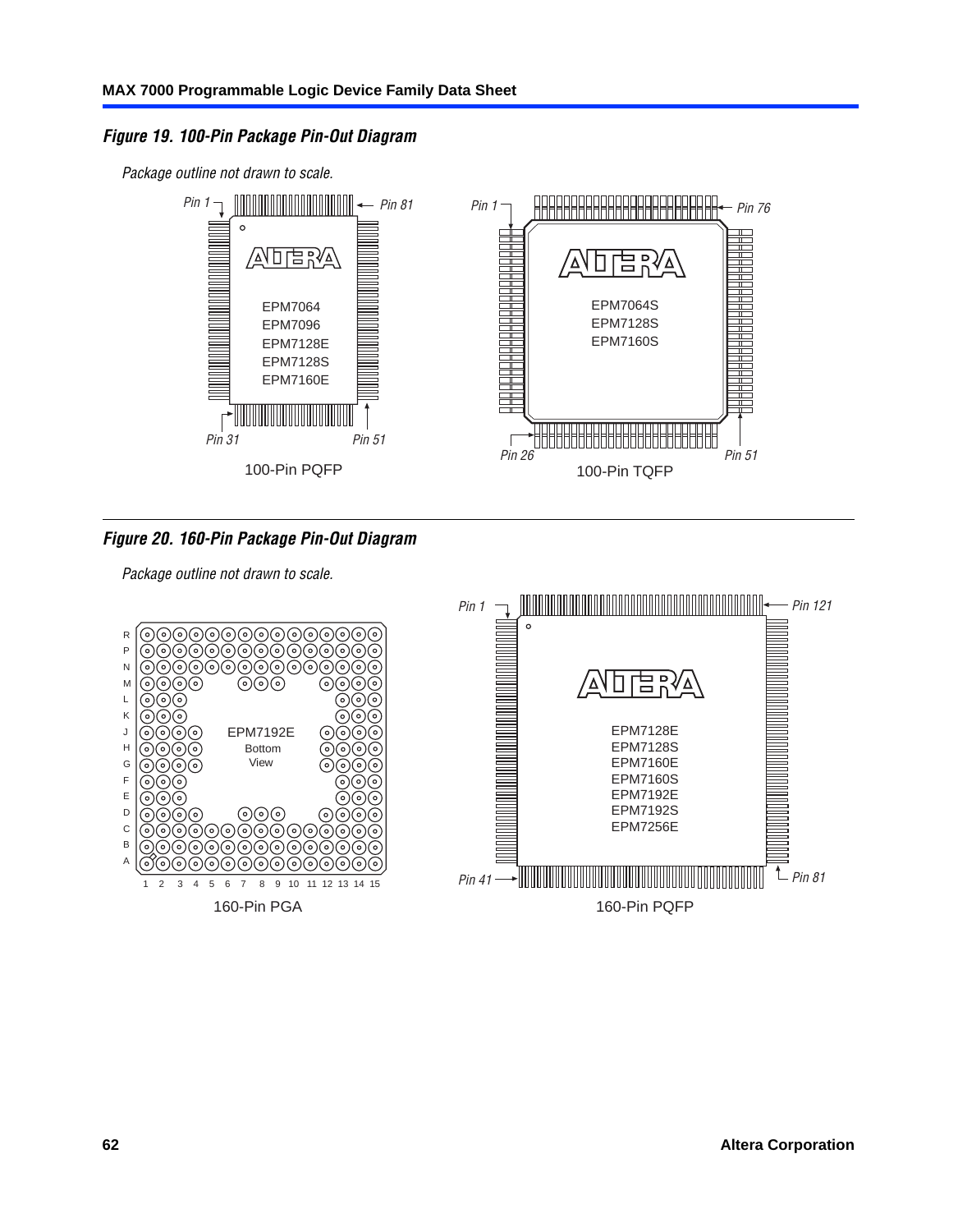*Figure 19. 100-Pin Package Pin-Out Diagram*

*Package outline not drawn to scale.*

Pin 1, Pin 81, Pin 31, Pin 51

EPM7064
EPM7096
EPM7128E
EPM7128S
EPM7160E

100-Pin PQFP

Pin 1, Pin 76, Pin 26, Pin 51

EPM7064S
EPM7128S
EPM7160S

100-Pin TQFP

*Figure 20. 160-Pin Package Pin-Out Diagram*

*Package outline not drawn to scale.*

EPM7192E
Bottom
View

160-Pin PGA

Pin 1, Pin 121, Pin 41, Pin 81

EPM7128E
EPM7128S
EPM7160E
EPM7160S
EPM7192E
EPM7192S
EPM7256E

160-Pin PQFP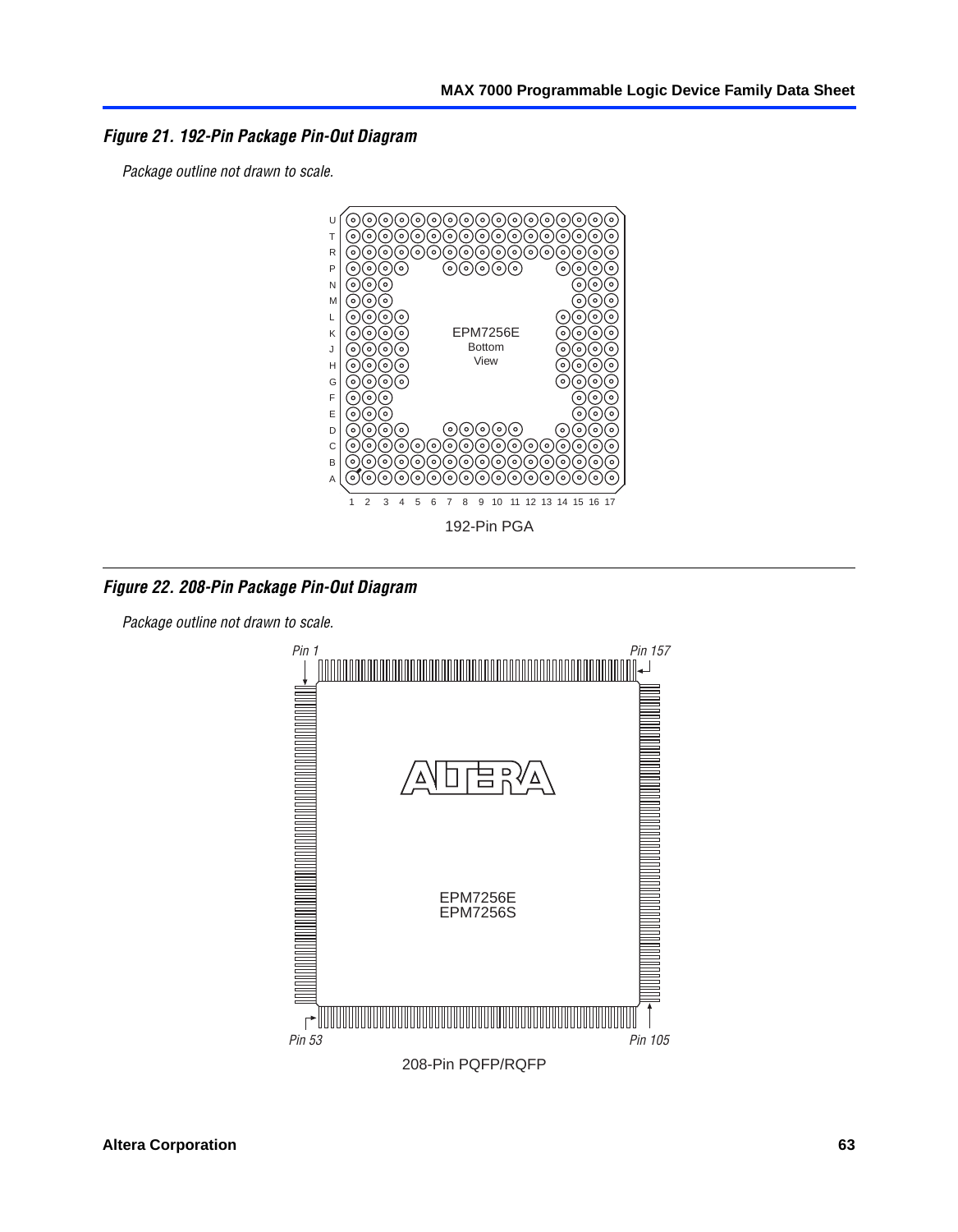*Figure 21. 192-Pin Package Pin-Out Diagram*

*Package outline not drawn to scale.*

192-Pin PGA

*Figure 22. 208-Pin Package Pin-Out Diagram*

*Package outline not drawn to scale.*

208-Pin PQFP/RQFP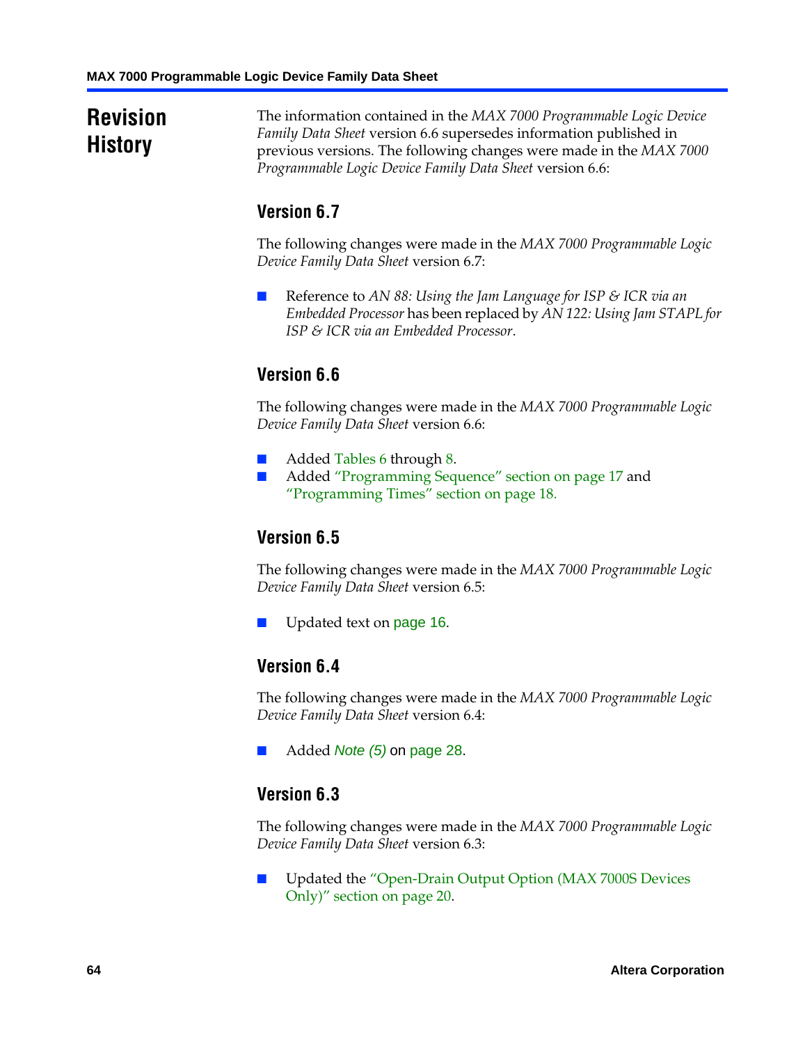## Revision History

The information contained in the *MAX 7000 Programmable Logic Device Family Data Sheet* version 6.6 supersedes information published in previous versions. The following changes were made in the *MAX 7000 Programmable Logic Device Family Data Sheet* version 6.6:

### Version 6.7

The following changes were made in the *MAX 7000 Programmable Logic Device Family Data Sheet* version 6.7:

- Reference to *AN 88: Using the Jam Language for ISP & ICR via an Embedded Processor* has been replaced by *AN 122: Using Jam STAPL for ISP & ICR via an Embedded Processor*.

### Version 6.6

The following changes were made in the *MAX 7000 Programmable Logic Device Family Data Sheet* version 6.6:

- Added Tables 6 through 8.
- Added "Programming Sequence" section on page 17 and "Programming Times" section on page 18.

### Version 6.5

The following changes were made in the *MAX 7000 Programmable Logic Device Family Data Sheet* version 6.5:

- Updated text on page 16.

### Version 6.4

The following changes were made in the *MAX 7000 Programmable Logic Device Family Data Sheet* version 6.4:

- Added *Note (5)* on page 28.

### Version 6.3

The following changes were made in the *MAX 7000 Programmable Logic Device Family Data Sheet* version 6.3:

- Updated the "Open-Drain Output Option (MAX 7000S Devices Only)" section on page 20.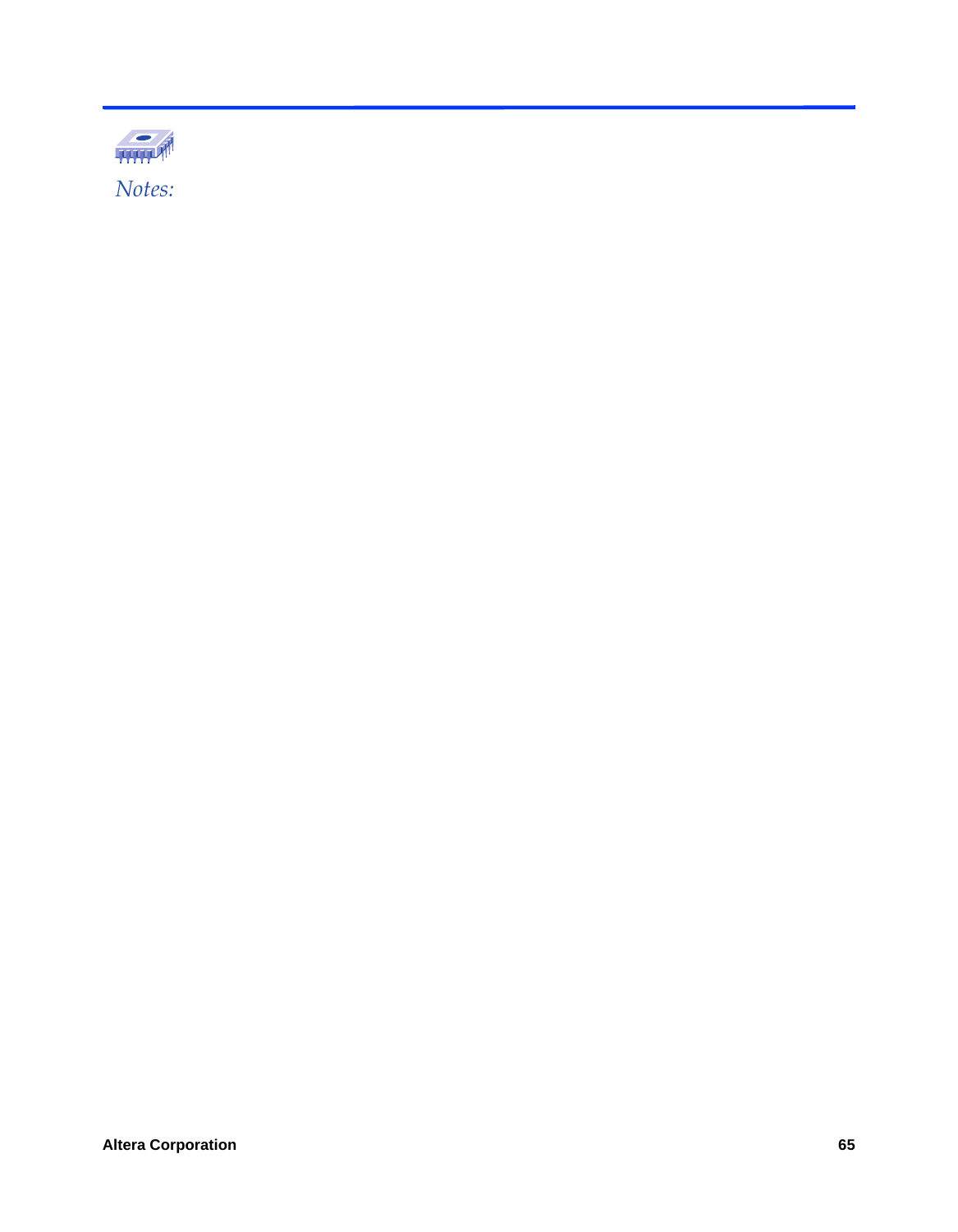*Notes:*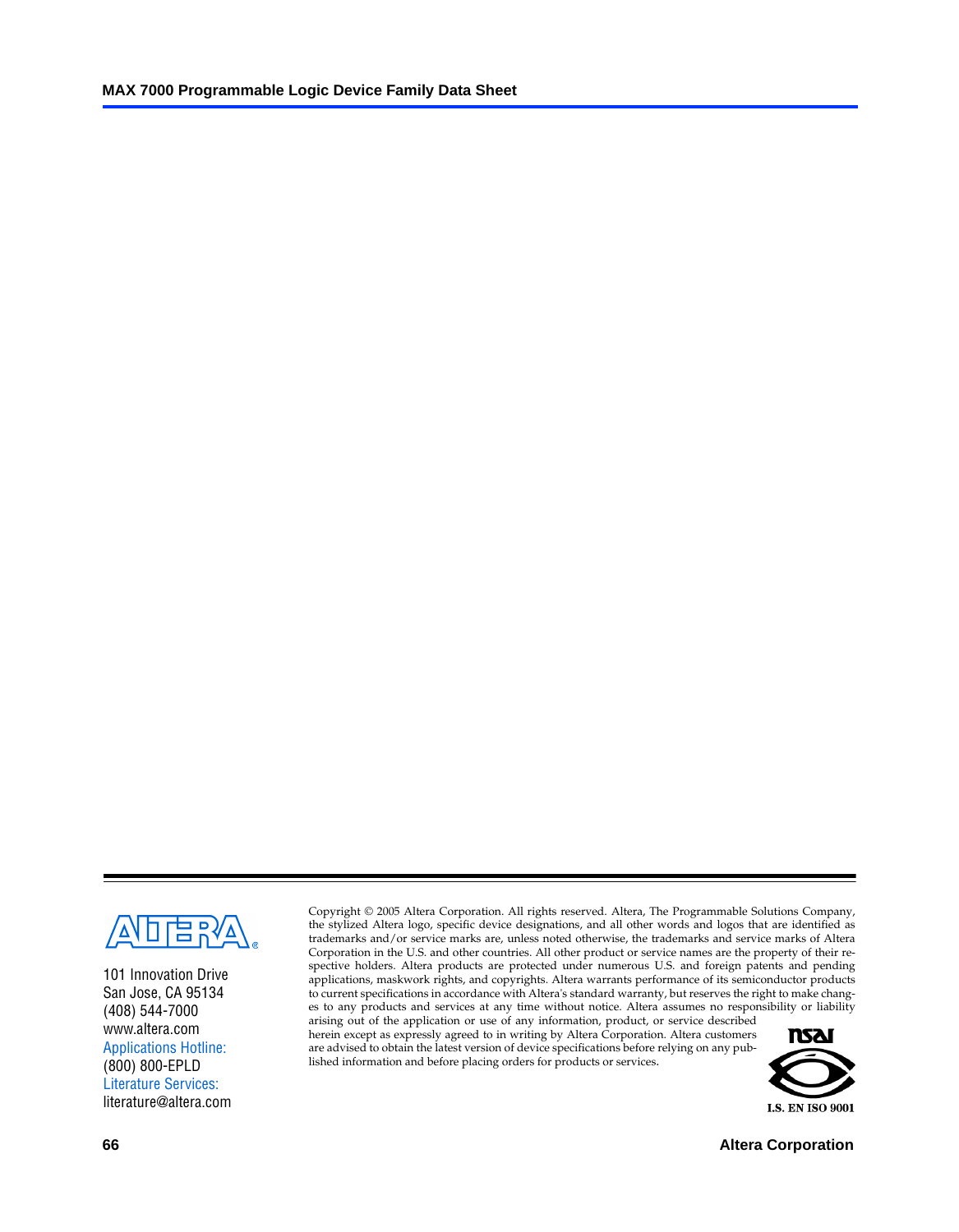101 Innovation Drive
San Jose, CA 95134
(408) 544-7000
www.altera.com
Applications Hotline:
(800) 800-EPLD
Literature Services:
literature@altera.com

Copyright © 2005 Altera Corporation. All rights reserved. Altera, The Programmable Solutions Company, the stylized Altera logo, specific device designations, and all other words and logos that are identified as trademarks and/or service marks are, unless noted otherwise, the trademarks and service marks of Altera Corporation in the U.S. and other countries. All other product or service names are the property of their respective holders. Altera products are protected under numerous U.S. and foreign patents and pending applications, maskwork rights, and copyrights. Altera warrants performance of its semiconductor products to current specifications in accordance with Altera's standard warranty, but reserves the right to make changes to any products and services at any time without notice. Altera assumes no responsibility or liability arising out of the application or use of any information, product, or service described herein except as expressly agreed to in writing by Altera Corporation. Altera customers are advised to obtain the latest version of device specifications before relying on any published information and before placing orders for products or services.

I.S. EN ISO 9001